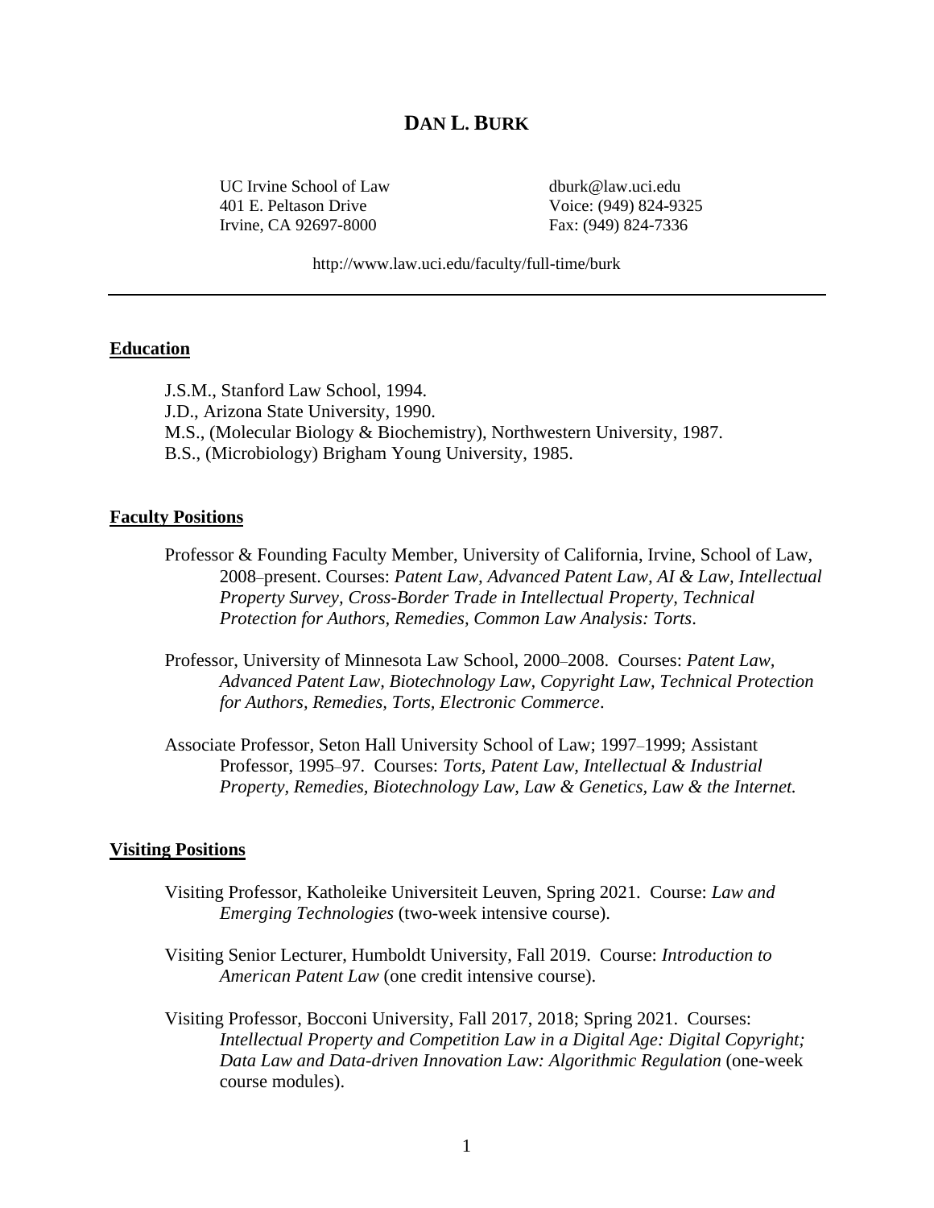# DAN L. BURK

UC Irvine School of Law
401 E. Peltason Drive
Irvine, CA 92697-8000

dburk@law.uci.edu
Voice: (949) 824-9325
Fax: (949) 824-7336

http://www.law.uci.edu/faculty/full-time/burk

---

## Education

J.S.M., Stanford Law School, 1994.
J.D., Arizona State University, 1990.
M.S., (Molecular Biology & Biochemistry), Northwestern University, 1987.
B.S., (Microbiology) Brigham Young University, 1985.

## Faculty Positions

Professor & Founding Faculty Member, University of California, Irvine, School of Law, 2008–present. Courses: *Patent Law, Advanced Patent Law, AI & Law, Intellectual Property Survey, Cross-Border Trade in Intellectual Property, Technical Protection for Authors, Remedies, Common Law Analysis: Torts*.

Professor, University of Minnesota Law School, 2000–2008. Courses: *Patent Law, Advanced Patent Law, Biotechnology Law, Copyright Law, Technical Protection for Authors, Remedies, Torts, Electronic Commerce*.

Associate Professor, Seton Hall University School of Law; 1997–1999; Assistant Professor, 1995–97. Courses: *Torts, Patent Law, Intellectual & Industrial Property, Remedies, Biotechnology Law, Law & Genetics, Law & the Internet.*

## Visiting Positions

Visiting Professor, Katholeike Universiteit Leuven, Spring 2021. Course: *Law and Emerging Technologies* (two-week intensive course).

Visiting Senior Lecturer, Humboldt University, Fall 2019. Course: *Introduction to American Patent Law* (one credit intensive course).

Visiting Professor, Bocconi University, Fall 2017, 2018; Spring 2021. Courses: *Intellectual Property and Competition Law in a Digital Age: Digital Copyright; Data Law and Data-driven Innovation Law: Algorithmic Regulation* (one-week course modules).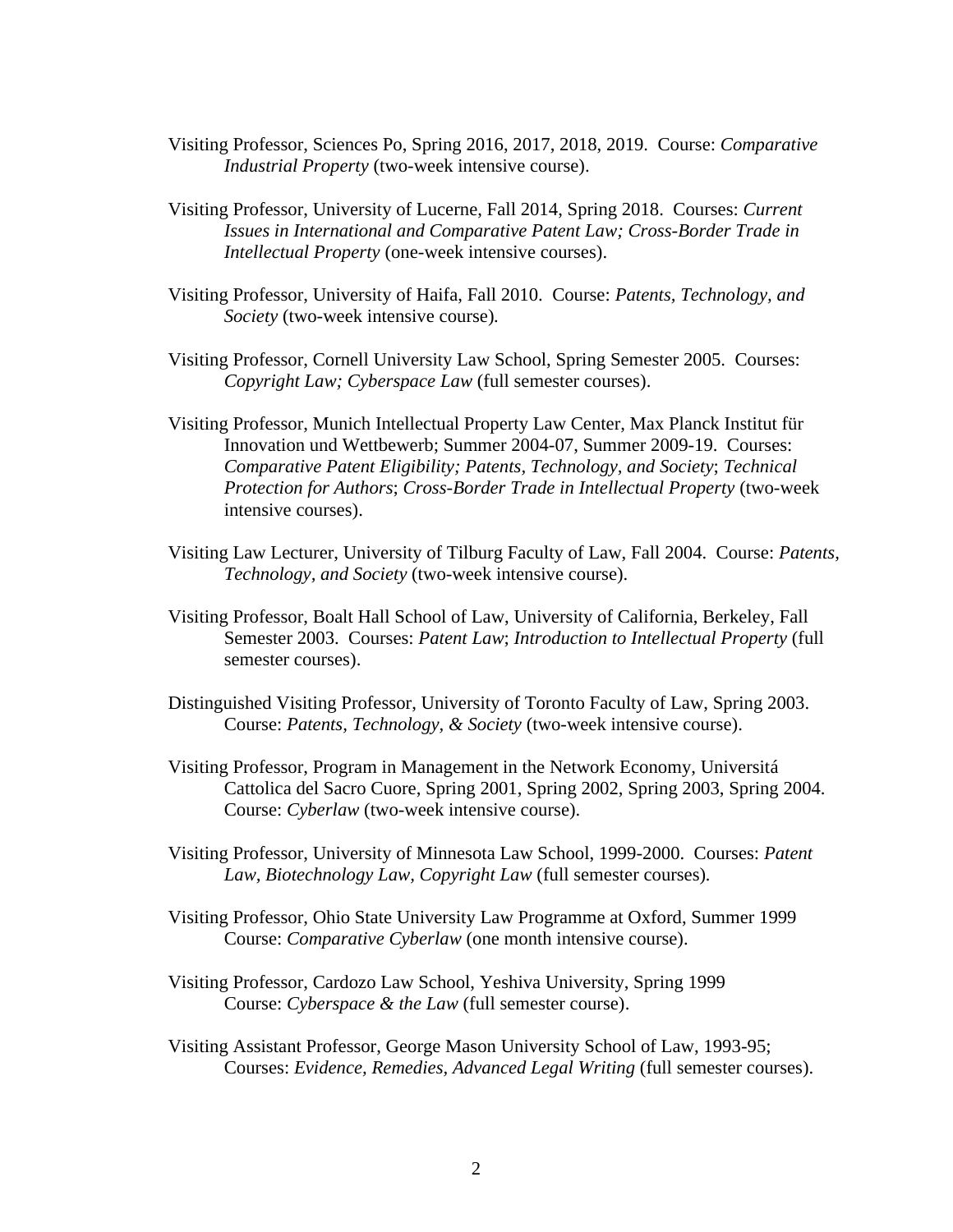Visiting Professor, Sciences Po, Spring 2016, 2017, 2018, 2019. Course: *Comparative Industrial Property* (two-week intensive course).

Visiting Professor, University of Lucerne, Fall 2014, Spring 2018. Courses: *Current Issues in International and Comparative Patent Law; Cross-Border Trade in Intellectual Property* (one-week intensive courses).

Visiting Professor, University of Haifa, Fall 2010. Course: *Patents, Technology, and Society* (two-week intensive course).

Visiting Professor, Cornell University Law School, Spring Semester 2005. Courses: *Copyright Law; Cyberspace Law* (full semester courses).

Visiting Professor, Munich Intellectual Property Law Center, Max Planck Institut für Innovation und Wettbewerb; Summer 2004-07, Summer 2009-19. Courses: *Comparative Patent Eligibility; Patents, Technology, and Society*; *Technical Protection for Authors*; *Cross-Border Trade in Intellectual Property* (two-week intensive courses).

Visiting Law Lecturer, University of Tilburg Faculty of Law, Fall 2004. Course: *Patents, Technology, and Society* (two-week intensive course).

Visiting Professor, Boalt Hall School of Law, University of California, Berkeley, Fall Semester 2003. Courses: *Patent Law*; *Introduction to Intellectual Property* (full semester courses).

Distinguished Visiting Professor, University of Toronto Faculty of Law, Spring 2003. Course: *Patents, Technology, & Society* (two-week intensive course).

Visiting Professor, Program in Management in the Network Economy, Universitá Cattolica del Sacro Cuore, Spring 2001, Spring 2002, Spring 2003, Spring 2004. Course: *Cyberlaw* (two-week intensive course).

Visiting Professor, University of Minnesota Law School, 1999-2000. Courses: *Patent Law, Biotechnology Law, Copyright Law* (full semester courses).

Visiting Professor, Ohio State University Law Programme at Oxford, Summer 1999 Course: *Comparative Cyberlaw* (one month intensive course).

Visiting Professor, Cardozo Law School, Yeshiva University, Spring 1999 Course: *Cyberspace & the Law* (full semester course).

Visiting Assistant Professor, George Mason University School of Law, 1993-95; Courses: *Evidence, Remedies, Advanced Legal Writing* (full semester courses).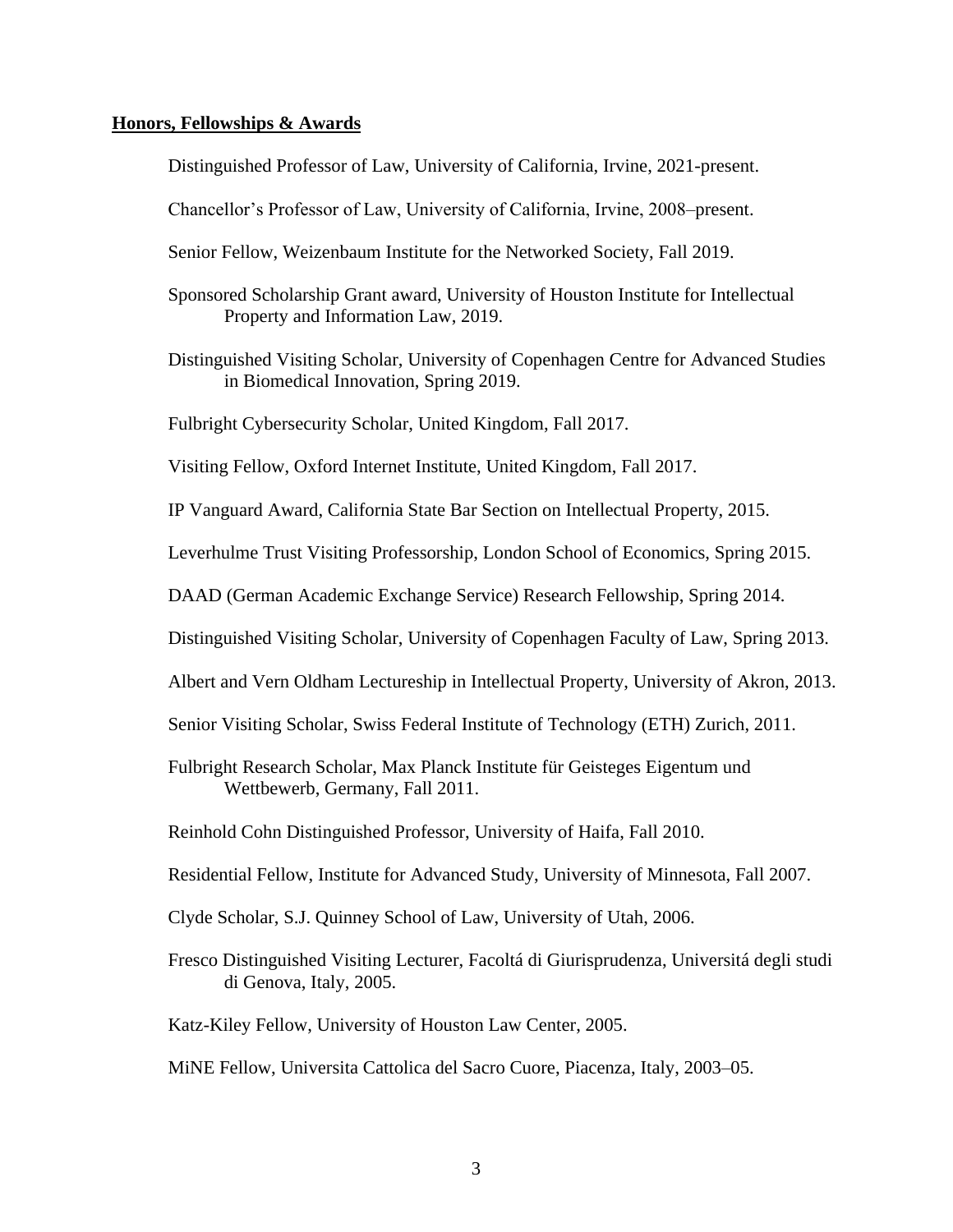## **Honors, Fellowships & Awards**

Distinguished Professor of Law, University of California, Irvine, 2021-present.

Chancellor's Professor of Law, University of California, Irvine, 2008–present.

Senior Fellow, Weizenbaum Institute for the Networked Society, Fall 2019.

Sponsored Scholarship Grant award, University of Houston Institute for Intellectual Property and Information Law, 2019.

Distinguished Visiting Scholar, University of Copenhagen Centre for Advanced Studies in Biomedical Innovation, Spring 2019.

Fulbright Cybersecurity Scholar, United Kingdom, Fall 2017.

Visiting Fellow, Oxford Internet Institute, United Kingdom, Fall 2017.

IP Vanguard Award, California State Bar Section on Intellectual Property, 2015.

Leverhulme Trust Visiting Professorship, London School of Economics, Spring 2015.

DAAD (German Academic Exchange Service) Research Fellowship, Spring 2014.

Distinguished Visiting Scholar, University of Copenhagen Faculty of Law, Spring 2013.

Albert and Vern Oldham Lectureship in Intellectual Property, University of Akron, 2013.

Senior Visiting Scholar, Swiss Federal Institute of Technology (ETH) Zurich, 2011.

Fulbright Research Scholar, Max Planck Institute für Geisteges Eigentum und Wettbewerb, Germany, Fall 2011.

Reinhold Cohn Distinguished Professor, University of Haifa, Fall 2010.

Residential Fellow, Institute for Advanced Study, University of Minnesota, Fall 2007.

Clyde Scholar, S.J. Quinney School of Law, University of Utah, 2006.

Fresco Distinguished Visiting Lecturer, Facoltá di Giurisprudenza, Universitá degli studi di Genova, Italy, 2005.

Katz-Kiley Fellow, University of Houston Law Center, 2005.

MiNE Fellow, Universita Cattolica del Sacro Cuore, Piacenza, Italy, 2003–05.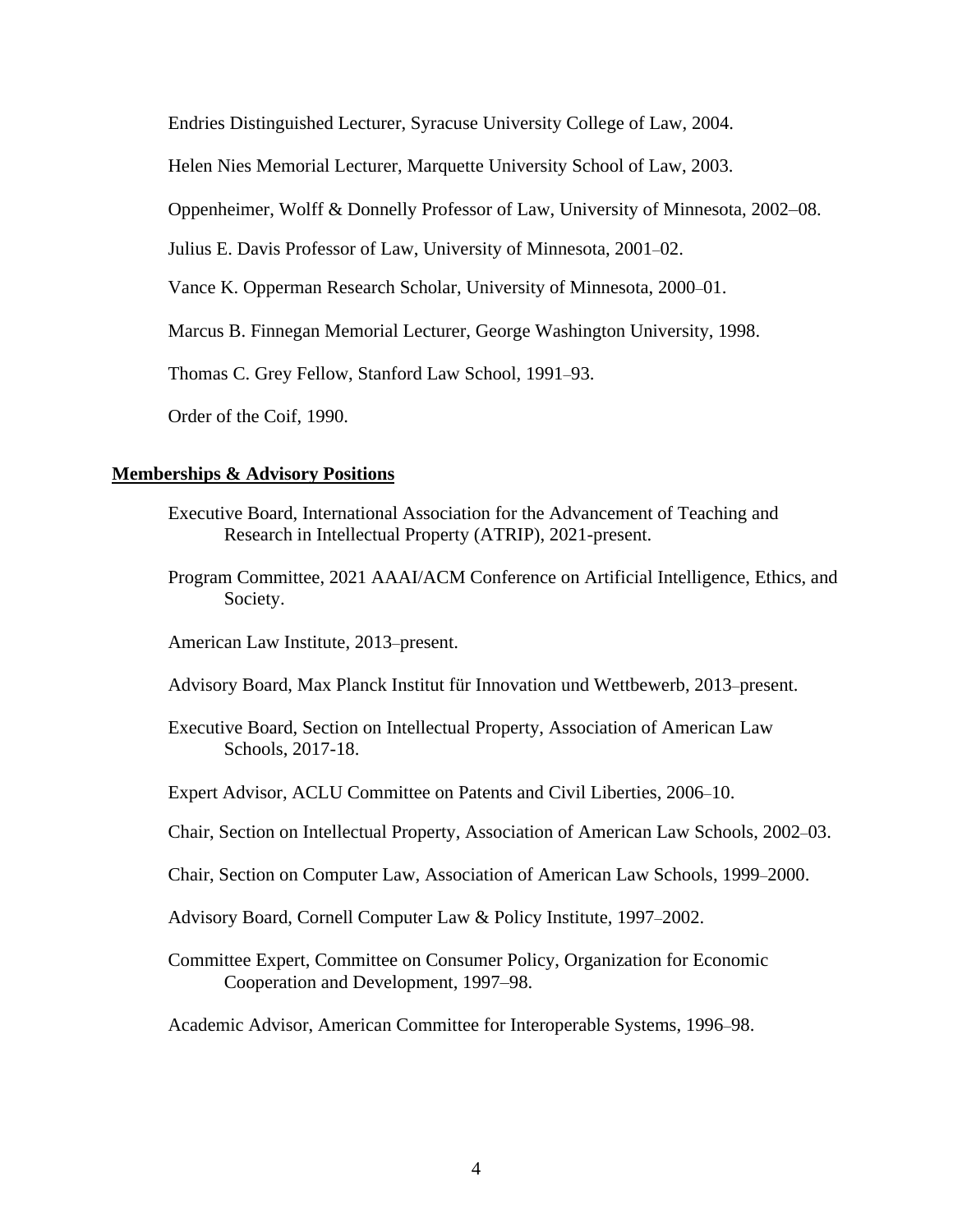Endries Distinguished Lecturer, Syracuse University College of Law, 2004.

Helen Nies Memorial Lecturer, Marquette University School of Law, 2003.

Oppenheimer, Wolff & Donnelly Professor of Law, University of Minnesota, 2002–08.

Julius E. Davis Professor of Law, University of Minnesota, 2001–02.

Vance K. Opperman Research Scholar, University of Minnesota, 2000–01.

Marcus B. Finnegan Memorial Lecturer, George Washington University, 1998.

Thomas C. Grey Fellow, Stanford Law School, 1991–93.

Order of the Coif, 1990.

## Memberships & Advisory Positions

Executive Board, International Association for the Advancement of Teaching and Research in Intellectual Property (ATRIP), 2021-present.

Program Committee, 2021 AAAI/ACM Conference on Artificial Intelligence, Ethics, and Society.

American Law Institute, 2013–present.

Advisory Board, Max Planck Institut für Innovation und Wettbewerb, 2013–present.

Executive Board, Section on Intellectual Property, Association of American Law Schools, 2017-18.

Expert Advisor, ACLU Committee on Patents and Civil Liberties, 2006–10.

Chair, Section on Intellectual Property, Association of American Law Schools, 2002–03.

Chair, Section on Computer Law, Association of American Law Schools, 1999–2000.

Advisory Board, Cornell Computer Law & Policy Institute, 1997–2002.

Committee Expert, Committee on Consumer Policy, Organization for Economic Cooperation and Development, 1997–98.

Academic Advisor, American Committee for Interoperable Systems, 1996–98.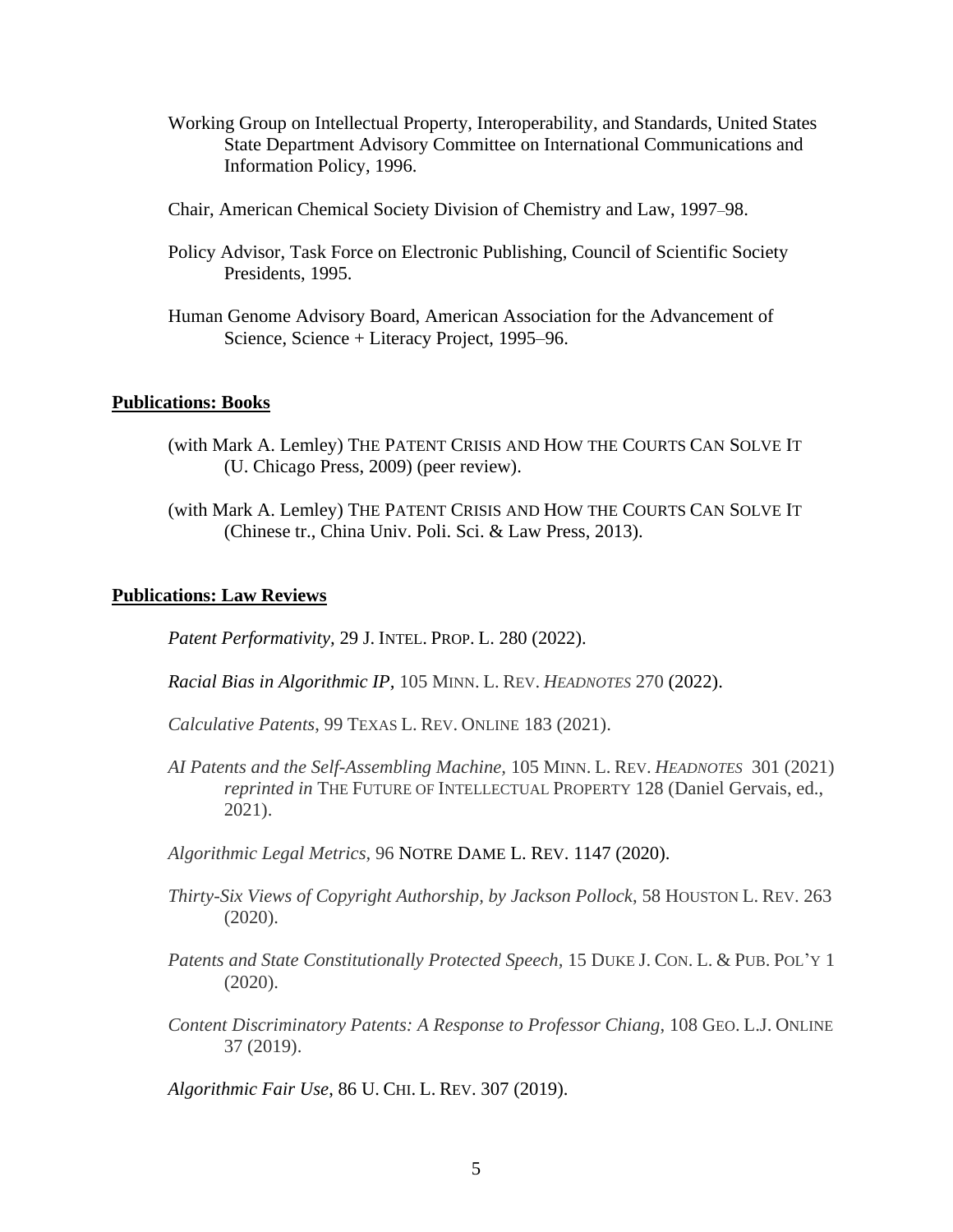Working Group on Intellectual Property, Interoperability, and Standards, United States State Department Advisory Committee on International Communications and Information Policy, 1996.

Chair, American Chemical Society Division of Chemistry and Law, 1997–98.

Policy Advisor, Task Force on Electronic Publishing, Council of Scientific Society Presidents, 1995.

Human Genome Advisory Board, American Association for the Advancement of Science, Science + Literacy Project, 1995–96.

**Publications: Books**

(with Mark A. Lemley) THE PATENT CRISIS AND HOW THE COURTS CAN SOLVE IT (U. Chicago Press, 2009) (peer review).

(with Mark A. Lemley) THE PATENT CRISIS AND HOW THE COURTS CAN SOLVE IT (Chinese tr., China Univ. Poli. Sci. & Law Press, 2013).

**Publications: Law Reviews**

*Patent Performativity*, 29 J. INTEL. PROP. L. 280 (2022).

*Racial Bias in Algorithmic IP*, 105 MINN. L. REV. *HEADNOTES* 270 (2022).

*Calculative Patents*, 99 TEXAS L. REV. ONLINE 183 (2021).

*AI Patents and the Self-Assembling Machine*, 105 MINN. L. REV. *HEADNOTES* 301 (2021) *reprinted in* THE FUTURE OF INTELLECTUAL PROPERTY 128 (Daniel Gervais, ed., 2021).

*Algorithmic Legal Metrics*, 96 NOTRE DAME L. REV. 1147 (2020).

*Thirty-Six Views of Copyright Authorship, by Jackson Pollock*, 58 HOUSTON L. REV. 263 (2020).

*Patents and State Constitutionally Protected Speech*, 15 DUKE J. CON. L. & PUB. POL'Y 1 (2020).

*Content Discriminatory Patents: A Response to Professor Chiang*, 108 GEO. L.J. ONLINE 37 (2019).

*Algorithmic Fair Use*, 86 U. CHI. L. REV. 307 (2019).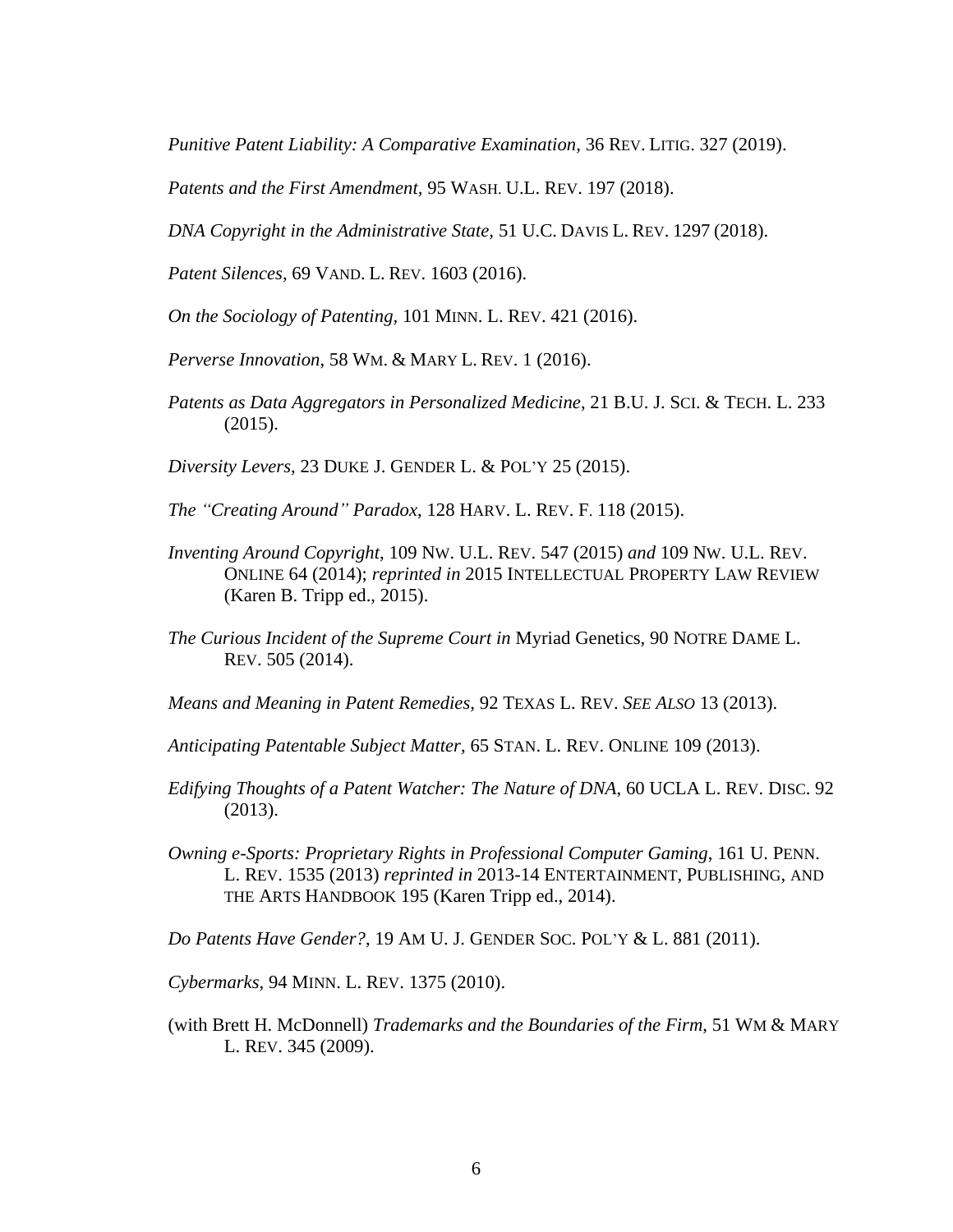*Punitive Patent Liability: A Comparative Examination*, 36 REV. LITIG. 327 (2019).

*Patents and the First Amendment*, 95 WASH. U.L. REV. 197 (2018).

*DNA Copyright in the Administrative State*, 51 U.C. DAVIS L. REV. 1297 (2018).

*Patent Silences*, 69 VAND. L. REV. 1603 (2016).

*On the Sociology of Patenting*, 101 MINN. L. REV. 421 (2016).

*Perverse Innovation*, 58 WM. & MARY L. REV. 1 (2016).

*Patents as Data Aggregators in Personalized Medicine*, 21 B.U. J. SCI. & TECH. L. 233 (2015).

*Diversity Levers*, 23 DUKE J. GENDER L. & POL'Y 25 (2015).

*The "Creating Around" Paradox*, 128 HARV. L. REV. F. 118 (2015).

*Inventing Around Copyright*, 109 NW. U.L. REV. 547 (2015) *and* 109 NW. U.L. REV. ONLINE 64 (2014); *reprinted in* 2015 INTELLECTUAL PROPERTY LAW REVIEW (Karen B. Tripp ed., 2015).

*The Curious Incident of the Supreme Court in* Myriad Genetics, 90 NOTRE DAME L. REV. 505 (2014).

*Means and Meaning in Patent Remedies*, 92 TEXAS L. REV. *SEE ALSO* 13 (2013).

*Anticipating Patentable Subject Matter*, 65 STAN. L. REV. ONLINE 109 (2013).

*Edifying Thoughts of a Patent Watcher: The Nature of DNA*, 60 UCLA L. REV. DISC. 92 (2013).

*Owning e-Sports: Proprietary Rights in Professional Computer Gaming*, 161 U. PENN. L. REV. 1535 (2013) *reprinted in* 2013-14 ENTERTAINMENT, PUBLISHING, AND THE ARTS HANDBOOK 195 (Karen Tripp ed., 2014).

*Do Patents Have Gender?*, 19 AM U. J. GENDER SOC. POL'Y & L. 881 (2011).

*Cybermarks*, 94 MINN. L. REV. 1375 (2010).

(with Brett H. McDonnell) *Trademarks and the Boundaries of the Firm*, 51 WM & MARY L. REV. 345 (2009).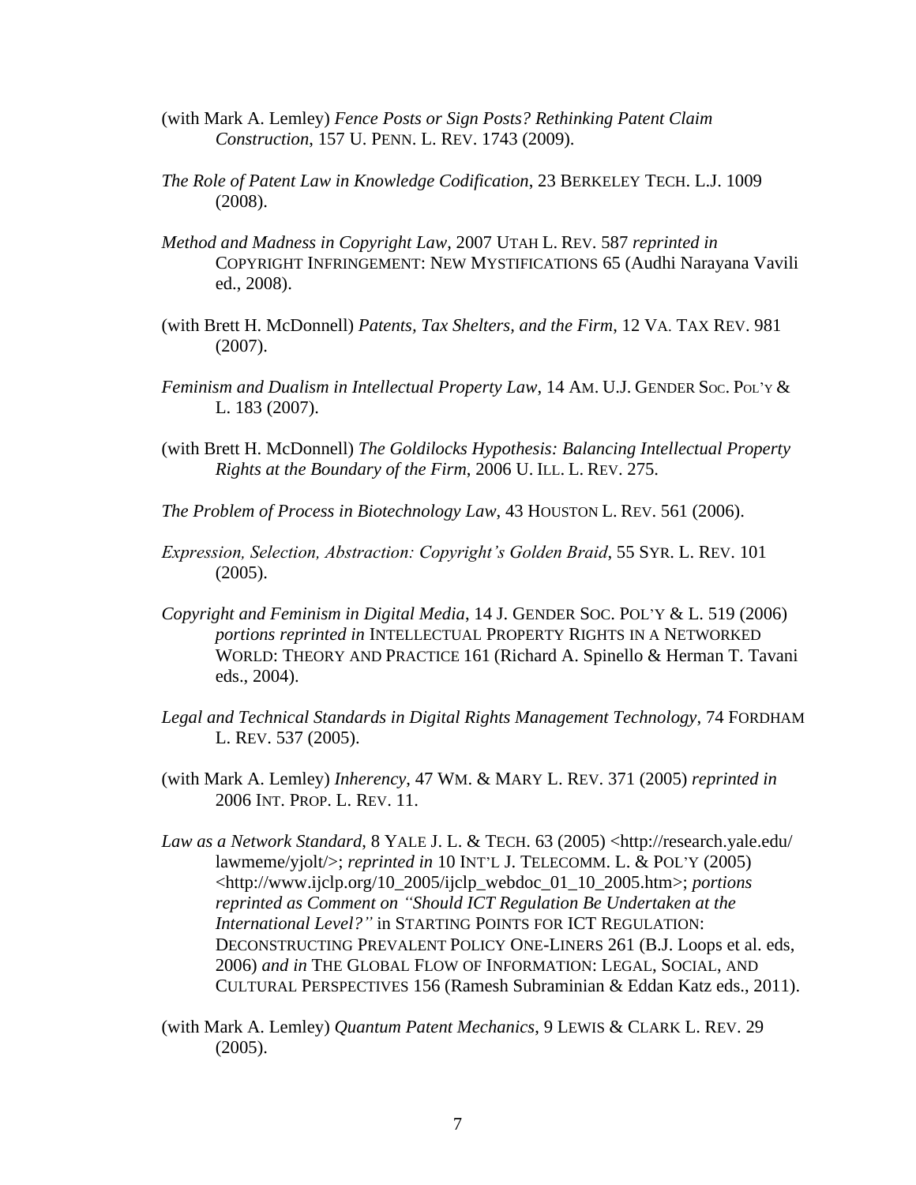(with Mark A. Lemley) *Fence Posts or Sign Posts? Rethinking Patent Claim Construction*, 157 U. PENN. L. REV. 1743 (2009).

*The Role of Patent Law in Knowledge Codification*, 23 BERKELEY TECH. L.J. 1009 (2008).

*Method and Madness in Copyright Law*, 2007 UTAH L. REV. 587 *reprinted in* COPYRIGHT INFRINGEMENT: NEW MYSTIFICATIONS 65 (Audhi Narayana Vavili ed., 2008).

(with Brett H. McDonnell) *Patents, Tax Shelters, and the Firm*, 12 VA. TAX REV. 981 (2007).

*Feminism and Dualism in Intellectual Property Law*, 14 AM. U.J. GENDER SOC. POL'Y & L. 183 (2007).

(with Brett H. McDonnell) *The Goldilocks Hypothesis: Balancing Intellectual Property Rights at the Boundary of the Firm*, 2006 U. ILL. L. REV. 275.

*The Problem of Process in Biotechnology Law*, 43 HOUSTON L. REV. 561 (2006).

*Expression, Selection, Abstraction: Copyright's Golden Braid*, 55 SYR. L. REV. 101 (2005).

*Copyright and Feminism in Digital Media*, 14 J. GENDER SOC. POL'Y & L. 519 (2006) *portions reprinted in* INTELLECTUAL PROPERTY RIGHTS IN A NETWORKED WORLD: THEORY AND PRACTICE 161 (Richard A. Spinello & Herman T. Tavani eds., 2004).

*Legal and Technical Standards in Digital Rights Management Technology*, 74 FORDHAM L. REV. 537 (2005).

(with Mark A. Lemley) *Inherency*, 47 WM. & MARY L. REV. 371 (2005) *reprinted in* 2006 INT. PROP. L. REV. 11.

*Law as a Network Standard*, 8 YALE J. L. & TECH. 63 (2005) <http://research.yale.edu/lawmeme/yjolt/>; *reprinted in* 10 INT'L J. TELECOMM. L. & POL'Y (2005) <http://www.ijclp.org/10_2005/ijclp_webdoc_01_10_2005.htm>; *portions reprinted as Comment on "Should ICT Regulation Be Undertaken at the International Level?"* in STARTING POINTS FOR ICT REGULATION: DECONSTRUCTING PREVALENT POLICY ONE-LINERS 261 (B.J. Loops et al. eds, 2006) *and in* THE GLOBAL FLOW OF INFORMATION: LEGAL, SOCIAL, AND CULTURAL PERSPECTIVES 156 (Ramesh Subraminian & Eddan Katz eds., 2011).

(with Mark A. Lemley) *Quantum Patent Mechanics*, 9 LEWIS & CLARK L. REV. 29 (2005).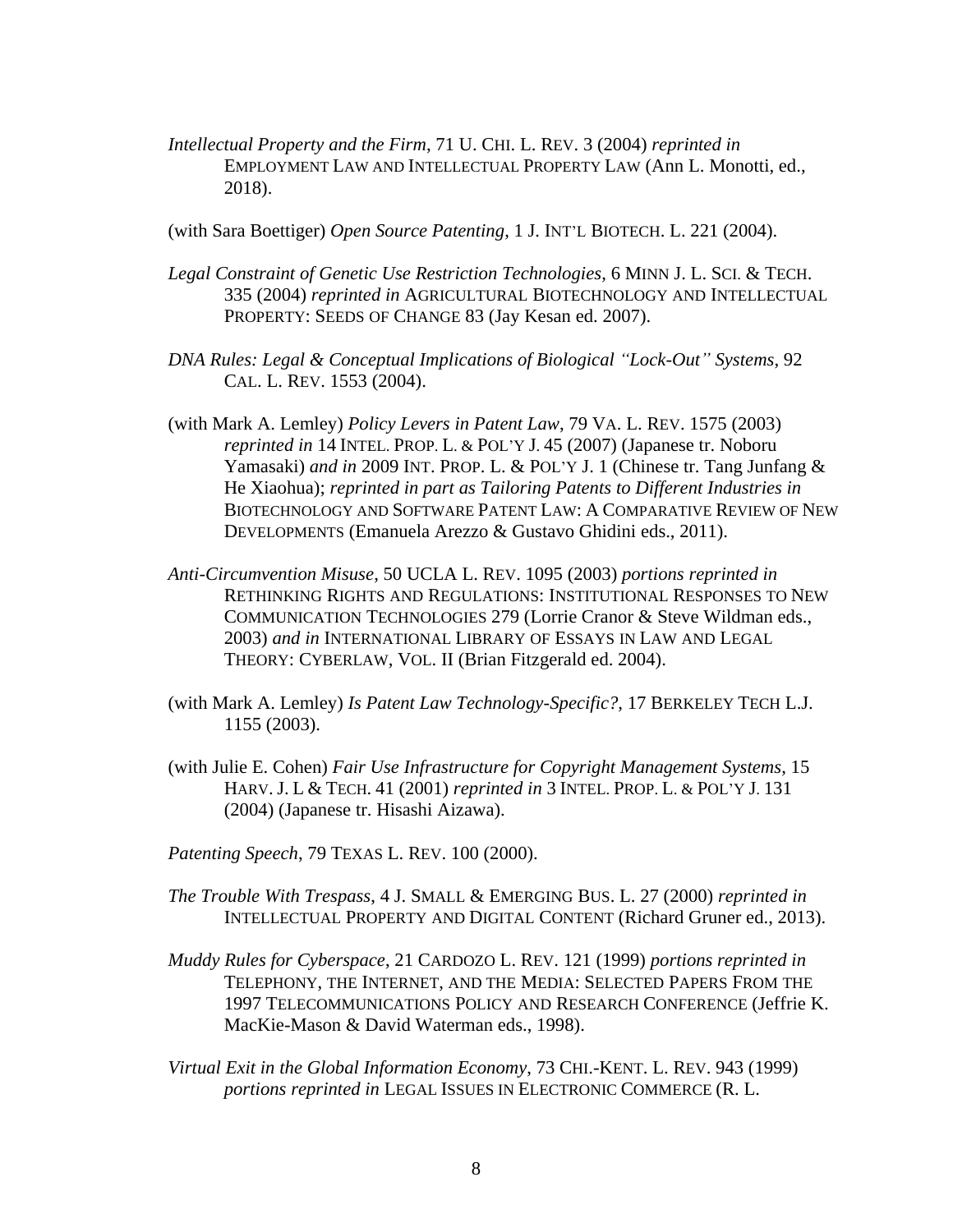*Intellectual Property and the Firm*, 71 U. CHI. L. REV. 3 (2004) *reprinted in* EMPLOYMENT LAW AND INTELLECTUAL PROPERTY LAW (Ann L. Monotti, ed., 2018).

(with Sara Boettiger) *Open Source Patenting*, 1 J. INT'L BIOTECH. L. 221 (2004).

*Legal Constraint of Genetic Use Restriction Technologies*, 6 MINN J. L. SCI. & TECH. 335 (2004) *reprinted in* AGRICULTURAL BIOTECHNOLOGY AND INTELLECTUAL PROPERTY: SEEDS OF CHANGE 83 (Jay Kesan ed. 2007).

*DNA Rules: Legal & Conceptual Implications of Biological "Lock-Out" Systems*, 92 CAL. L. REV. 1553 (2004).

(with Mark A. Lemley) *Policy Levers in Patent Law*, 79 VA. L. REV. 1575 (2003) *reprinted in* 14 INTEL. PROP. L. & POL'Y J. 45 (2007) (Japanese tr. Noboru Yamasaki) *and in* 2009 INT. PROP. L. & POL'Y J. 1 (Chinese tr. Tang Junfang & He Xiaohua); *reprinted in part as Tailoring Patents to Different Industries in* BIOTECHNOLOGY AND SOFTWARE PATENT LAW: A COMPARATIVE REVIEW OF NEW DEVELOPMENTS (Emanuela Arezzo & Gustavo Ghidini eds., 2011).

*Anti-Circumvention Misuse*, 50 UCLA L. REV. 1095 (2003) *portions reprinted in* RETHINKING RIGHTS AND REGULATIONS: INSTITUTIONAL RESPONSES TO NEW COMMUNICATION TECHNOLOGIES 279 (Lorrie Cranor & Steve Wildman eds., 2003) *and in* INTERNATIONAL LIBRARY OF ESSAYS IN LAW AND LEGAL THEORY: CYBERLAW, VOL. II (Brian Fitzgerald ed. 2004).

(with Mark A. Lemley) *Is Patent Law Technology-Specific?*, 17 BERKELEY TECH L.J. 1155 (2003).

(with Julie E. Cohen) *Fair Use Infrastructure for Copyright Management Systems*, 15 HARV. J. L & TECH. 41 (2001) *reprinted in* 3 INTEL. PROP. L. & POL'Y J. 131 (2004) (Japanese tr. Hisashi Aizawa).

*Patenting Speech*, 79 TEXAS L. REV. 100 (2000).

*The Trouble With Trespass*, 4 J. SMALL & EMERGING BUS. L. 27 (2000) *reprinted in* INTELLECTUAL PROPERTY AND DIGITAL CONTENT (Richard Gruner ed., 2013).

*Muddy Rules for Cyberspace*, 21 CARDOZO L. REV. 121 (1999) *portions reprinted in* TELEPHONY, THE INTERNET, AND THE MEDIA: SELECTED PAPERS FROM THE 1997 TELECOMMUNICATIONS POLICY AND RESEARCH CONFERENCE (Jeffrie K. MacKie-Mason & David Waterman eds., 1998).

*Virtual Exit in the Global Information Economy*, 73 CHI.-KENT. L. REV. 943 (1999) *portions reprinted in* LEGAL ISSUES IN ELECTRONIC COMMERCE (R. L.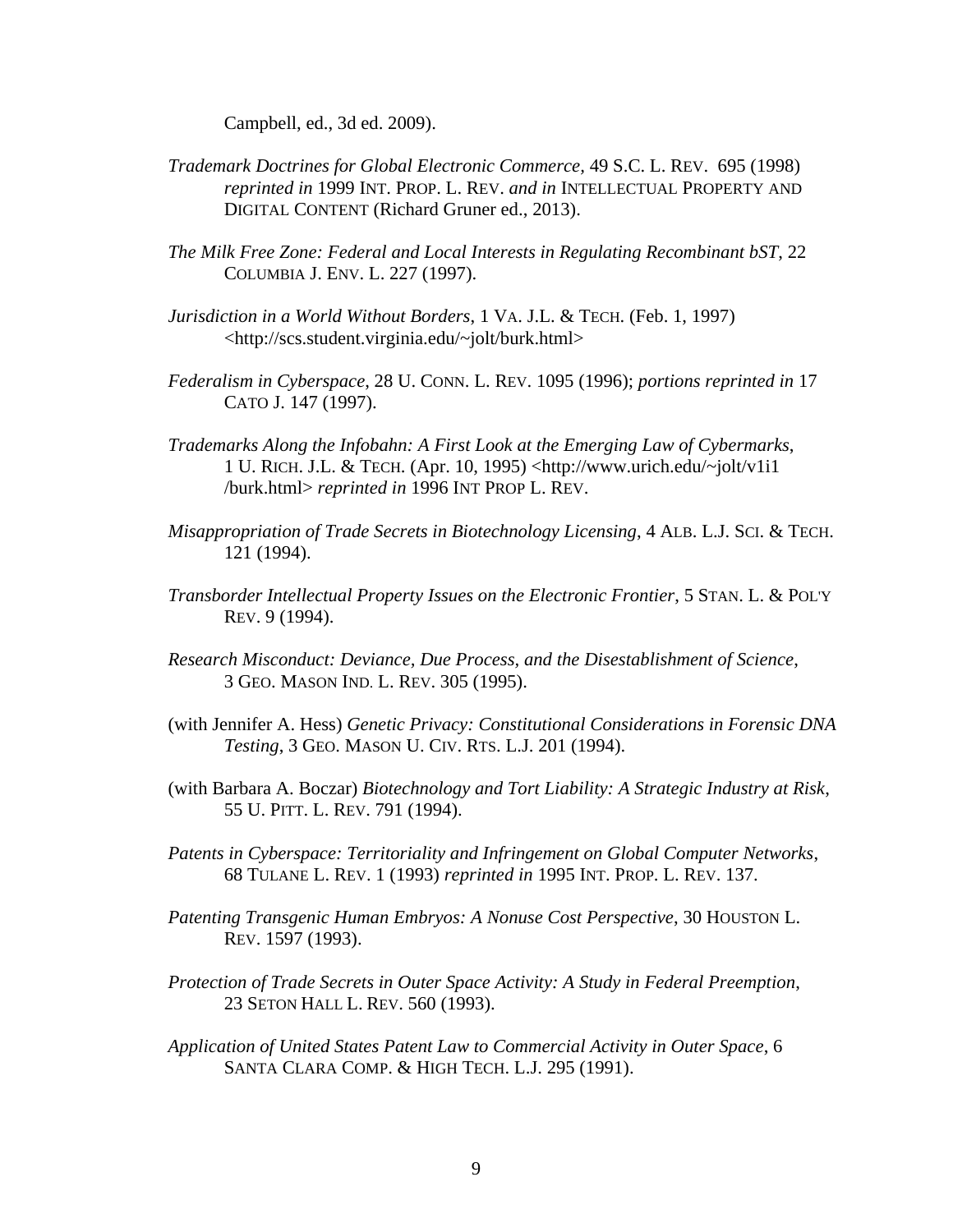Campbell, ed., 3d ed. 2009).

*Trademark Doctrines for Global Electronic Commerce*, 49 S.C. L. REV. 695 (1998) *reprinted in* 1999 INT. PROP. L. REV. *and in* INTELLECTUAL PROPERTY AND DIGITAL CONTENT (Richard Gruner ed., 2013).

*The Milk Free Zone: Federal and Local Interests in Regulating Recombinant bST*, 22 COLUMBIA J. ENV. L. 227 (1997).

*Jurisdiction in a World Without Borders*, 1 VA. J.L. & TECH. (Feb. 1, 1997) <http://scs.student.virginia.edu/~jolt/burk.html>

*Federalism in Cyberspace*, 28 U. CONN. L. REV. 1095 (1996); *portions reprinted in* 17 CATO J. 147 (1997).

*Trademarks Along the Infobahn: A First Look at the Emerging Law of Cybermarks*, 1 U. RICH. J.L. & TECH. (Apr. 10, 1995) <http://www.urich.edu/~jolt/v1i1 /burk.html> *reprinted in* 1996 INT PROP L. REV.

*Misappropriation of Trade Secrets in Biotechnology Licensing*, 4 ALB. L.J. SCI. & TECH. 121 (1994).

*Transborder Intellectual Property Issues on the Electronic Frontier*, 5 STAN. L. & POL'Y REV. 9 (1994).

*Research Misconduct: Deviance, Due Process, and the Disestablishment of Science*, 3 GEO. MASON IND. L. REV. 305 (1995).

(with Jennifer A. Hess) *Genetic Privacy: Constitutional Considerations in Forensic DNA Testing*, 3 GEO. MASON U. CIV. RTS. L.J. 201 (1994).

(with Barbara A. Boczar) *Biotechnology and Tort Liability: A Strategic Industry at Risk*, 55 U. PITT. L. REV. 791 (1994).

*Patents in Cyberspace: Territoriality and Infringement on Global Computer Networks*, 68 TULANE L. REV. 1 (1993) *reprinted in* 1995 INT. PROP. L. REV. 137.

*Patenting Transgenic Human Embryos: A Nonuse Cost Perspective*, 30 HOUSTON L. REV. 1597 (1993).

*Protection of Trade Secrets in Outer Space Activity: A Study in Federal Preemption*, 23 SETON HALL L. REV. 560 (1993).

*Application of United States Patent Law to Commercial Activity in Outer Space*, 6 SANTA CLARA COMP. & HIGH TECH. L.J. 295 (1991).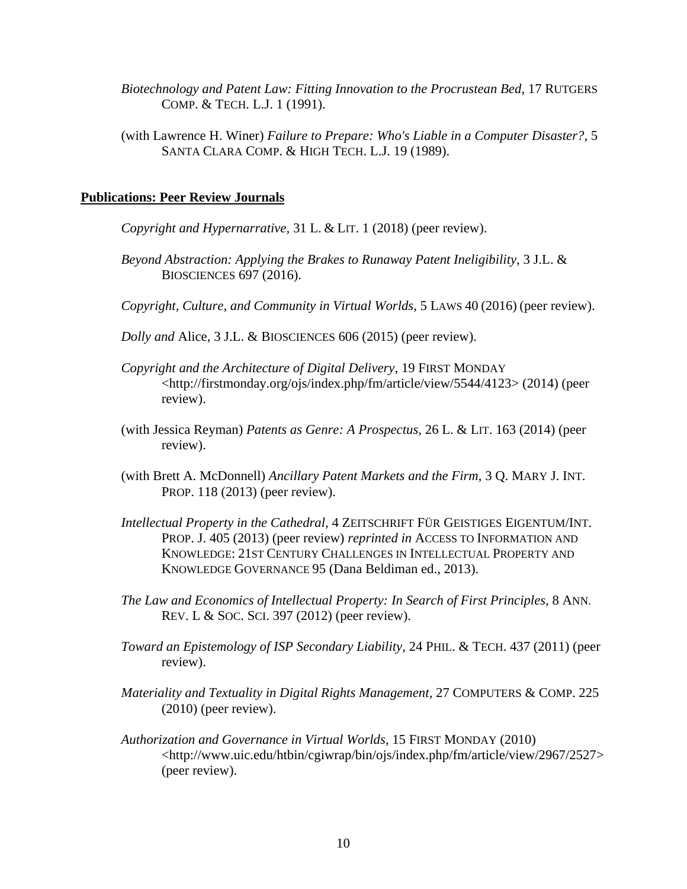*Biotechnology and Patent Law: Fitting Innovation to the Procrustean Bed*, 17 RUTGERS COMP. & TECH. L.J. 1 (1991).

(with Lawrence H. Winer) *Failure to Prepare: Who's Liable in a Computer Disaster?*, 5 SANTA CLARA COMP. & HIGH TECH. L.J. 19 (1989).

**Publications: Peer Review Journals**

*Copyright and Hypernarrative,* 31 L. & LIT. 1 (2018) (peer review).

*Beyond Abstraction: Applying the Brakes to Runaway Patent Ineligibility*, 3 J.L. & BIOSCIENCES 697 (2016).

*Copyright, Culture, and Community in Virtual Worlds*, 5 LAWS 40 (2016) (peer review).

*Dolly and* Alice, 3 J.L. & BIOSCIENCES 606 (2015) (peer review).

*Copyright and the Architecture of Digital Delivery*, 19 FIRST MONDAY <http://firstmonday.org/ojs/index.php/fm/article/view/5544/4123> (2014) (peer review).

(with Jessica Reyman) *Patents as Genre: A Prospectus,* 26 L. & LIT. 163 (2014) (peer review).

(with Brett A. McDonnell) *Ancillary Patent Markets and the Firm*, 3 Q. MARY J. INT. PROP. 118 (2013) (peer review).

*Intellectual Property in the Cathedral,* 4 ZEITSCHRIFT FÜR GEISTIGES EIGENTUM/INT. PROP. J. 405 (2013) (peer review) *reprinted in* ACCESS TO INFORMATION AND KNOWLEDGE: 21ST CENTURY CHALLENGES IN INTELLECTUAL PROPERTY AND KNOWLEDGE GOVERNANCE 95 (Dana Beldiman ed., 2013).

*The Law and Economics of Intellectual Property: In Search of First Principles*, 8 ANN. REV. L & SOC. SCI. 397 (2012) (peer review).

*Toward an Epistemology of ISP Secondary Liability*, 24 PHIL. & TECH. 437 (2011) (peer review).

*Materiality and Textuality in Digital Rights Management*, 27 COMPUTERS & COMP. 225 (2010) (peer review).

*Authorization and Governance in Virtual Worlds*, 15 FIRST MONDAY (2010) <http://www.uic.edu/htbin/cgiwrap/bin/ojs/index.php/fm/article/view/2967/2527> (peer review).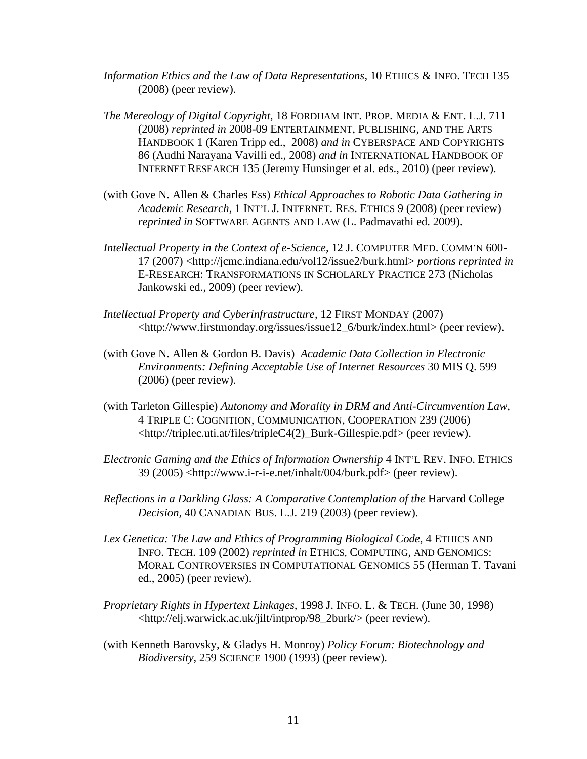*Information Ethics and the Law of Data Representations*, 10 ETHICS & INFO. TECH 135 (2008) (peer review).

*The Mereology of Digital Copyright*, 18 FORDHAM INT. PROP. MEDIA & ENT. L.J. 711 (2008) *reprinted in* 2008-09 ENTERTAINMENT, PUBLISHING, AND THE ARTS HANDBOOK 1 (Karen Tripp ed., 2008) *and in* CYBERSPACE AND COPYRIGHTS 86 (Audhi Narayana Vavilli ed., 2008) *and in* INTERNATIONAL HANDBOOK OF INTERNET RESEARCH 135 (Jeremy Hunsinger et al. eds., 2010) (peer review).

(with Gove N. Allen & Charles Ess) *Ethical Approaches to Robotic Data Gathering in Academic Research*, 1 INT'L J. INTERNET. RES. ETHICS 9 (2008) (peer review) *reprinted in* SOFTWARE AGENTS AND LAW (L. Padmavathi ed. 2009).

*Intellectual Property in the Context of e-Science*, 12 J. COMPUTER MED. COMM'N 600-17 (2007) <http://jcmc.indiana.edu/vol12/issue2/burk.html> *portions reprinted in* E-RESEARCH: TRANSFORMATIONS IN SCHOLARLY PRACTICE 273 (Nicholas Jankowski ed., 2009) (peer review).

*Intellectual Property and Cyberinfrastructure*, 12 FIRST MONDAY (2007) <http://www.firstmonday.org/issues/issue12_6/burk/index.html> (peer review).

(with Gove N. Allen & Gordon B. Davis) *Academic Data Collection in Electronic Environments: Defining Acceptable Use of Internet Resources* 30 MIS Q. 599 (2006) (peer review).

(with Tarleton Gillespie) *Autonomy and Morality in DRM and Anti-Circumvention Law*, 4 TRIPLE C: COGNITION, COMMUNICATION, COOPERATION 239 (2006) <http://triplec.uti.at/files/tripleC4(2)_Burk-Gillespie.pdf> (peer review).

*Electronic Gaming and the Ethics of Information Ownership* 4 INT'L REV. INFO. ETHICS 39 (2005) <http://www.i-r-i-e.net/inhalt/004/burk.pdf> (peer review).

*Reflections in a Darkling Glass: A Comparative Contemplation of the* Harvard College *Decision*, 40 CANADIAN BUS. L.J. 219 (2003) (peer review).

*Lex Genetica: The Law and Ethics of Programming Biological Code*, 4 ETHICS AND INFO. TECH. 109 (2002) *reprinted in* ETHICS, COMPUTING, AND GENOMICS: MORAL CONTROVERSIES IN COMPUTATIONAL GENOMICS 55 (Herman T. Tavani ed., 2005) (peer review).

*Proprietary Rights in Hypertext Linkages*, 1998 J. INFO. L. & TECH. (June 30, 1998) <http://elj.warwick.ac.uk/jilt/intprop/98_2burk/> (peer review).

(with Kenneth Barovsky, & Gladys H. Monroy) *Policy Forum: Biotechnology and Biodiversity*, 259 SCIENCE 1900 (1993) (peer review).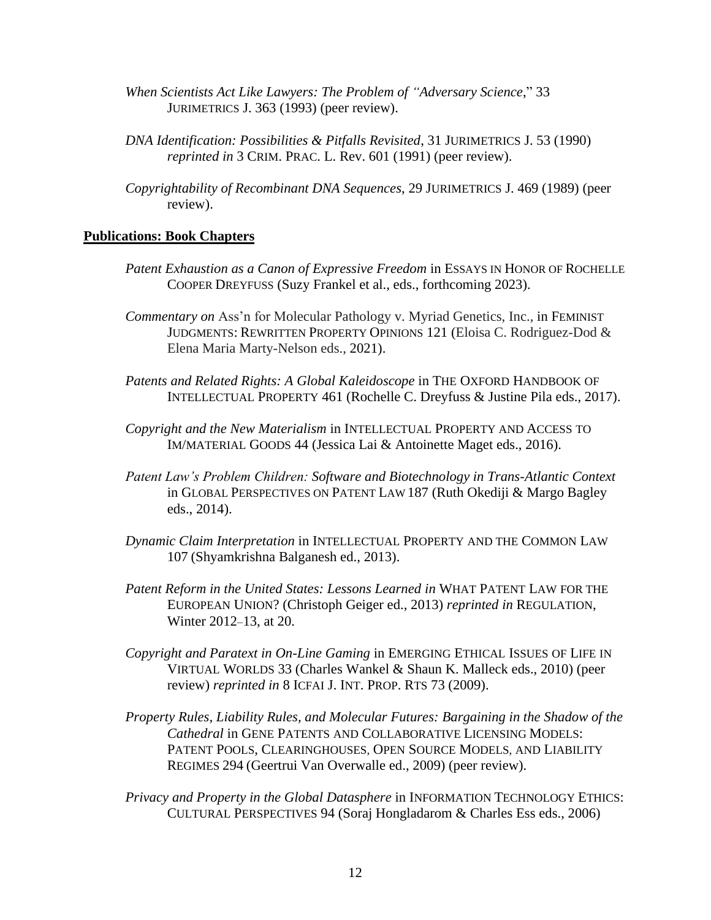*When Scientists Act Like Lawyers: The Problem of "Adversary Science*," 33 JURIMETRICS J. 363 (1993) (peer review).

*DNA Identification: Possibilities & Pitfalls Revisited*, 31 JURIMETRICS J. 53 (1990) *reprinted in* 3 CRIM. PRAC. L. Rev. 601 (1991) (peer review).

*Copyrightability of Recombinant DNA Sequences*, 29 JURIMETRICS J. 469 (1989) (peer review).

**Publications: Book Chapters**

*Patent Exhaustion as a Canon of Expressive Freedom* in ESSAYS IN HONOR OF ROCHELLE COOPER DREYFUSS (Suzy Frankel et al., eds., forthcoming 2023).

*Commentary on* Ass'n for Molecular Pathology v. Myriad Genetics, Inc., in FEMINIST JUDGMENTS: REWRITTEN PROPERTY OPINIONS 121 (Eloisa C. Rodriguez-Dod & Elena Maria Marty-Nelson eds., 2021).

*Patents and Related Rights: A Global Kaleidoscope* in THE OXFORD HANDBOOK OF INTELLECTUAL PROPERTY 461 (Rochelle C. Dreyfuss & Justine Pila eds., 2017).

*Copyright and the New Materialism* in INTELLECTUAL PROPERTY AND ACCESS TO IM/MATERIAL GOODS 44 (Jessica Lai & Antoinette Maget eds., 2016).

*Patent Law's Problem Children: Software and Biotechnology in Trans-Atlantic Context* in GLOBAL PERSPECTIVES ON PATENT LAW 187 (Ruth Okediji & Margo Bagley eds., 2014).

*Dynamic Claim Interpretation* in INTELLECTUAL PROPERTY AND THE COMMON LAW 107 (Shyamkrishna Balganesh ed., 2013).

*Patent Reform in the United States: Lessons Learned in* WHAT PATENT LAW FOR THE EUROPEAN UNION? (Christoph Geiger ed., 2013) *reprinted in* REGULATION, Winter 2012–13, at 20.

*Copyright and Paratext in On-Line Gaming* in EMERGING ETHICAL ISSUES OF LIFE IN VIRTUAL WORLDS 33 (Charles Wankel & Shaun K. Malleck eds., 2010) (peer review) *reprinted in* 8 ICFAI J. INT. PROP. RTS 73 (2009).

*Property Rules, Liability Rules, and Molecular Futures: Bargaining in the Shadow of the Cathedral* in GENE PATENTS AND COLLABORATIVE LICENSING MODELS: PATENT POOLS, CLEARINGHOUSES, OPEN SOURCE MODELS, AND LIABILITY REGIMES 294 (Geertrui Van Overwalle ed., 2009) (peer review).

*Privacy and Property in the Global Datasphere* in INFORMATION TECHNOLOGY ETHICS: CULTURAL PERSPECTIVES 94 (Soraj Hongladarom & Charles Ess eds., 2006)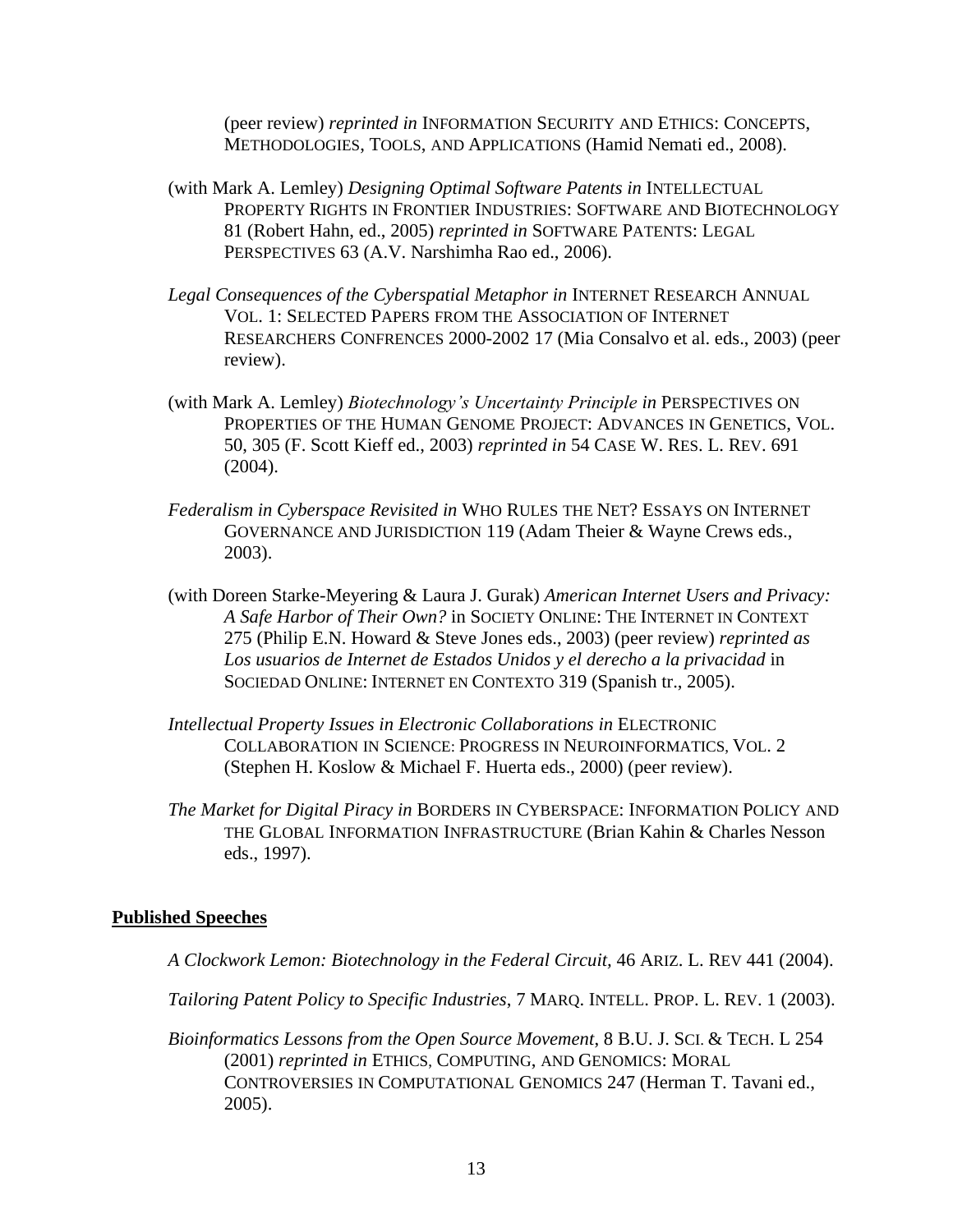(peer review) *reprinted in* INFORMATION SECURITY AND ETHICS: CONCEPTS, METHODOLOGIES, TOOLS, AND APPLICATIONS (Hamid Nemati ed., 2008).

(with Mark A. Lemley) *Designing Optimal Software Patents in* INTELLECTUAL PROPERTY RIGHTS IN FRONTIER INDUSTRIES: SOFTWARE AND BIOTECHNOLOGY 81 (Robert Hahn, ed., 2005) *reprinted in* SOFTWARE PATENTS: LEGAL PERSPECTIVES 63 (A.V. Narshimha Rao ed., 2006).

*Legal Consequences of the Cyberspatial Metaphor in* INTERNET RESEARCH ANNUAL VOL. 1: SELECTED PAPERS FROM THE ASSOCIATION OF INTERNET RESEARCHERS CONFRENCES 2000-2002 17 (Mia Consalvo et al. eds., 2003) (peer review).

(with Mark A. Lemley) *Biotechnology's Uncertainty Principle in* PERSPECTIVES ON PROPERTIES OF THE HUMAN GENOME PROJECT: ADVANCES IN GENETICS, VOL. 50, 305 (F. Scott Kieff ed., 2003) *reprinted in* 54 CASE W. RES. L. REV. 691 (2004).

*Federalism in Cyberspace Revisited in* WHO RULES THE NET? ESSAYS ON INTERNET GOVERNANCE AND JURISDICTION 119 (Adam Theier & Wayne Crews eds., 2003).

(with Doreen Starke-Meyering & Laura J. Gurak) *American Internet Users and Privacy: A Safe Harbor of Their Own?* in SOCIETY ONLINE: THE INTERNET IN CONTEXT 275 (Philip E.N. Howard & Steve Jones eds., 2003) (peer review) *reprinted as Los usuarios de Internet de Estados Unidos y el derecho a la privacidad* in SOCIEDAD ONLINE: INTERNET EN CONTEXTO 319 (Spanish tr., 2005).

*Intellectual Property Issues in Electronic Collaborations in* ELECTRONIC COLLABORATION IN SCIENCE: PROGRESS IN NEUROINFORMATICS, VOL. 2 (Stephen H. Koslow & Michael F. Huerta eds., 2000) (peer review).

*The Market for Digital Piracy in* BORDERS IN CYBERSPACE: INFORMATION POLICY AND THE GLOBAL INFORMATION INFRASTRUCTURE (Brian Kahin & Charles Nesson eds., 1997).

**Published Speeches**

*A Clockwork Lemon: Biotechnology in the Federal Circuit*, 46 ARIZ. L. REV 441 (2004).

*Tailoring Patent Policy to Specific Industries*, 7 MARQ. INTELL. PROP. L. REV. 1 (2003).

*Bioinformatics Lessons from the Open Source Movement*, 8 B.U. J. SCI. & TECH. L 254 (2001) *reprinted in* ETHICS, COMPUTING, AND GENOMICS: MORAL CONTROVERSIES IN COMPUTATIONAL GENOMICS 247 (Herman T. Tavani ed., 2005).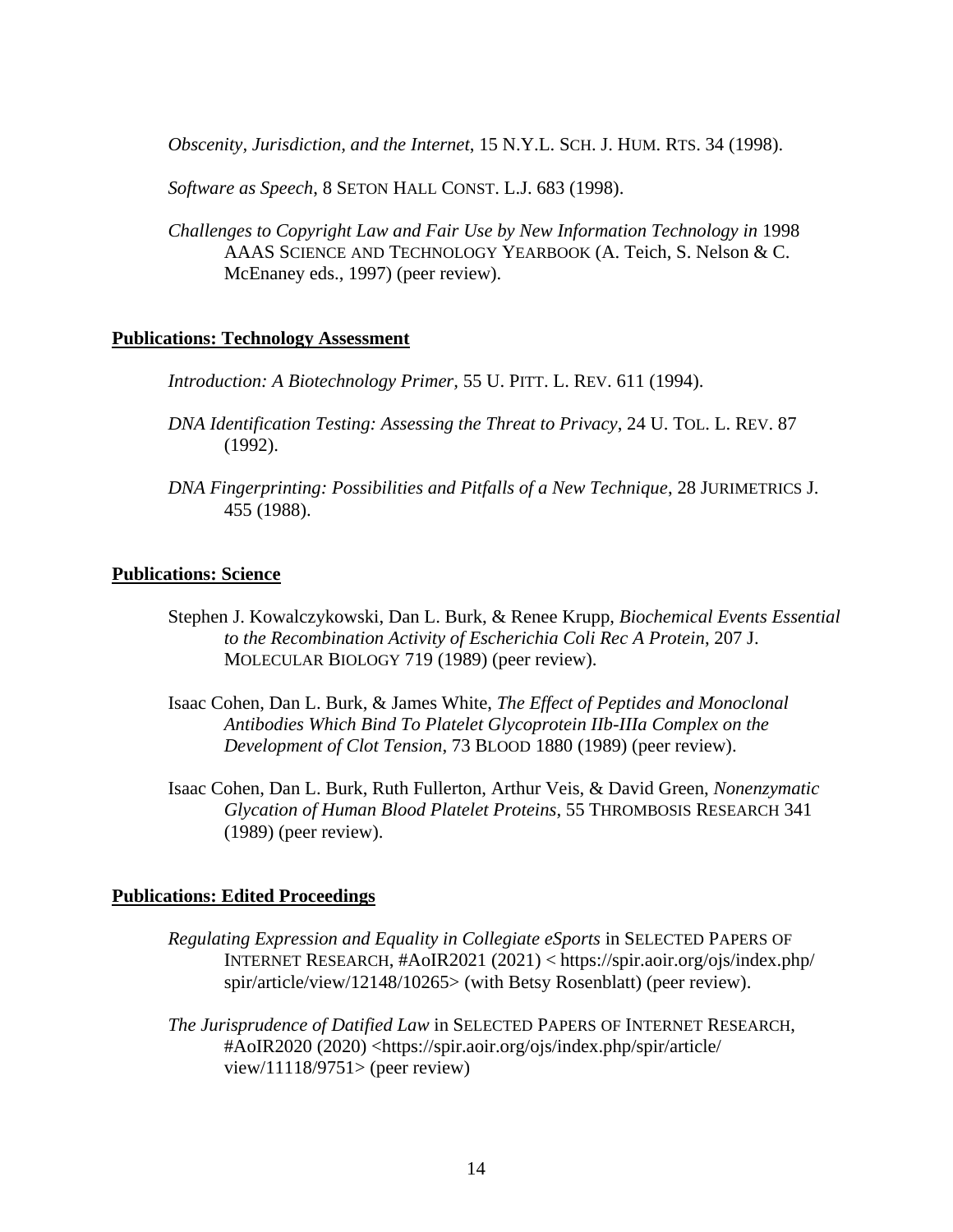*Obscenity, Jurisdiction, and the Internet*, 15 N.Y.L. SCH. J. HUM. RTS. 34 (1998).

*Software as Speech*, 8 SETON HALL CONST. L.J. 683 (1998).

*Challenges to Copyright Law and Fair Use by New Information Technology in* 1998 AAAS SCIENCE AND TECHNOLOGY YEARBOOK (A. Teich, S. Nelson & C. McEnaney eds., 1997) (peer review).

**Publications: Technology Assessment**

*Introduction: A Biotechnology Primer*, 55 U. PITT. L. REV. 611 (1994).

*DNA Identification Testing: Assessing the Threat to Privacy*, 24 U. TOL. L. REV. 87 (1992).

*DNA Fingerprinting: Possibilities and Pitfalls of a New Technique*, 28 JURIMETRICS J. 455 (1988).

**Publications: Science**

Stephen J. Kowalczykowski, Dan L. Burk, & Renee Krupp, *Biochemical Events Essential to the Recombination Activity of Escherichia Coli Rec A Protein*, 207 J. MOLECULAR BIOLOGY 719 (1989) (peer review).

Isaac Cohen, Dan L. Burk, & James White, *The Effect of Peptides and Monoclonal Antibodies Which Bind To Platelet Glycoprotein IIb-IIIa Complex on the Development of Clot Tension*, 73 BLOOD 1880 (1989) (peer review).

Isaac Cohen, Dan L. Burk, Ruth Fullerton, Arthur Veis, & David Green, *Nonenzymatic Glycation of Human Blood Platelet Proteins*, 55 THROMBOSIS RESEARCH 341 (1989) (peer review).

**Publications: Edited Proceedings**

*Regulating Expression and Equality in Collegiate eSports* in SELECTED PAPERS OF INTERNET RESEARCH, #AoIR2021 (2021) < https://spir.aoir.org/ojs/index.php/spir/article/view/12148/10265> (with Betsy Rosenblatt) (peer review).

*The Jurisprudence of Datified Law* in SELECTED PAPERS OF INTERNET RESEARCH, #AoIR2020 (2020) <https://spir.aoir.org/ojs/index.php/spir/article/view/11118/9751> (peer review)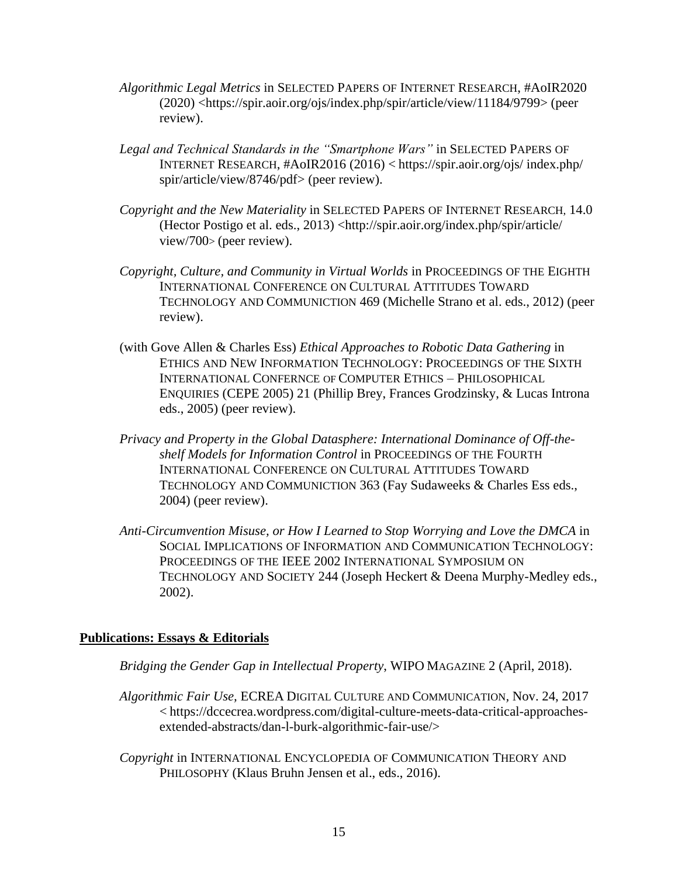*Algorithmic Legal Metrics* in SELECTED PAPERS OF INTERNET RESEARCH, #AoIR2020 (2020) <https://spir.aoir.org/ojs/index.php/spir/article/view/11184/9799> (peer review).

*Legal and Technical Standards in the "Smartphone Wars"* in SELECTED PAPERS OF INTERNET RESEARCH, #AoIR2016 (2016) < https://spir.aoir.org/ojs/ index.php/ spir/article/view/8746/pdf> (peer review).

*Copyright and the New Materiality* in SELECTED PAPERS OF INTERNET RESEARCH, 14.0 (Hector Postigo et al. eds., 2013) <http://spir.aoir.org/index.php/spir/article/ view/700> (peer review).

*Copyright, Culture, and Community in Virtual Worlds* in PROCEEDINGS OF THE EIGHTH INTERNATIONAL CONFERENCE ON CULTURAL ATTITUDES TOWARD TECHNOLOGY AND COMMUNICTION 469 (Michelle Strano et al. eds., 2012) (peer review).

(with Gove Allen & Charles Ess) *Ethical Approaches to Robotic Data Gathering* in ETHICS AND NEW INFORMATION TECHNOLOGY: PROCEEDINGS OF THE SIXTH INTERNATIONAL CONFERNCE OF COMPUTER ETHICS – PHILOSOPHICAL ENQUIRIES (CEPE 2005) 21 (Phillip Brey, Frances Grodzinsky, & Lucas Introna eds., 2005) (peer review).

*Privacy and Property in the Global Datasphere: International Dominance of Off-the-shelf Models for Information Control* in PROCEEDINGS OF THE FOURTH INTERNATIONAL CONFERENCE ON CULTURAL ATTITUDES TOWARD TECHNOLOGY AND COMMUNICTION 363 (Fay Sudaweeks & Charles Ess eds., 2004) (peer review).

*Anti-Circumvention Misuse, or How I Learned to Stop Worrying and Love the DMCA* in SOCIAL IMPLICATIONS OF INFORMATION AND COMMUNICATION TECHNOLOGY: PROCEEDINGS OF THE IEEE 2002 INTERNATIONAL SYMPOSIUM ON TECHNOLOGY AND SOCIETY 244 (Joseph Heckert & Deena Murphy-Medley eds., 2002).

**Publications: Essays & Editorials**

*Bridging the Gender Gap in Intellectual Property*, WIPO MAGAZINE 2 (April, 2018).

*Algorithmic Fair Use*, ECREA DIGITAL CULTURE AND COMMUNICATION, Nov. 24, 2017 < https://dccecrea.wordpress.com/digital-culture-meets-data-critical-approaches-extended-abstracts/dan-l-burk-algorithmic-fair-use/>

*Copyright* in INTERNATIONAL ENCYCLOPEDIA OF COMMUNICATION THEORY AND PHILOSOPHY (Klaus Bruhn Jensen et al., eds., 2016).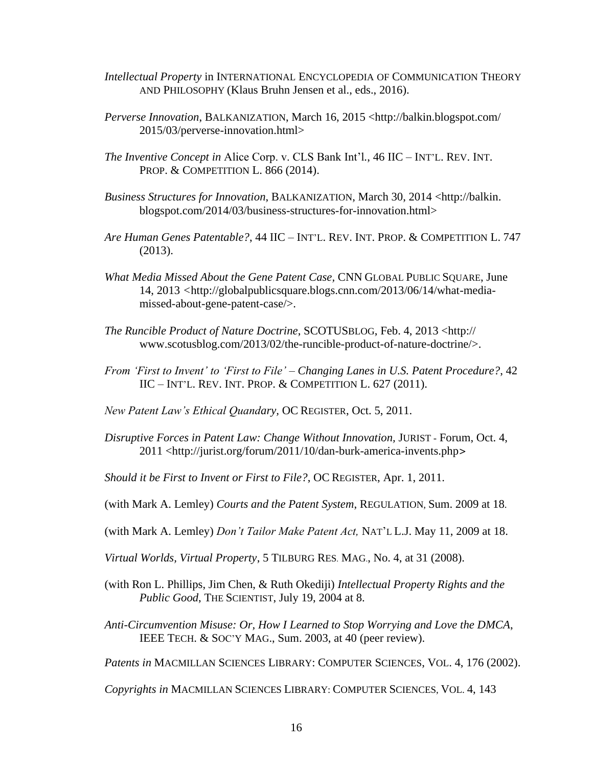*Intellectual Property* in INTERNATIONAL ENCYCLOPEDIA OF COMMUNICATION THEORY AND PHILOSOPHY (Klaus Bruhn Jensen et al., eds., 2016).

*Perverse Innovation*, BALKANIZATION, March 16, 2015 <http://balkin.blogspot.com/2015/03/perverse-innovation.html>

*The Inventive Concept in* Alice Corp. v. CLS Bank Int'l., 46 IIC – INT'L. REV. INT. PROP. & COMPETITION L. 866 (2014).

*Business Structures for Innovation*, BALKANIZATION, March 30, 2014 <http://balkin.blogspot.com/2014/03/business-structures-for-innovation.html>

*Are Human Genes Patentable?*, 44 IIC – INT'L. REV. INT. PROP. & COMPETITION L. 747 (2013).

*What Media Missed About the Gene Patent Case*, CNN GLOBAL PUBLIC SQUARE, June 14, 2013 <http://globalpublicsquare.blogs.cnn.com/2013/06/14/what-media-missed-about-gene-patent-case/>.

*The Runcible Product of Nature Doctrine*, SCOTUSBLOG, Feb. 4, 2013 <http://www.scotusblog.com/2013/02/the-runcible-product-of-nature-doctrine/>.

*From 'First to Invent' to 'First to File' – Changing Lanes in U.S. Patent Procedure?*, 42 IIC – INT'L. REV. INT. PROP. & COMPETITION L. 627 (2011).

*New Patent Law's Ethical Quandary*, OC REGISTER, Oct. 5, 2011.

*Disruptive Forces in Patent Law: Change Without Innovation*, JURIST - Forum, Oct. 4, 2011 <http://jurist.org/forum/2011/10/dan-burk-america-invents.php>

*Should it be First to Invent or First to File?*, OC REGISTER, Apr. 1, 2011.

(with Mark A. Lemley) *Courts and the Patent System*, REGULATION, Sum. 2009 at 18.

(with Mark A. Lemley) *Don't Tailor Make Patent Act,* NAT'L L.J. May 11, 2009 at 18.

*Virtual Worlds, Virtual Property*, 5 TILBURG RES. MAG., No. 4, at 31 (2008).

(with Ron L. Phillips, Jim Chen, & Ruth Okediji) *Intellectual Property Rights and the Public Good*, THE SCIENTIST, July 19, 2004 at 8.

*Anti-Circumvention Misuse: Or, How I Learned to Stop Worrying and Love the DMCA*, IEEE TECH. & SOC'Y MAG., Sum. 2003, at 40 (peer review).

*Patents in* MACMILLAN SCIENCES LIBRARY: COMPUTER SCIENCES, VOL. 4, 176 (2002).

*Copyrights in* MACMILLAN SCIENCES LIBRARY: COMPUTER SCIENCES, VOL. 4, 143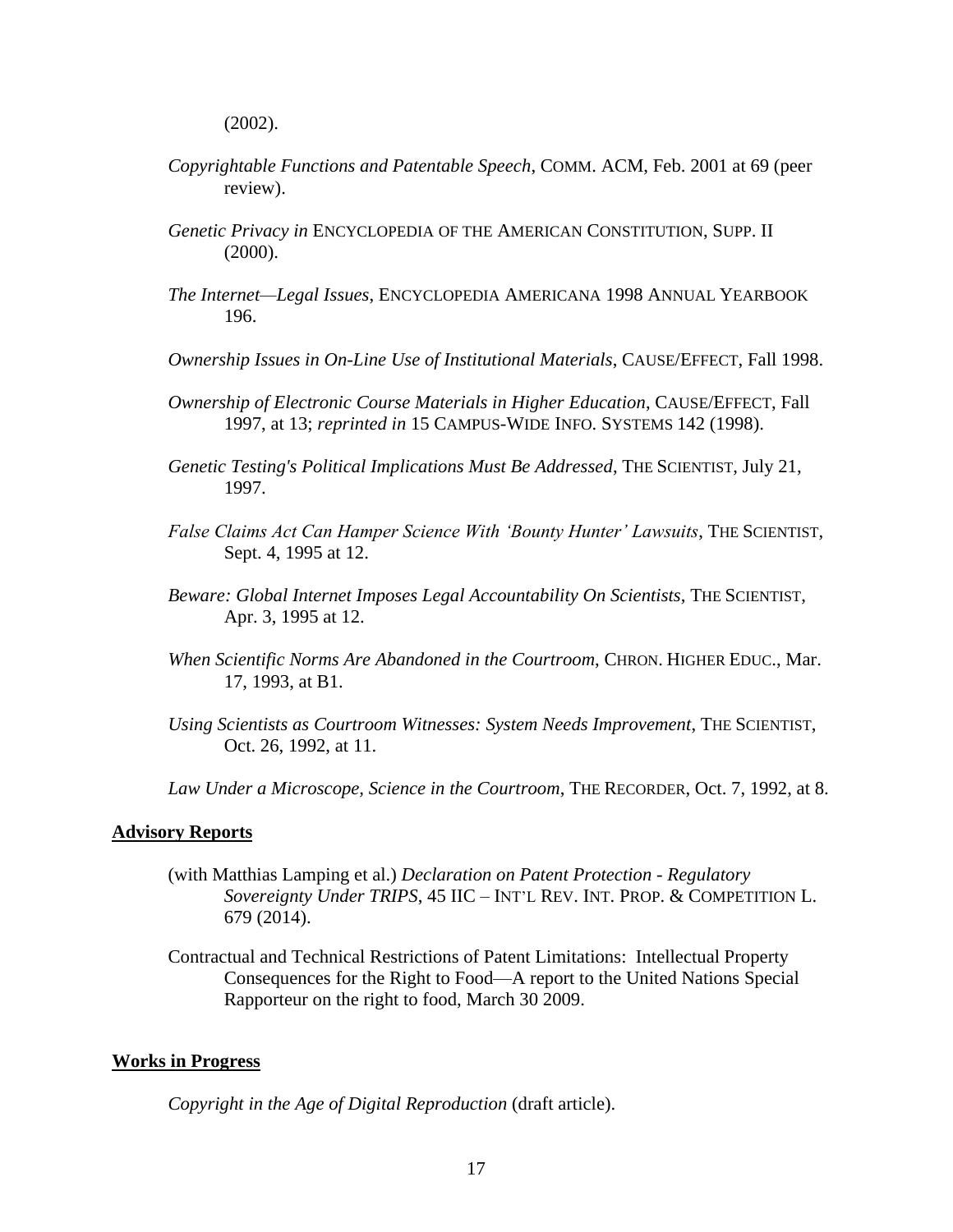(2002).

*Copyrightable Functions and Patentable Speech*, COMM. ACM, Feb. 2001 at 69 (peer review).

*Genetic Privacy in* ENCYCLOPEDIA OF THE AMERICAN CONSTITUTION, SUPP. II (2000).

*The Internet—Legal Issues*, ENCYCLOPEDIA AMERICANA 1998 ANNUAL YEARBOOK 196.

*Ownership Issues in On-Line Use of Institutional Materials*, CAUSE/EFFECT, Fall 1998.

*Ownership of Electronic Course Materials in Higher Education*, CAUSE/EFFECT, Fall 1997, at 13; *reprinted in* 15 CAMPUS-WIDE INFO. SYSTEMS 142 (1998).

*Genetic Testing's Political Implications Must Be Addressed*, THE SCIENTIST, July 21, 1997.

*False Claims Act Can Hamper Science With 'Bounty Hunter' Lawsuits*, THE SCIENTIST, Sept. 4, 1995 at 12.

*Beware: Global Internet Imposes Legal Accountability On Scientists*, THE SCIENTIST, Apr. 3, 1995 at 12.

*When Scientific Norms Are Abandoned in the Courtroom*, CHRON. HIGHER EDUC., Mar. 17, 1993, at B1.

*Using Scientists as Courtroom Witnesses: System Needs Improvement*, THE SCIENTIST, Oct. 26, 1992, at 11.

*Law Under a Microscope, Science in the Courtroom*, THE RECORDER, Oct. 7, 1992, at 8.

**Advisory Reports**

(with Matthias Lamping et al.) *Declaration on Patent Protection - Regulatory Sovereignty Under TRIPS*, 45 IIC – INT'L REV. INT. PROP. & COMPETITION L. 679 (2014).

Contractual and Technical Restrictions of Patent Limitations: Intellectual Property Consequences for the Right to Food—A report to the United Nations Special Rapporteur on the right to food, March 30 2009.

**Works in Progress**

*Copyright in the Age of Digital Reproduction* (draft article).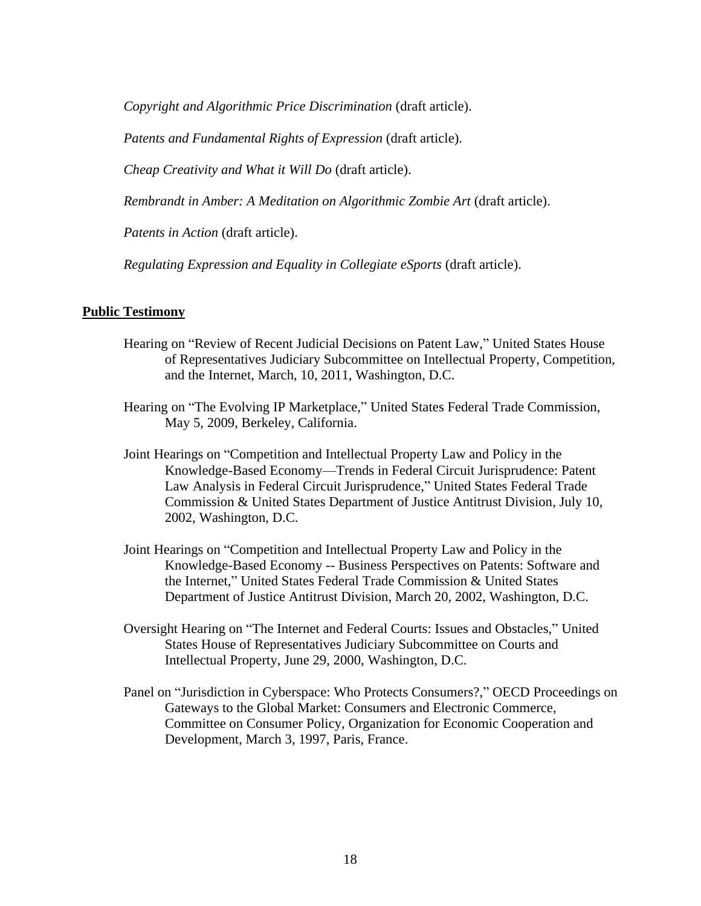*Copyright and Algorithmic Price Discrimination* (draft article).

*Patents and Fundamental Rights of Expression* (draft article).

*Cheap Creativity and What it Will Do* (draft article).

*Rembrandt in Amber: A Meditation on Algorithmic Zombie Art* (draft article).

*Patents in Action* (draft article).

*Regulating Expression and Equality in Collegiate eSports* (draft article).

**Public Testimony**

Hearing on "Review of Recent Judicial Decisions on Patent Law," United States House of Representatives Judiciary Subcommittee on Intellectual Property, Competition, and the Internet, March, 10, 2011, Washington, D.C.

Hearing on "The Evolving IP Marketplace," United States Federal Trade Commission, May 5, 2009, Berkeley, California.

Joint Hearings on "Competition and Intellectual Property Law and Policy in the Knowledge-Based Economy—Trends in Federal Circuit Jurisprudence: Patent Law Analysis in Federal Circuit Jurisprudence," United States Federal Trade Commission & United States Department of Justice Antitrust Division, July 10, 2002, Washington, D.C.

Joint Hearings on "Competition and Intellectual Property Law and Policy in the Knowledge-Based Economy -- Business Perspectives on Patents: Software and the Internet," United States Federal Trade Commission & United States Department of Justice Antitrust Division, March 20, 2002, Washington, D.C.

Oversight Hearing on "The Internet and Federal Courts: Issues and Obstacles," United States House of Representatives Judiciary Subcommittee on Courts and Intellectual Property, June 29, 2000, Washington, D.C.

Panel on "Jurisdiction in Cyberspace: Who Protects Consumers?," OECD Proceedings on Gateways to the Global Market: Consumers and Electronic Commerce, Committee on Consumer Policy, Organization for Economic Cooperation and Development, March 3, 1997, Paris, France.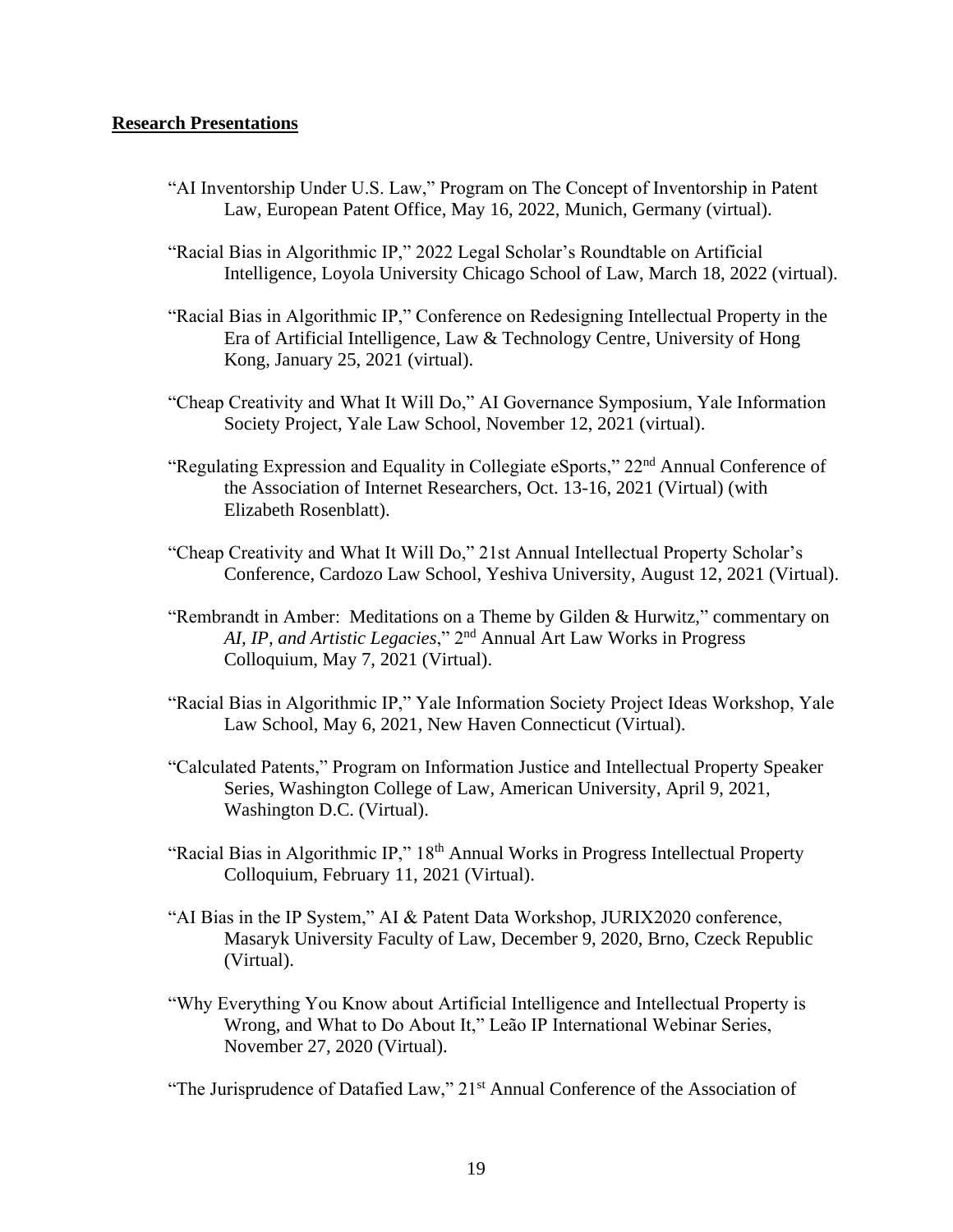**Research Presentations**

"AI Inventorship Under U.S. Law," Program on The Concept of Inventorship in Patent Law, European Patent Office, May 16, 2022, Munich, Germany (virtual).

"Racial Bias in Algorithmic IP," 2022 Legal Scholar's Roundtable on Artificial Intelligence, Loyola University Chicago School of Law, March 18, 2022 (virtual).

"Racial Bias in Algorithmic IP," Conference on Redesigning Intellectual Property in the Era of Artificial Intelligence, Law & Technology Centre, University of Hong Kong, January 25, 2021 (virtual).

"Cheap Creativity and What It Will Do," AI Governance Symposium, Yale Information Society Project, Yale Law School, November 12, 2021 (virtual).

"Regulating Expression and Equality in Collegiate eSports," 22nd Annual Conference of the Association of Internet Researchers, Oct. 13-16, 2021 (Virtual) (with Elizabeth Rosenblatt).

"Cheap Creativity and What It Will Do," 21st Annual Intellectual Property Scholar's Conference, Cardozo Law School, Yeshiva University, August 12, 2021 (Virtual).

"Rembrandt in Amber: Meditations on a Theme by Gilden & Hurwitz," commentary on *AI, IP, and Artistic Legacies*," 2nd Annual Art Law Works in Progress Colloquium, May 7, 2021 (Virtual).

"Racial Bias in Algorithmic IP," Yale Information Society Project Ideas Workshop, Yale Law School, May 6, 2021, New Haven Connecticut (Virtual).

"Calculated Patents," Program on Information Justice and Intellectual Property Speaker Series, Washington College of Law, American University, April 9, 2021, Washington D.C. (Virtual).

"Racial Bias in Algorithmic IP," 18th Annual Works in Progress Intellectual Property Colloquium, February 11, 2021 (Virtual).

"AI Bias in the IP System," AI & Patent Data Workshop, JURIX2020 conference, Masaryk University Faculty of Law, December 9, 2020, Brno, Czeck Republic (Virtual).

"Why Everything You Know about Artificial Intelligence and Intellectual Property is Wrong, and What to Do About It," Leão IP International Webinar Series, November 27, 2020 (Virtual).

"The Jurisprudence of Datafied Law," 21st Annual Conference of the Association of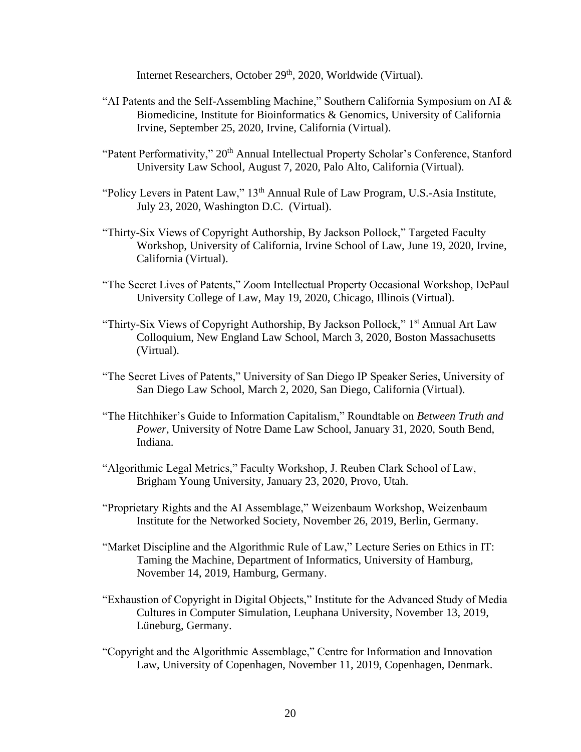Internet Researchers, October 29th, 2020, Worldwide (Virtual).

"AI Patents and the Self-Assembling Machine," Southern California Symposium on AI & Biomedicine, Institute for Bioinformatics & Genomics, University of California Irvine, September 25, 2020, Irvine, California (Virtual).

"Patent Performativity," 20th Annual Intellectual Property Scholar's Conference, Stanford University Law School, August 7, 2020, Palo Alto, California (Virtual).

"Policy Levers in Patent Law," 13th Annual Rule of Law Program, U.S.-Asia Institute, July 23, 2020, Washington D.C. (Virtual).

"Thirty-Six Views of Copyright Authorship, By Jackson Pollock," Targeted Faculty Workshop, University of California, Irvine School of Law, June 19, 2020, Irvine, California (Virtual).

"The Secret Lives of Patents," Zoom Intellectual Property Occasional Workshop, DePaul University College of Law, May 19, 2020, Chicago, Illinois (Virtual).

"Thirty-Six Views of Copyright Authorship, By Jackson Pollock," 1st Annual Art Law Colloquium, New England Law School, March 3, 2020, Boston Massachusetts (Virtual).

"The Secret Lives of Patents," University of San Diego IP Speaker Series, University of San Diego Law School, March 2, 2020, San Diego, California (Virtual).

"The Hitchhiker's Guide to Information Capitalism," Roundtable on *Between Truth and Power*, University of Notre Dame Law School, January 31, 2020, South Bend, Indiana.

"Algorithmic Legal Metrics," Faculty Workshop, J. Reuben Clark School of Law, Brigham Young University, January 23, 2020, Provo, Utah.

"Proprietary Rights and the AI Assemblage," Weizenbaum Workshop, Weizenbaum Institute for the Networked Society, November 26, 2019, Berlin, Germany.

"Market Discipline and the Algorithmic Rule of Law," Lecture Series on Ethics in IT: Taming the Machine, Department of Informatics, University of Hamburg, November 14, 2019, Hamburg, Germany.

"Exhaustion of Copyright in Digital Objects," Institute for the Advanced Study of Media Cultures in Computer Simulation, Leuphana University, November 13, 2019, Lüneburg, Germany.

"Copyright and the Algorithmic Assemblage," Centre for Information and Innovation Law, University of Copenhagen, November 11, 2019, Copenhagen, Denmark.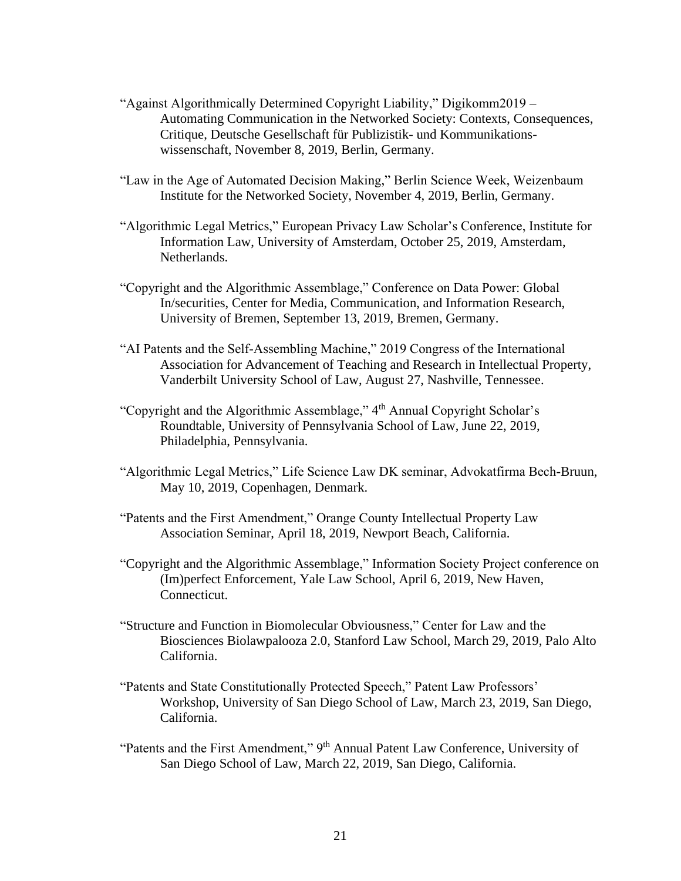"Against Algorithmically Determined Copyright Liability," Digikomm2019 – Automating Communication in the Networked Society: Contexts, Consequences, Critique, Deutsche Gesellschaft für Publizistik- und Kommunikations-wissenschaft, November 8, 2019, Berlin, Germany.

"Law in the Age of Automated Decision Making," Berlin Science Week, Weizenbaum Institute for the Networked Society, November 4, 2019, Berlin, Germany.

"Algorithmic Legal Metrics," European Privacy Law Scholar's Conference, Institute for Information Law, University of Amsterdam, October 25, 2019, Amsterdam, Netherlands.

"Copyright and the Algorithmic Assemblage," Conference on Data Power: Global In/securities, Center for Media, Communication, and Information Research, University of Bremen, September 13, 2019, Bremen, Germany.

"AI Patents and the Self-Assembling Machine," 2019 Congress of the International Association for Advancement of Teaching and Research in Intellectual Property, Vanderbilt University School of Law, August 27, Nashville, Tennessee.

"Copyright and the Algorithmic Assemblage," 4th Annual Copyright Scholar's Roundtable, University of Pennsylvania School of Law, June 22, 2019, Philadelphia, Pennsylvania.

"Algorithmic Legal Metrics," Life Science Law DK seminar, Advokatfirma Bech-Bruun, May 10, 2019, Copenhagen, Denmark.

"Patents and the First Amendment," Orange County Intellectual Property Law Association Seminar, April 18, 2019, Newport Beach, California.

"Copyright and the Algorithmic Assemblage," Information Society Project conference on (Im)perfect Enforcement, Yale Law School, April 6, 2019, New Haven, Connecticut.

"Structure and Function in Biomolecular Obviousness," Center for Law and the Biosciences Biolawpalooza 2.0, Stanford Law School, March 29, 2019, Palo Alto California.

"Patents and State Constitutionally Protected Speech," Patent Law Professors' Workshop, University of San Diego School of Law, March 23, 2019, San Diego, California.

"Patents and the First Amendment," 9th Annual Patent Law Conference, University of San Diego School of Law, March 22, 2019, San Diego, California.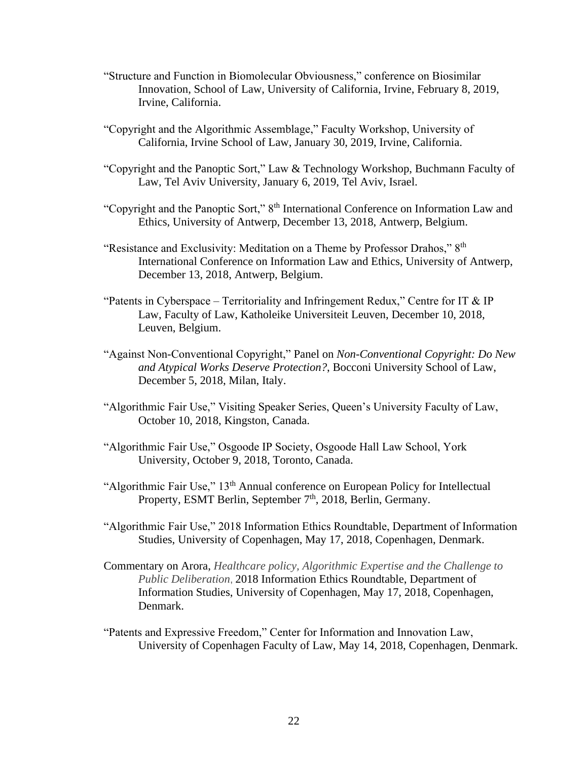"Structure and Function in Biomolecular Obviousness," conference on Biosimilar Innovation, School of Law, University of California, Irvine, February 8, 2019, Irvine, California.

"Copyright and the Algorithmic Assemblage," Faculty Workshop, University of California, Irvine School of Law, January 30, 2019, Irvine, California.

"Copyright and the Panoptic Sort," Law & Technology Workshop, Buchmann Faculty of Law, Tel Aviv University, January 6, 2019, Tel Aviv, Israel.

"Copyright and the Panoptic Sort," 8th International Conference on Information Law and Ethics, University of Antwerp, December 13, 2018, Antwerp, Belgium.

"Resistance and Exclusivity: Meditation on a Theme by Professor Drahos," 8th International Conference on Information Law and Ethics, University of Antwerp, December 13, 2018, Antwerp, Belgium.

"Patents in Cyberspace – Territoriality and Infringement Redux," Centre for IT & IP Law, Faculty of Law, Katholeike Universiteit Leuven, December 10, 2018, Leuven, Belgium.

"Against Non-Conventional Copyright," Panel on *Non-Conventional Copyright: Do New and Atypical Works Deserve Protection?*, Bocconi University School of Law, December 5, 2018, Milan, Italy.

"Algorithmic Fair Use," Visiting Speaker Series, Queen's University Faculty of Law, October 10, 2018, Kingston, Canada.

"Algorithmic Fair Use," Osgoode IP Society, Osgoode Hall Law School, York University, October 9, 2018, Toronto, Canada.

"Algorithmic Fair Use," 13th Annual conference on European Policy for Intellectual Property, ESMT Berlin, September 7th, 2018, Berlin, Germany.

"Algorithmic Fair Use," 2018 Information Ethics Roundtable, Department of Information Studies, University of Copenhagen, May 17, 2018, Copenhagen, Denmark.

Commentary on Arora, *Healthcare policy, Algorithmic Expertise and the Challenge to Public Deliberation*, 2018 Information Ethics Roundtable, Department of Information Studies, University of Copenhagen, May 17, 2018, Copenhagen, Denmark.

"Patents and Expressive Freedom," Center for Information and Innovation Law, University of Copenhagen Faculty of Law, May 14, 2018, Copenhagen, Denmark.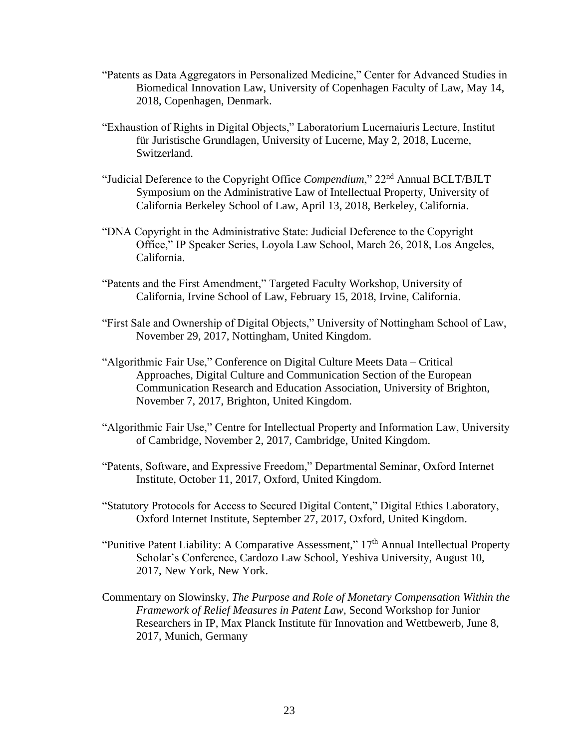"Patents as Data Aggregators in Personalized Medicine," Center for Advanced Studies in Biomedical Innovation Law, University of Copenhagen Faculty of Law, May 14, 2018, Copenhagen, Denmark.

"Exhaustion of Rights in Digital Objects," Laboratorium Lucernaiuris Lecture, Institut für Juristische Grundlagen, University of Lucerne, May 2, 2018, Lucerne, Switzerland.

"Judicial Deference to the Copyright Office *Compendium*," 22nd Annual BCLT/BJLT Symposium on the Administrative Law of Intellectual Property, University of California Berkeley School of Law, April 13, 2018, Berkeley, California.

"DNA Copyright in the Administrative State: Judicial Deference to the Copyright Office," IP Speaker Series, Loyola Law School, March 26, 2018, Los Angeles, California.

"Patents and the First Amendment," Targeted Faculty Workshop, University of California, Irvine School of Law, February 15, 2018, Irvine, California.

"First Sale and Ownership of Digital Objects," University of Nottingham School of Law, November 29, 2017, Nottingham, United Kingdom.

"Algorithmic Fair Use," Conference on Digital Culture Meets Data – Critical Approaches, Digital Culture and Communication Section of the European Communication Research and Education Association, University of Brighton, November 7, 2017, Brighton, United Kingdom.

"Algorithmic Fair Use," Centre for Intellectual Property and Information Law, University of Cambridge, November 2, 2017, Cambridge, United Kingdom.

"Patents, Software, and Expressive Freedom," Departmental Seminar, Oxford Internet Institute, October 11, 2017, Oxford, United Kingdom.

"Statutory Protocols for Access to Secured Digital Content," Digital Ethics Laboratory, Oxford Internet Institute, September 27, 2017, Oxford, United Kingdom.

"Punitive Patent Liability: A Comparative Assessment," 17th Annual Intellectual Property Scholar's Conference, Cardozo Law School, Yeshiva University, August 10, 2017, New York, New York.

Commentary on Slowinsky, *The Purpose and Role of Monetary Compensation Within the Framework of Relief Measures in Patent Law,* Second Workshop for Junior Researchers in IP, Max Planck Institute für Innovation and Wettbewerb, June 8, 2017, Munich, Germany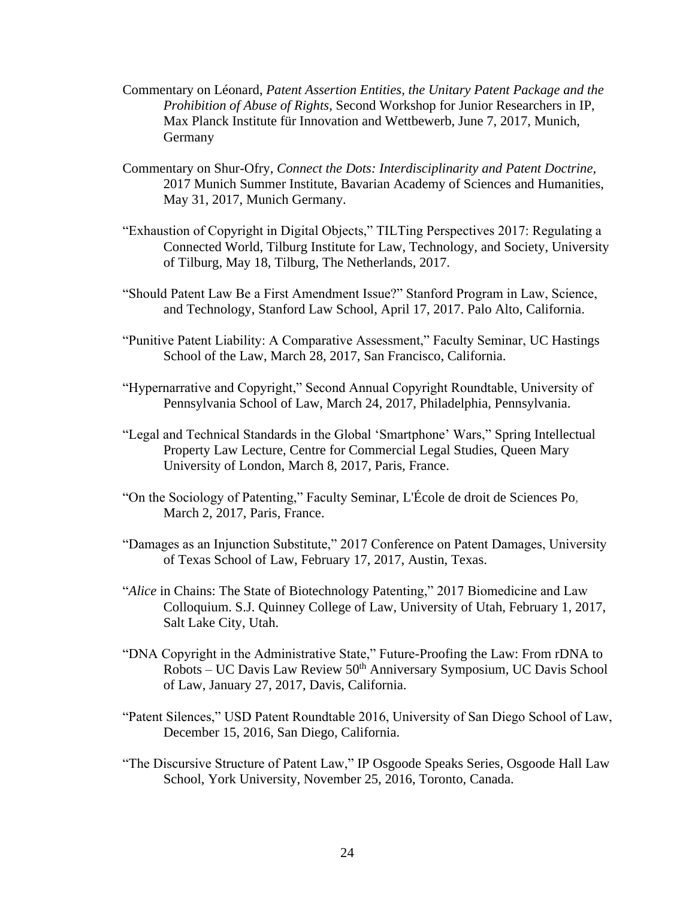Commentary on Léonard, *Patent Assertion Entities, the Unitary Patent Package and the Prohibition of Abuse of Rights*, Second Workshop for Junior Researchers in IP, Max Planck Institute für Innovation and Wettbewerb, June 7, 2017, Munich, Germany

Commentary on Shur-Ofry, *Connect the Dots: Interdisciplinarity and Patent Doctrine*, 2017 Munich Summer Institute, Bavarian Academy of Sciences and Humanities, May 31, 2017, Munich Germany.

"Exhaustion of Copyright in Digital Objects," TILTing Perspectives 2017: Regulating a Connected World, Tilburg Institute for Law, Technology, and Society, University of Tilburg, May 18, Tilburg, The Netherlands, 2017.

"Should Patent Law Be a First Amendment Issue?" Stanford Program in Law, Science, and Technology, Stanford Law School, April 17, 2017. Palo Alto, California.

"Punitive Patent Liability: A Comparative Assessment," Faculty Seminar, UC Hastings School of the Law, March 28, 2017, San Francisco, California.

"Hypernarrative and Copyright," Second Annual Copyright Roundtable, University of Pennsylvania School of Law, March 24, 2017, Philadelphia, Pennsylvania.

"Legal and Technical Standards in the Global 'Smartphone' Wars," Spring Intellectual Property Law Lecture, Centre for Commercial Legal Studies, Queen Mary University of London, March 8, 2017, Paris, France.

"On the Sociology of Patenting," Faculty Seminar, L'École de droit de Sciences Po, March 2, 2017, Paris, France.

"Damages as an Injunction Substitute," 2017 Conference on Patent Damages, University of Texas School of Law, February 17, 2017, Austin, Texas.

"*Alice* in Chains: The State of Biotechnology Patenting," 2017 Biomedicine and Law Colloquium. S.J. Quinney College of Law, University of Utah, February 1, 2017, Salt Lake City, Utah.

"DNA Copyright in the Administrative State," Future-Proofing the Law: From rDNA to Robots – UC Davis Law Review 50th Anniversary Symposium, UC Davis School of Law, January 27, 2017, Davis, California.

"Patent Silences," USD Patent Roundtable 2016, University of San Diego School of Law, December 15, 2016, San Diego, California.

"The Discursive Structure of Patent Law," IP Osgoode Speaks Series, Osgoode Hall Law School, York University, November 25, 2016, Toronto, Canada.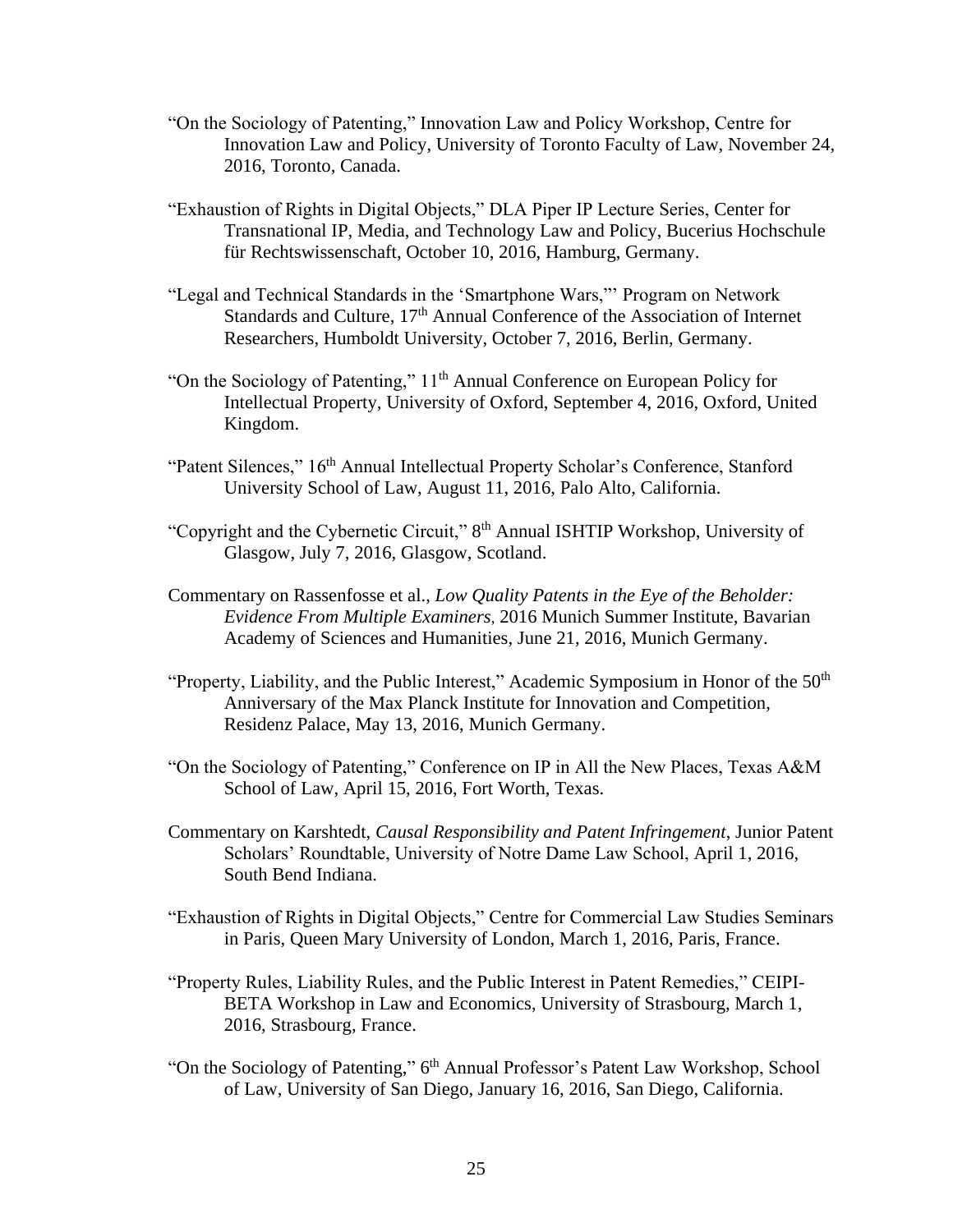"On the Sociology of Patenting," Innovation Law and Policy Workshop, Centre for Innovation Law and Policy, University of Toronto Faculty of Law, November 24, 2016, Toronto, Canada.

"Exhaustion of Rights in Digital Objects," DLA Piper IP Lecture Series, Center for Transnational IP, Media, and Technology Law and Policy, Bucerius Hochschule für Rechtswissenschaft, October 10, 2016, Hamburg, Germany.

"Legal and Technical Standards in the 'Smartphone Wars,'" Program on Network Standards and Culture, 17th Annual Conference of the Association of Internet Researchers, Humboldt University, October 7, 2016, Berlin, Germany.

"On the Sociology of Patenting," 11th Annual Conference on European Policy for Intellectual Property, University of Oxford, September 4, 2016, Oxford, United Kingdom.

"Patent Silences," 16th Annual Intellectual Property Scholar's Conference, Stanford University School of Law, August 11, 2016, Palo Alto, California.

"Copyright and the Cybernetic Circuit," 8th Annual ISHTIP Workshop, University of Glasgow, July 7, 2016, Glasgow, Scotland.

Commentary on Rassenfosse et al., *Low Quality Patents in the Eye of the Beholder: Evidence From Multiple Examiners,* 2016 Munich Summer Institute, Bavarian Academy of Sciences and Humanities, June 21, 2016, Munich Germany.

"Property, Liability, and the Public Interest," Academic Symposium in Honor of the 50th Anniversary of the Max Planck Institute for Innovation and Competition, Residenz Palace, May 13, 2016, Munich Germany.

"On the Sociology of Patenting," Conference on IP in All the New Places, Texas A&M School of Law, April 15, 2016, Fort Worth, Texas.

Commentary on Karshtedt, *Causal Responsibility and Patent Infringement*, Junior Patent Scholars' Roundtable, University of Notre Dame Law School, April 1, 2016, South Bend Indiana.

"Exhaustion of Rights in Digital Objects," Centre for Commercial Law Studies Seminars in Paris, Queen Mary University of London, March 1, 2016, Paris, France.

"Property Rules, Liability Rules, and the Public Interest in Patent Remedies," CEIPI-BETA Workshop in Law and Economics, University of Strasbourg, March 1, 2016, Strasbourg, France.

"On the Sociology of Patenting," 6th Annual Professor's Patent Law Workshop, School of Law, University of San Diego, January 16, 2016, San Diego, California.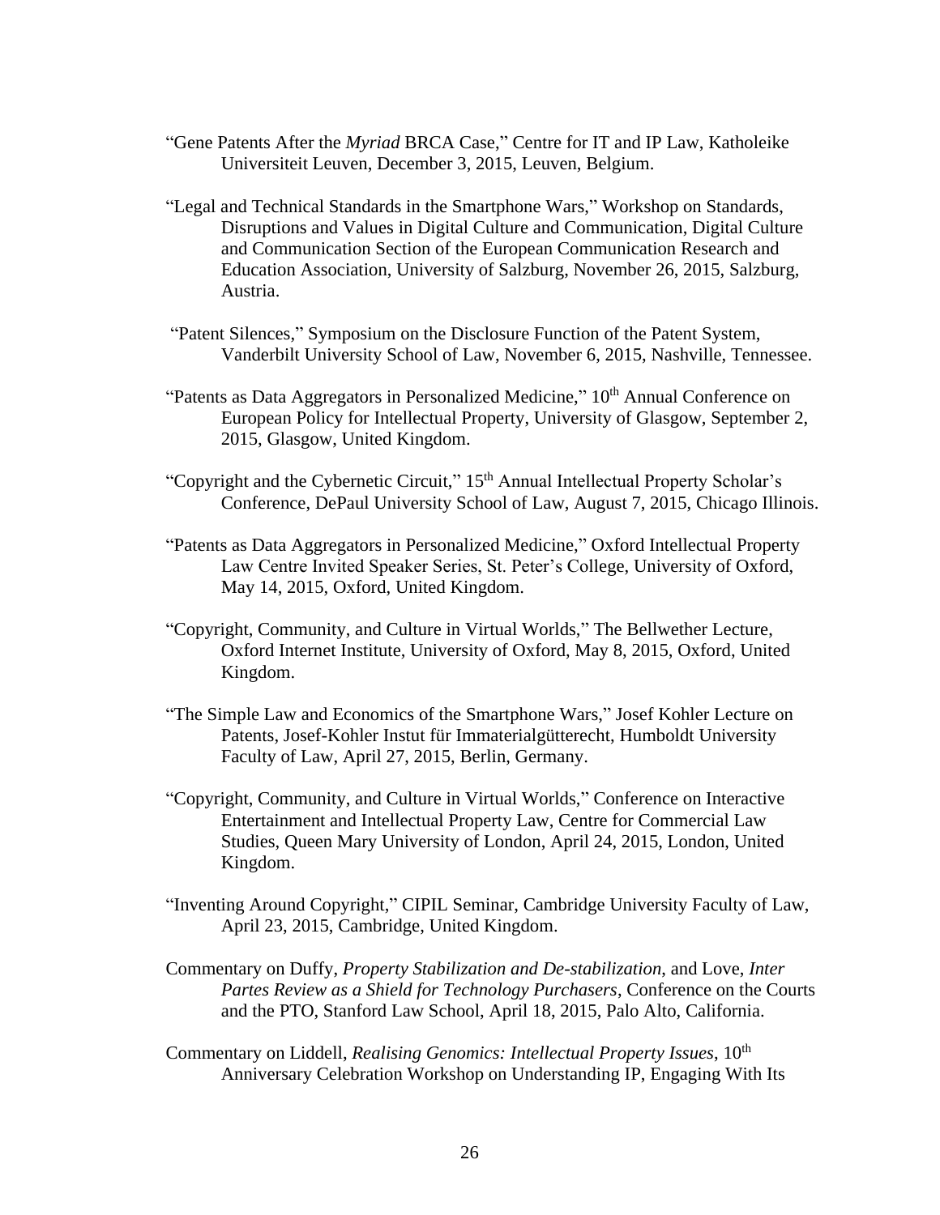"Gene Patents After the *Myriad* BRCA Case," Centre for IT and IP Law, Katholeike Universiteit Leuven, December 3, 2015, Leuven, Belgium.

"Legal and Technical Standards in the Smartphone Wars," Workshop on Standards, Disruptions and Values in Digital Culture and Communication, Digital Culture and Communication Section of the European Communication Research and Education Association, University of Salzburg, November 26, 2015, Salzburg, Austria.

"Patent Silences," Symposium on the Disclosure Function of the Patent System, Vanderbilt University School of Law, November 6, 2015, Nashville, Tennessee.

"Patents as Data Aggregators in Personalized Medicine," 10th Annual Conference on European Policy for Intellectual Property, University of Glasgow, September 2, 2015, Glasgow, United Kingdom.

"Copyright and the Cybernetic Circuit," 15th Annual Intellectual Property Scholar's Conference, DePaul University School of Law, August 7, 2015, Chicago Illinois.

"Patents as Data Aggregators in Personalized Medicine," Oxford Intellectual Property Law Centre Invited Speaker Series, St. Peter's College, University of Oxford, May 14, 2015, Oxford, United Kingdom.

"Copyright, Community, and Culture in Virtual Worlds," The Bellwether Lecture, Oxford Internet Institute, University of Oxford, May 8, 2015, Oxford, United Kingdom.

"The Simple Law and Economics of the Smartphone Wars," Josef Kohler Lecture on Patents, Josef-Kohler Instut für Immaterialgütterecht, Humboldt University Faculty of Law, April 27, 2015, Berlin, Germany.

"Copyright, Community, and Culture in Virtual Worlds," Conference on Interactive Entertainment and Intellectual Property Law, Centre for Commercial Law Studies, Queen Mary University of London, April 24, 2015, London, United Kingdom.

"Inventing Around Copyright," CIPIL Seminar, Cambridge University Faculty of Law, April 23, 2015, Cambridge, United Kingdom.

Commentary on Duffy, *Property Stabilization and De-stabilization*, and Love, *Inter Partes Review as a Shield for Technology Purchasers*, Conference on the Courts and the PTO, Stanford Law School, April 18, 2015, Palo Alto, California.

Commentary on Liddell, *Realising Genomics: Intellectual Property Issues*, 10th Anniversary Celebration Workshop on Understanding IP, Engaging With Its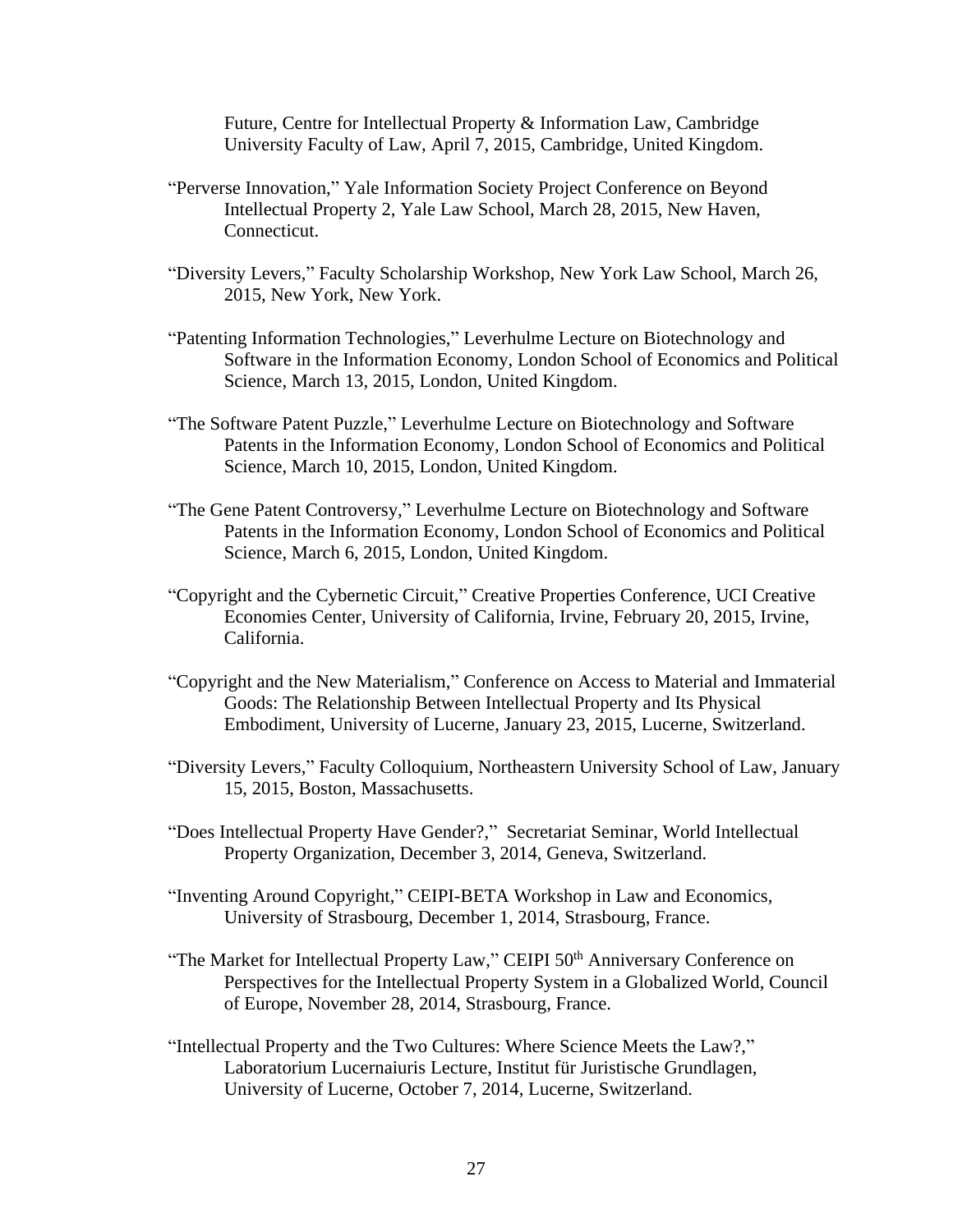Future, Centre for Intellectual Property & Information Law, Cambridge University Faculty of Law, April 7, 2015, Cambridge, United Kingdom.

"Perverse Innovation," Yale Information Society Project Conference on Beyond Intellectual Property 2, Yale Law School, March 28, 2015, New Haven, Connecticut.

"Diversity Levers," Faculty Scholarship Workshop, New York Law School, March 26, 2015, New York, New York.

"Patenting Information Technologies," Leverhulme Lecture on Biotechnology and Software in the Information Economy, London School of Economics and Political Science, March 13, 2015, London, United Kingdom.

"The Software Patent Puzzle," Leverhulme Lecture on Biotechnology and Software Patents in the Information Economy, London School of Economics and Political Science, March 10, 2015, London, United Kingdom.

"The Gene Patent Controversy," Leverhulme Lecture on Biotechnology and Software Patents in the Information Economy, London School of Economics and Political Science, March 6, 2015, London, United Kingdom.

"Copyright and the Cybernetic Circuit," Creative Properties Conference, UCI Creative Economies Center, University of California, Irvine, February 20, 2015, Irvine, California.

"Copyright and the New Materialism," Conference on Access to Material and Immaterial Goods: The Relationship Between Intellectual Property and Its Physical Embodiment, University of Lucerne, January 23, 2015, Lucerne, Switzerland.

"Diversity Levers," Faculty Colloquium, Northeastern University School of Law, January 15, 2015, Boston, Massachusetts.

"Does Intellectual Property Have Gender?," Secretariat Seminar, World Intellectual Property Organization, December 3, 2014, Geneva, Switzerland.

"Inventing Around Copyright," CEIPI-BETA Workshop in Law and Economics, University of Strasbourg, December 1, 2014, Strasbourg, France.

"The Market for Intellectual Property Law," CEIPI 50th Anniversary Conference on Perspectives for the Intellectual Property System in a Globalized World, Council of Europe, November 28, 2014, Strasbourg, France.

"Intellectual Property and the Two Cultures: Where Science Meets the Law?," Laboratorium Lucernaiuris Lecture, Institut für Juristische Grundlagen, University of Lucerne, October 7, 2014, Lucerne, Switzerland.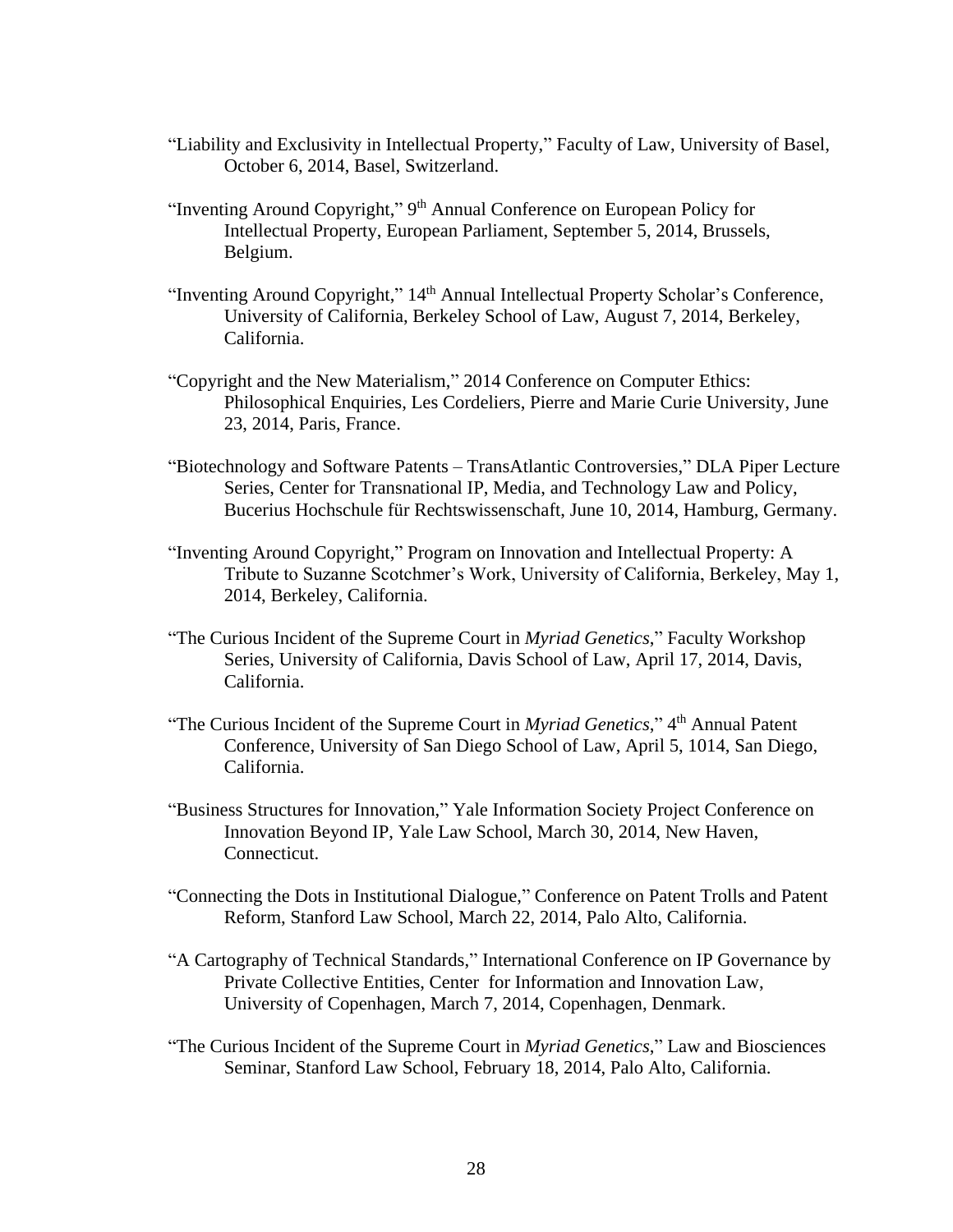"Liability and Exclusivity in Intellectual Property," Faculty of Law, University of Basel, October 6, 2014, Basel, Switzerland.

"Inventing Around Copyright," 9th Annual Conference on European Policy for Intellectual Property, European Parliament, September 5, 2014, Brussels, Belgium.

"Inventing Around Copyright," 14th Annual Intellectual Property Scholar's Conference, University of California, Berkeley School of Law, August 7, 2014, Berkeley, California.

"Copyright and the New Materialism," 2014 Conference on Computer Ethics: Philosophical Enquiries, Les Cordeliers, Pierre and Marie Curie University, June 23, 2014, Paris, France.

"Biotechnology and Software Patents – TransAtlantic Controversies," DLA Piper Lecture Series, Center for Transnational IP, Media, and Technology Law and Policy, Bucerius Hochschule für Rechtswissenschaft, June 10, 2014, Hamburg, Germany.

"Inventing Around Copyright," Program on Innovation and Intellectual Property: A Tribute to Suzanne Scotchmer's Work, University of California, Berkeley, May 1, 2014, Berkeley, California.

"The Curious Incident of the Supreme Court in *Myriad Genetics*," Faculty Workshop Series, University of California, Davis School of Law, April 17, 2014, Davis, California.

"The Curious Incident of the Supreme Court in *Myriad Genetics*," 4th Annual Patent Conference, University of San Diego School of Law, April 5, 1014, San Diego, California.

"Business Structures for Innovation," Yale Information Society Project Conference on Innovation Beyond IP, Yale Law School, March 30, 2014, New Haven, Connecticut.

"Connecting the Dots in Institutional Dialogue," Conference on Patent Trolls and Patent Reform, Stanford Law School, March 22, 2014, Palo Alto, California.

"A Cartography of Technical Standards," International Conference on IP Governance by Private Collective Entities, Center for Information and Innovation Law, University of Copenhagen, March 7, 2014, Copenhagen, Denmark.

"The Curious Incident of the Supreme Court in *Myriad Genetics*," Law and Biosciences Seminar, Stanford Law School, February 18, 2014, Palo Alto, California.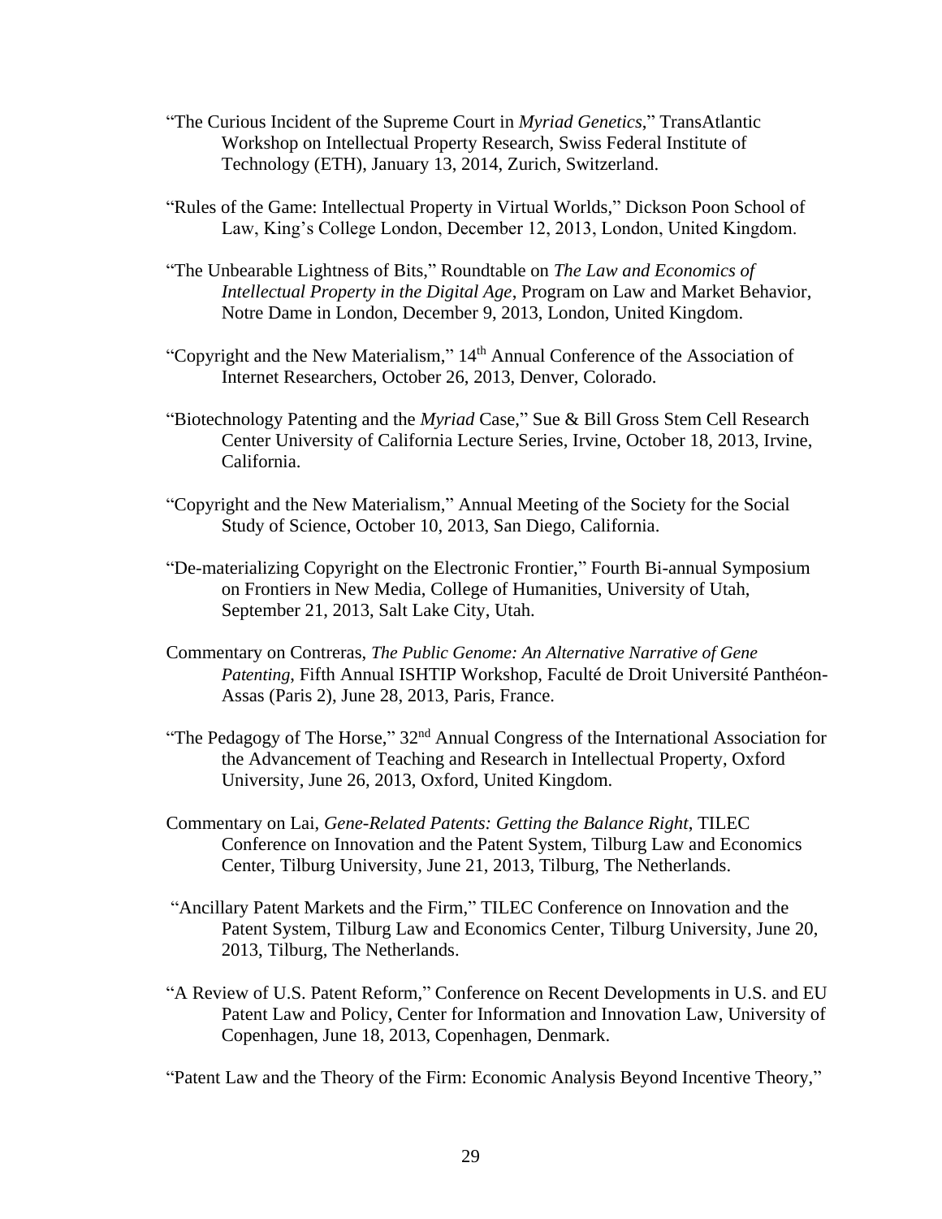"The Curious Incident of the Supreme Court in *Myriad Genetics*," TransAtlantic Workshop on Intellectual Property Research, Swiss Federal Institute of Technology (ETH), January 13, 2014, Zurich, Switzerland.

"Rules of the Game: Intellectual Property in Virtual Worlds," Dickson Poon School of Law, King's College London, December 12, 2013, London, United Kingdom.

"The Unbearable Lightness of Bits," Roundtable on *The Law and Economics of Intellectual Property in the Digital Age*, Program on Law and Market Behavior, Notre Dame in London, December 9, 2013, London, United Kingdom.

"Copyright and the New Materialism," 14th Annual Conference of the Association of Internet Researchers, October 26, 2013, Denver, Colorado.

"Biotechnology Patenting and the *Myriad* Case," Sue & Bill Gross Stem Cell Research Center University of California Lecture Series, Irvine, October 18, 2013, Irvine, California.

"Copyright and the New Materialism," Annual Meeting of the Society for the Social Study of Science, October 10, 2013, San Diego, California.

"De-materializing Copyright on the Electronic Frontier," Fourth Bi-annual Symposium on Frontiers in New Media, College of Humanities, University of Utah, September 21, 2013, Salt Lake City, Utah.

Commentary on Contreras, *The Public Genome: An Alternative Narrative of Gene Patenting*, Fifth Annual ISHTIP Workshop, Faculté de Droit Université Panthéon-Assas (Paris 2), June 28, 2013, Paris, France.

"The Pedagogy of The Horse," 32nd Annual Congress of the International Association for the Advancement of Teaching and Research in Intellectual Property, Oxford University, June 26, 2013, Oxford, United Kingdom.

Commentary on Lai, *Gene-Related Patents: Getting the Balance Right*, TILEC Conference on Innovation and the Patent System, Tilburg Law and Economics Center, Tilburg University, June 21, 2013, Tilburg, The Netherlands.

"Ancillary Patent Markets and the Firm," TILEC Conference on Innovation and the Patent System, Tilburg Law and Economics Center, Tilburg University, June 20, 2013, Tilburg, The Netherlands.

"A Review of U.S. Patent Reform," Conference on Recent Developments in U.S. and EU Patent Law and Policy, Center for Information and Innovation Law, University of Copenhagen, June 18, 2013, Copenhagen, Denmark.

"Patent Law and the Theory of the Firm: Economic Analysis Beyond Incentive Theory,"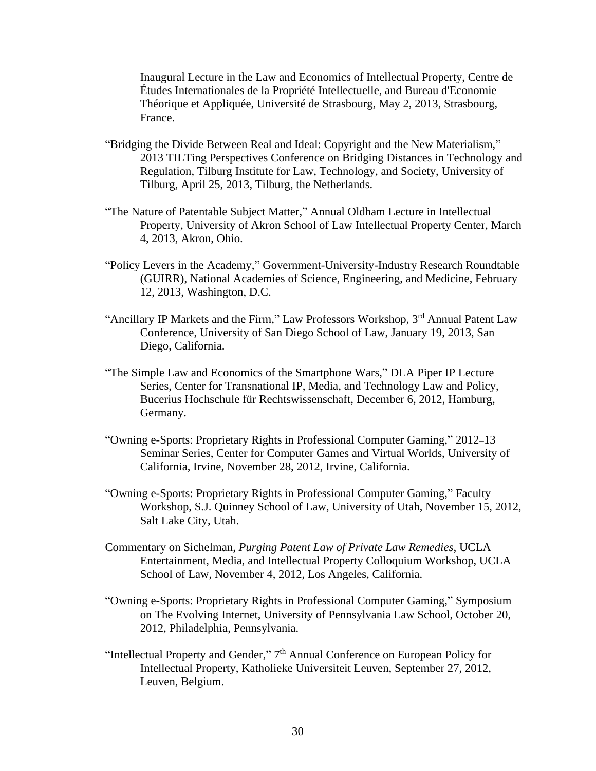Inaugural Lecture in the Law and Economics of Intellectual Property, Centre de Études Internationales de la Propriété Intellectuelle, and Bureau d'Economie Théorique et Appliquée, Université de Strasbourg, May 2, 2013, Strasbourg, France.

"Bridging the Divide Between Real and Ideal: Copyright and the New Materialism," 2013 TILTing Perspectives Conference on Bridging Distances in Technology and Regulation, Tilburg Institute for Law, Technology, and Society, University of Tilburg, April 25, 2013, Tilburg, the Netherlands.

"The Nature of Patentable Subject Matter," Annual Oldham Lecture in Intellectual Property, University of Akron School of Law Intellectual Property Center, March 4, 2013, Akron, Ohio.

"Policy Levers in the Academy," Government-University-Industry Research Roundtable (GUIRR), National Academies of Science, Engineering, and Medicine, February 12, 2013, Washington, D.C.

"Ancillary IP Markets and the Firm," Law Professors Workshop, 3rd Annual Patent Law Conference, University of San Diego School of Law, January 19, 2013, San Diego, California.

"The Simple Law and Economics of the Smartphone Wars," DLA Piper IP Lecture Series, Center for Transnational IP, Media, and Technology Law and Policy, Bucerius Hochschule für Rechtswissenschaft, December 6, 2012, Hamburg, Germany.

"Owning e-Sports: Proprietary Rights in Professional Computer Gaming," 2012–13 Seminar Series, Center for Computer Games and Virtual Worlds, University of California, Irvine, November 28, 2012, Irvine, California.

"Owning e-Sports: Proprietary Rights in Professional Computer Gaming," Faculty Workshop, S.J. Quinney School of Law, University of Utah, November 15, 2012, Salt Lake City, Utah.

Commentary on Sichelman, *Purging Patent Law of Private Law Remedies*, UCLA Entertainment, Media, and Intellectual Property Colloquium Workshop, UCLA School of Law, November 4, 2012, Los Angeles, California.

"Owning e-Sports: Proprietary Rights in Professional Computer Gaming," Symposium on The Evolving Internet, University of Pennsylvania Law School, October 20, 2012, Philadelphia, Pennsylvania.

"Intellectual Property and Gender," 7th Annual Conference on European Policy for Intellectual Property, Katholieke Universiteit Leuven, September 27, 2012, Leuven, Belgium.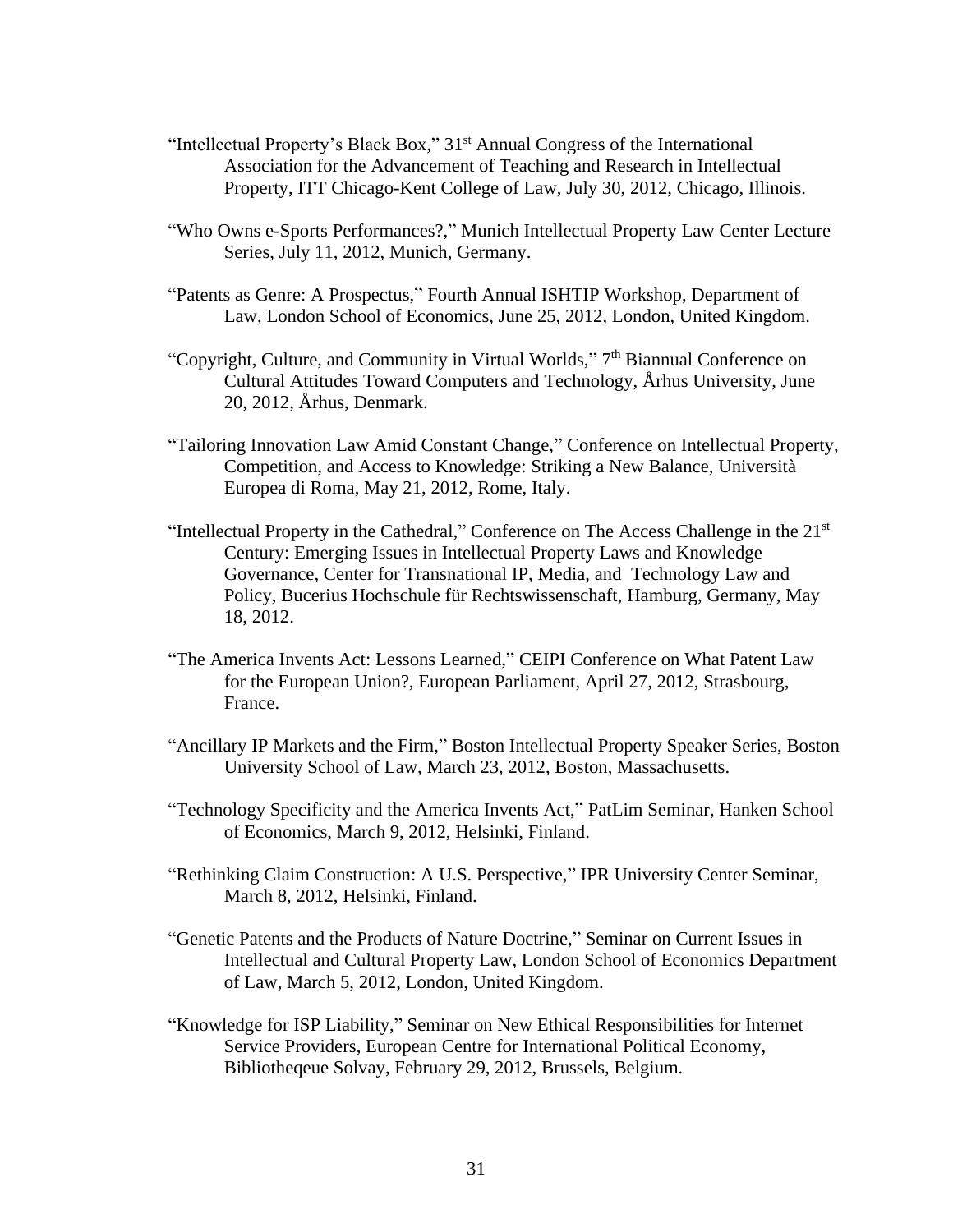"Intellectual Property's Black Box," 31st Annual Congress of the International Association for the Advancement of Teaching and Research in Intellectual Property, ITT Chicago-Kent College of Law, July 30, 2012, Chicago, Illinois.

"Who Owns e-Sports Performances?," Munich Intellectual Property Law Center Lecture Series, July 11, 2012, Munich, Germany.

"Patents as Genre: A Prospectus," Fourth Annual ISHTIP Workshop, Department of Law, London School of Economics, June 25, 2012, London, United Kingdom.

"Copyright, Culture, and Community in Virtual Worlds," 7th Biannual Conference on Cultural Attitudes Toward Computers and Technology, Århus University, June 20, 2012, Århus, Denmark.

"Tailoring Innovation Law Amid Constant Change," Conference on Intellectual Property, Competition, and Access to Knowledge: Striking a New Balance, Università Europea di Roma, May 21, 2012, Rome, Italy.

"Intellectual Property in the Cathedral," Conference on The Access Challenge in the 21st Century: Emerging Issues in Intellectual Property Laws and Knowledge Governance, Center for Transnational IP, Media, and Technology Law and Policy, Bucerius Hochschule für Rechtswissenschaft, Hamburg, Germany, May 18, 2012.

"The America Invents Act: Lessons Learned," CEIPI Conference on What Patent Law for the European Union?, European Parliament, April 27, 2012, Strasbourg, France.

"Ancillary IP Markets and the Firm," Boston Intellectual Property Speaker Series, Boston University School of Law, March 23, 2012, Boston, Massachusetts.

"Technology Specificity and the America Invents Act," PatLim Seminar, Hanken School of Economics, March 9, 2012, Helsinki, Finland.

"Rethinking Claim Construction: A U.S. Perspective," IPR University Center Seminar, March 8, 2012, Helsinki, Finland.

"Genetic Patents and the Products of Nature Doctrine," Seminar on Current Issues in Intellectual and Cultural Property Law, London School of Economics Department of Law, March 5, 2012, London, United Kingdom.

"Knowledge for ISP Liability," Seminar on New Ethical Responsibilities for Internet Service Providers, European Centre for International Political Economy, Bibliotheqeue Solvay, February 29, 2012, Brussels, Belgium.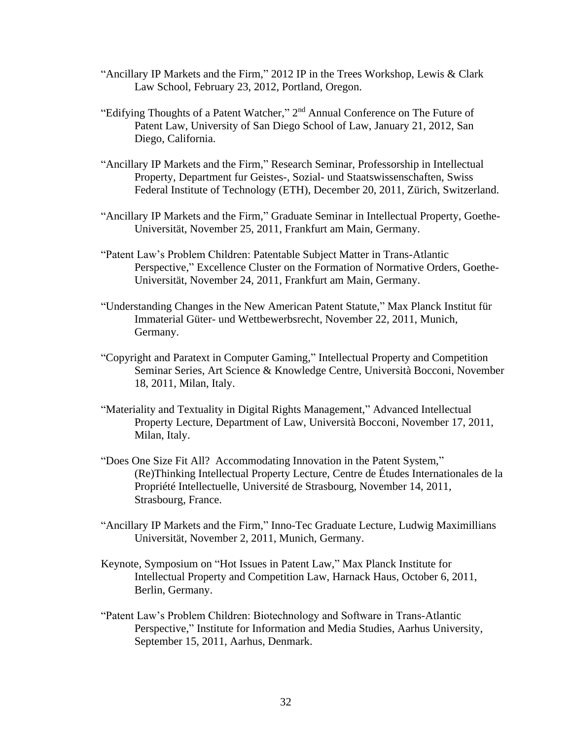"Ancillary IP Markets and the Firm," 2012 IP in the Trees Workshop, Lewis & Clark Law School, February 23, 2012, Portland, Oregon.

"Edifying Thoughts of a Patent Watcher," 2nd Annual Conference on The Future of Patent Law, University of San Diego School of Law, January 21, 2012, San Diego, California.

"Ancillary IP Markets and the Firm," Research Seminar, Professorship in Intellectual Property, Department fur Geistes-, Sozial- und Staatswissenschaften, Swiss Federal Institute of Technology (ETH), December 20, 2011, Zürich, Switzerland.

"Ancillary IP Markets and the Firm," Graduate Seminar in Intellectual Property, Goethe-Universität, November 25, 2011, Frankfurt am Main, Germany.

"Patent Law's Problem Children: Patentable Subject Matter in Trans-Atlantic Perspective," Excellence Cluster on the Formation of Normative Orders, Goethe-Universität, November 24, 2011, Frankfurt am Main, Germany.

"Understanding Changes in the New American Patent Statute," Max Planck Institut für Immaterial Güter- und Wettbewerbsrecht, November 22, 2011, Munich, Germany.

"Copyright and Paratext in Computer Gaming," Intellectual Property and Competition Seminar Series, Art Science & Knowledge Centre, Università Bocconi, November 18, 2011, Milan, Italy.

"Materiality and Textuality in Digital Rights Management," Advanced Intellectual Property Lecture, Department of Law, Università Bocconi, November 17, 2011, Milan, Italy.

"Does One Size Fit All? Accommodating Innovation in the Patent System," (Re)Thinking Intellectual Property Lecture, Centre de Études Internationales de la Propriété Intellectuelle, Université de Strasbourg, November 14, 2011, Strasbourg, France.

"Ancillary IP Markets and the Firm," Inno-Tec Graduate Lecture, Ludwig Maximillians Universität, November 2, 2011, Munich, Germany.

Keynote, Symposium on "Hot Issues in Patent Law," Max Planck Institute for Intellectual Property and Competition Law, Harnack Haus, October 6, 2011, Berlin, Germany.

"Patent Law's Problem Children: Biotechnology and Software in Trans-Atlantic Perspective," Institute for Information and Media Studies, Aarhus University, September 15, 2011, Aarhus, Denmark.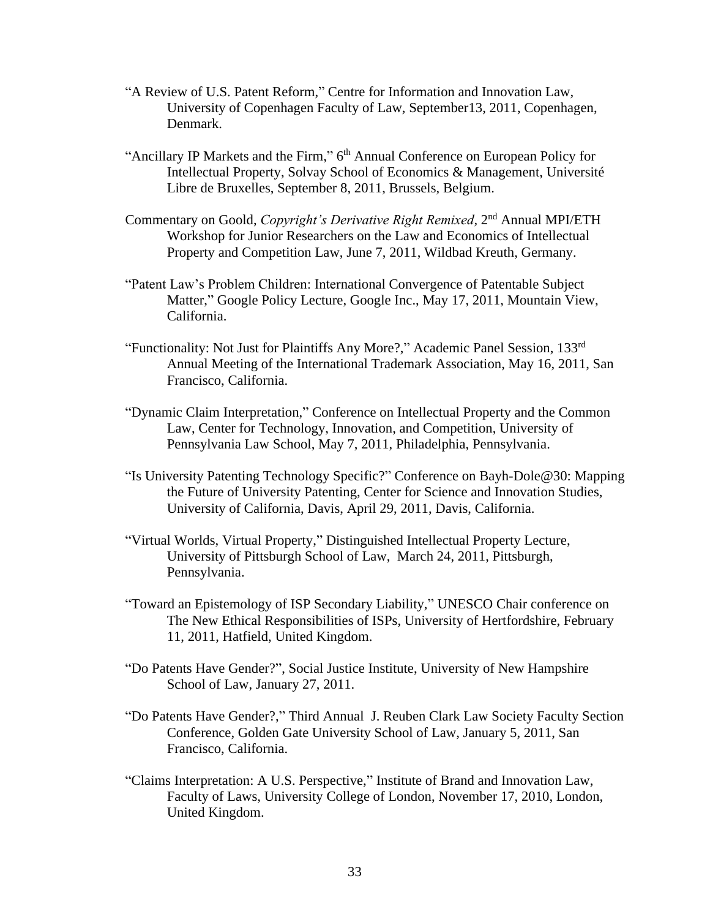"A Review of U.S. Patent Reform," Centre for Information and Innovation Law, University of Copenhagen Faculty of Law, September13, 2011, Copenhagen, Denmark.

"Ancillary IP Markets and the Firm," 6th Annual Conference on European Policy for Intellectual Property, Solvay School of Economics & Management, Université Libre de Bruxelles, September 8, 2011, Brussels, Belgium.

Commentary on Goold, *Copyright's Derivative Right Remixed*, 2nd Annual MPI/ETH Workshop for Junior Researchers on the Law and Economics of Intellectual Property and Competition Law, June 7, 2011, Wildbad Kreuth, Germany.

"Patent Law's Problem Children: International Convergence of Patentable Subject Matter," Google Policy Lecture, Google Inc., May 17, 2011, Mountain View, California.

"Functionality: Not Just for Plaintiffs Any More?," Academic Panel Session, 133rd Annual Meeting of the International Trademark Association, May 16, 2011, San Francisco, California.

"Dynamic Claim Interpretation," Conference on Intellectual Property and the Common Law, Center for Technology, Innovation, and Competition, University of Pennsylvania Law School, May 7, 2011, Philadelphia, Pennsylvania.

"Is University Patenting Technology Specific?" Conference on Bayh-Dole@30: Mapping the Future of University Patenting, Center for Science and Innovation Studies, University of California, Davis, April 29, 2011, Davis, California.

"Virtual Worlds, Virtual Property," Distinguished Intellectual Property Lecture, University of Pittsburgh School of Law, March 24, 2011, Pittsburgh, Pennsylvania.

"Toward an Epistemology of ISP Secondary Liability," UNESCO Chair conference on The New Ethical Responsibilities of ISPs, University of Hertfordshire, February 11, 2011, Hatfield, United Kingdom.

"Do Patents Have Gender?", Social Justice Institute, University of New Hampshire School of Law, January 27, 2011.

"Do Patents Have Gender?," Third Annual J. Reuben Clark Law Society Faculty Section Conference, Golden Gate University School of Law, January 5, 2011, San Francisco, California.

"Claims Interpretation: A U.S. Perspective," Institute of Brand and Innovation Law, Faculty of Laws, University College of London, November 17, 2010, London, United Kingdom.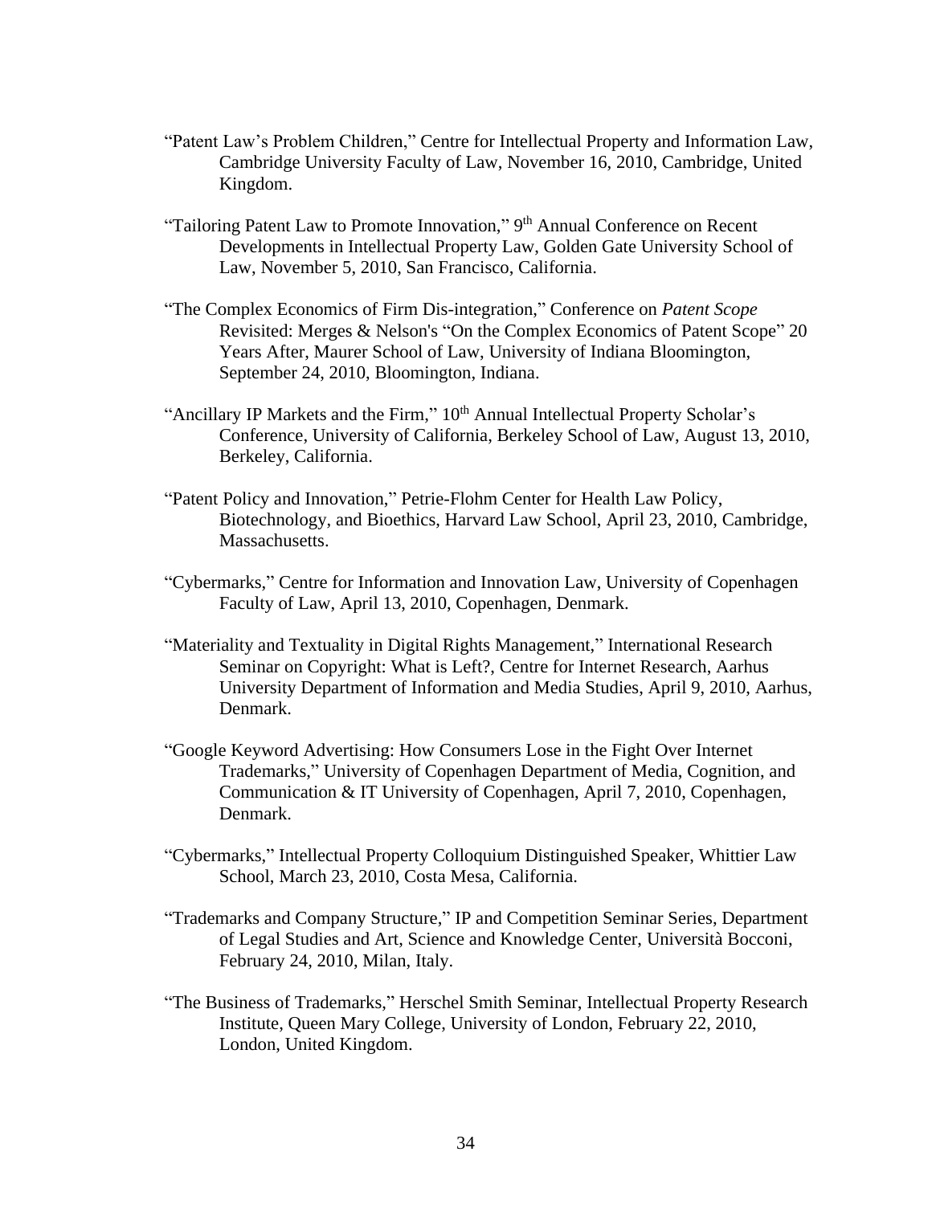"Patent Law's Problem Children," Centre for Intellectual Property and Information Law, Cambridge University Faculty of Law, November 16, 2010, Cambridge, United Kingdom.

"Tailoring Patent Law to Promote Innovation," 9th Annual Conference on Recent Developments in Intellectual Property Law, Golden Gate University School of Law, November 5, 2010, San Francisco, California.

"The Complex Economics of Firm Dis-integration," Conference on *Patent Scope* Revisited: Merges & Nelson's "On the Complex Economics of Patent Scope" 20 Years After, Maurer School of Law, University of Indiana Bloomington, September 24, 2010, Bloomington, Indiana.

"Ancillary IP Markets and the Firm," 10th Annual Intellectual Property Scholar's Conference, University of California, Berkeley School of Law, August 13, 2010, Berkeley, California.

"Patent Policy and Innovation," Petrie-Flohm Center for Health Law Policy, Biotechnology, and Bioethics, Harvard Law School, April 23, 2010, Cambridge, Massachusetts.

"Cybermarks," Centre for Information and Innovation Law, University of Copenhagen Faculty of Law, April 13, 2010, Copenhagen, Denmark.

"Materiality and Textuality in Digital Rights Management," International Research Seminar on Copyright: What is Left?, Centre for Internet Research, Aarhus University Department of Information and Media Studies, April 9, 2010, Aarhus, Denmark.

"Google Keyword Advertising: How Consumers Lose in the Fight Over Internet Trademarks," University of Copenhagen Department of Media, Cognition, and Communication & IT University of Copenhagen, April 7, 2010, Copenhagen, Denmark.

"Cybermarks," Intellectual Property Colloquium Distinguished Speaker, Whittier Law School, March 23, 2010, Costa Mesa, California.

"Trademarks and Company Structure," IP and Competition Seminar Series, Department of Legal Studies and Art, Science and Knowledge Center, Università Bocconi, February 24, 2010, Milan, Italy.

"The Business of Trademarks," Herschel Smith Seminar, Intellectual Property Research Institute, Queen Mary College, University of London, February 22, 2010, London, United Kingdom.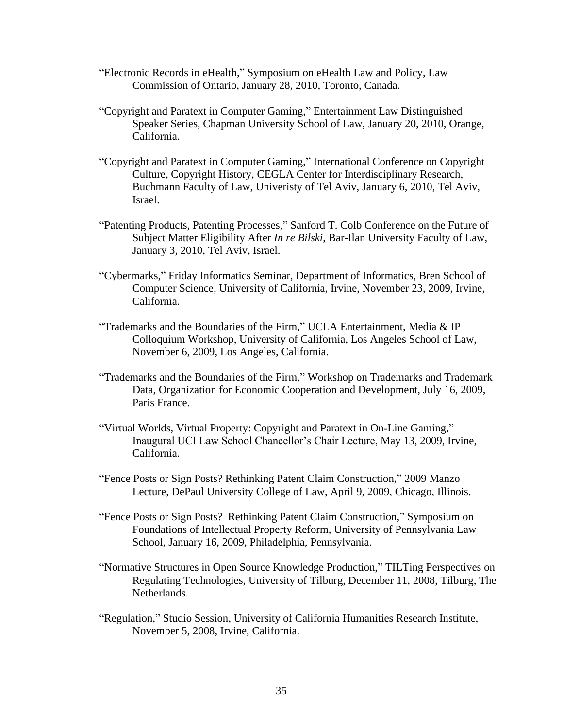"Electronic Records in eHealth," Symposium on eHealth Law and Policy, Law Commission of Ontario, January 28, 2010, Toronto, Canada.

"Copyright and Paratext in Computer Gaming," Entertainment Law Distinguished Speaker Series, Chapman University School of Law, January 20, 2010, Orange, California.

"Copyright and Paratext in Computer Gaming," International Conference on Copyright Culture, Copyright History, CEGLA Center for Interdisciplinary Research, Buchmann Faculty of Law, Univeristy of Tel Aviv, January 6, 2010, Tel Aviv, Israel.

"Patenting Products, Patenting Processes," Sanford T. Colb Conference on the Future of Subject Matter Eligibility After *In re Bilski*, Bar-Ilan University Faculty of Law, January 3, 2010, Tel Aviv, Israel.

"Cybermarks," Friday Informatics Seminar, Department of Informatics, Bren School of Computer Science, University of California, Irvine, November 23, 2009, Irvine, California.

"Trademarks and the Boundaries of the Firm," UCLA Entertainment, Media & IP Colloquium Workshop, University of California, Los Angeles School of Law, November 6, 2009, Los Angeles, California.

"Trademarks and the Boundaries of the Firm," Workshop on Trademarks and Trademark Data, Organization for Economic Cooperation and Development, July 16, 2009, Paris France.

"Virtual Worlds, Virtual Property: Copyright and Paratext in On-Line Gaming," Inaugural UCI Law School Chancellor's Chair Lecture, May 13, 2009, Irvine, California.

"Fence Posts or Sign Posts? Rethinking Patent Claim Construction," 2009 Manzo Lecture, DePaul University College of Law, April 9, 2009, Chicago, Illinois.

"Fence Posts or Sign Posts? Rethinking Patent Claim Construction," Symposium on Foundations of Intellectual Property Reform, University of Pennsylvania Law School, January 16, 2009, Philadelphia, Pennsylvania.

"Normative Structures in Open Source Knowledge Production," TILTing Perspectives on Regulating Technologies, University of Tilburg, December 11, 2008, Tilburg, The Netherlands.

"Regulation," Studio Session, University of California Humanities Research Institute, November 5, 2008, Irvine, California.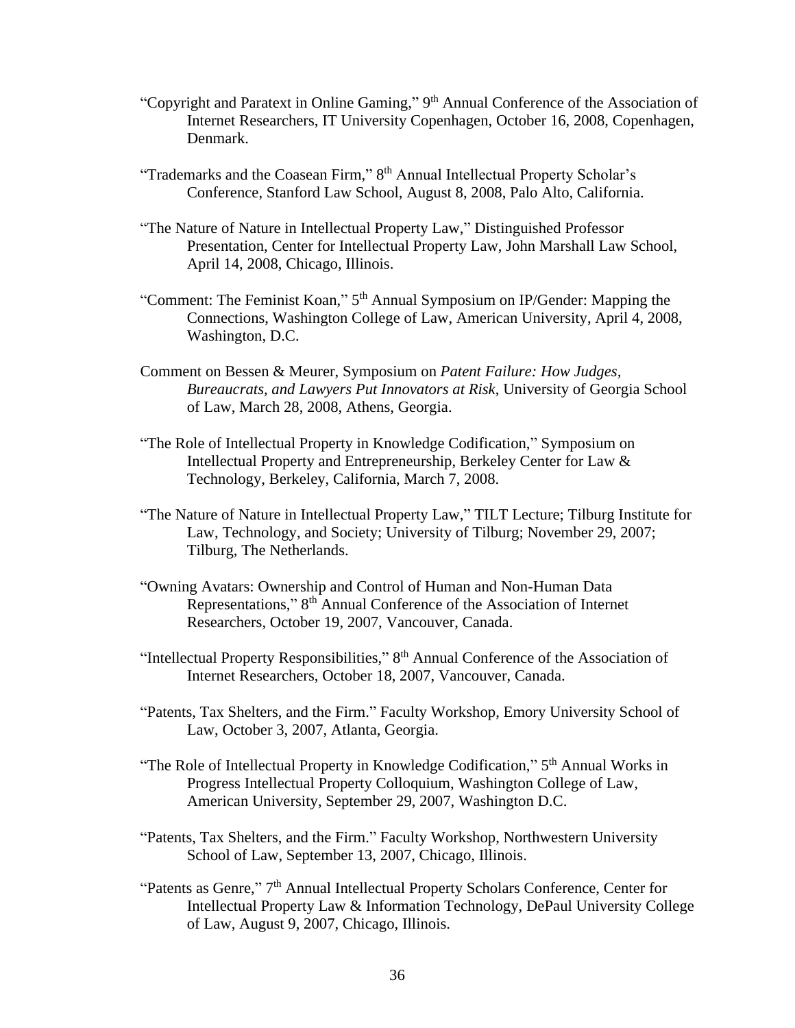"Copyright and Paratext in Online Gaming," 9th Annual Conference of the Association of Internet Researchers, IT University Copenhagen, October 16, 2008, Copenhagen, Denmark.

"Trademarks and the Coasean Firm," 8th Annual Intellectual Property Scholar's Conference, Stanford Law School, August 8, 2008, Palo Alto, California.

"The Nature of Nature in Intellectual Property Law," Distinguished Professor Presentation, Center for Intellectual Property Law, John Marshall Law School, April 14, 2008, Chicago, Illinois.

"Comment: The Feminist Koan," 5th Annual Symposium on IP/Gender: Mapping the Connections, Washington College of Law, American University, April 4, 2008, Washington, D.C.

Comment on Bessen & Meurer, Symposium on *Patent Failure: How Judges, Bureaucrats, and Lawyers Put Innovators at Risk*, University of Georgia School of Law, March 28, 2008, Athens, Georgia.

"The Role of Intellectual Property in Knowledge Codification," Symposium on Intellectual Property and Entrepreneurship, Berkeley Center for Law & Technology, Berkeley, California, March 7, 2008.

"The Nature of Nature in Intellectual Property Law," TILT Lecture; Tilburg Institute for Law, Technology, and Society; University of Tilburg; November 29, 2007; Tilburg, The Netherlands.

"Owning Avatars: Ownership and Control of Human and Non-Human Data Representations," 8th Annual Conference of the Association of Internet Researchers, October 19, 2007, Vancouver, Canada.

"Intellectual Property Responsibilities," 8th Annual Conference of the Association of Internet Researchers, October 18, 2007, Vancouver, Canada.

"Patents, Tax Shelters, and the Firm." Faculty Workshop, Emory University School of Law, October 3, 2007, Atlanta, Georgia.

"The Role of Intellectual Property in Knowledge Codification," 5th Annual Works in Progress Intellectual Property Colloquium, Washington College of Law, American University, September 29, 2007, Washington D.C.

"Patents, Tax Shelters, and the Firm." Faculty Workshop, Northwestern University School of Law, September 13, 2007, Chicago, Illinois.

"Patents as Genre," 7th Annual Intellectual Property Scholars Conference, Center for Intellectual Property Law & Information Technology, DePaul University College of Law, August 9, 2007, Chicago, Illinois.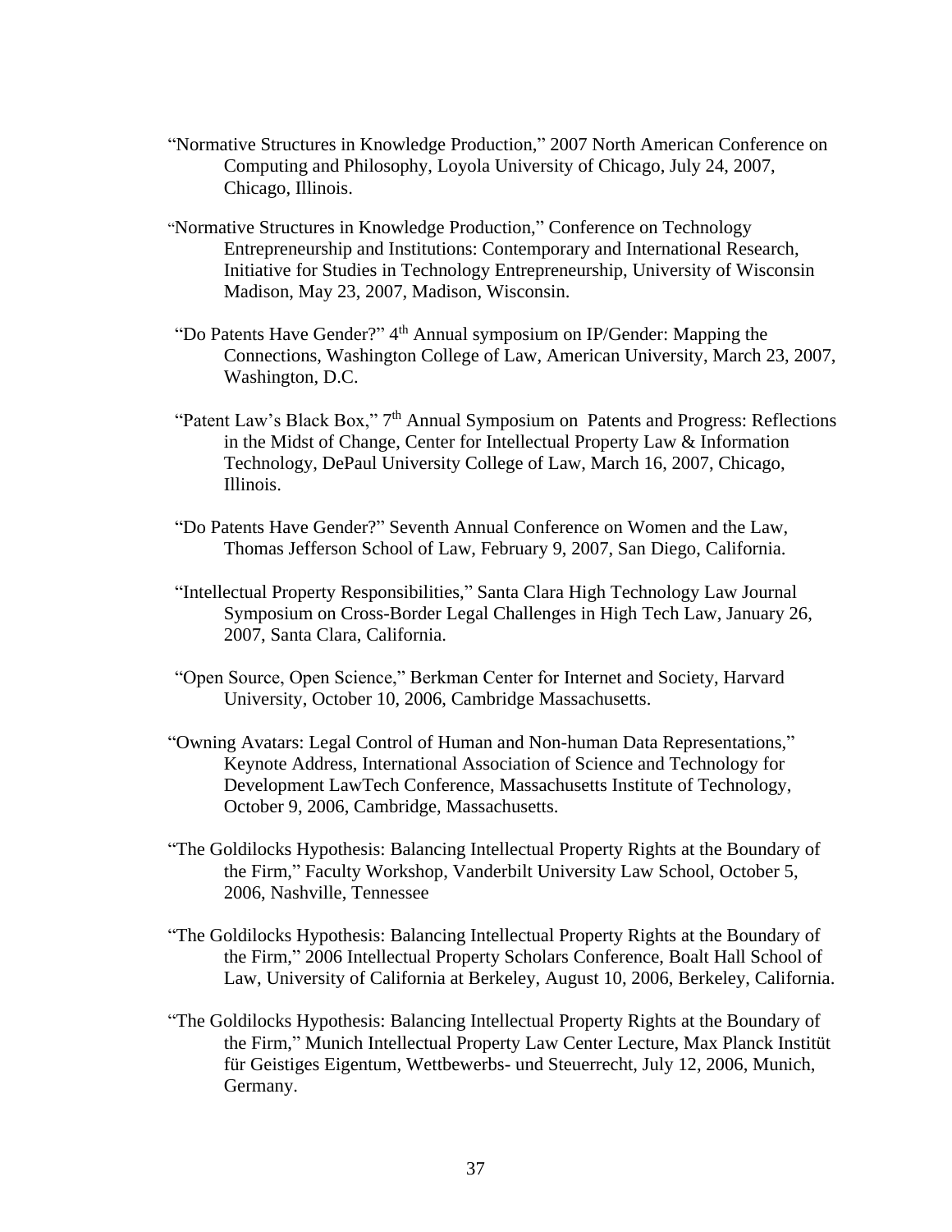"Normative Structures in Knowledge Production," 2007 North American Conference on Computing and Philosophy, Loyola University of Chicago, July 24, 2007, Chicago, Illinois.

"Normative Structures in Knowledge Production," Conference on Technology Entrepreneurship and Institutions: Contemporary and International Research, Initiative for Studies in Technology Entrepreneurship, University of Wisconsin Madison, May 23, 2007, Madison, Wisconsin.

"Do Patents Have Gender?" 4th Annual symposium on IP/Gender: Mapping the Connections, Washington College of Law, American University, March 23, 2007, Washington, D.C.

"Patent Law's Black Box," 7th Annual Symposium on Patents and Progress: Reflections in the Midst of Change, Center for Intellectual Property Law & Information Technology, DePaul University College of Law, March 16, 2007, Chicago, Illinois.

"Do Patents Have Gender?" Seventh Annual Conference on Women and the Law, Thomas Jefferson School of Law, February 9, 2007, San Diego, California.

"Intellectual Property Responsibilities," Santa Clara High Technology Law Journal Symposium on Cross-Border Legal Challenges in High Tech Law, January 26, 2007, Santa Clara, California.

"Open Source, Open Science," Berkman Center for Internet and Society, Harvard University, October 10, 2006, Cambridge Massachusetts.

"Owning Avatars: Legal Control of Human and Non-human Data Representations," Keynote Address, International Association of Science and Technology for Development LawTech Conference, Massachusetts Institute of Technology, October 9, 2006, Cambridge, Massachusetts.

"The Goldilocks Hypothesis: Balancing Intellectual Property Rights at the Boundary of the Firm," Faculty Workshop, Vanderbilt University Law School, October 5, 2006, Nashville, Tennessee

"The Goldilocks Hypothesis: Balancing Intellectual Property Rights at the Boundary of the Firm," 2006 Intellectual Property Scholars Conference, Boalt Hall School of Law, University of California at Berkeley, August 10, 2006, Berkeley, California.

"The Goldilocks Hypothesis: Balancing Intellectual Property Rights at the Boundary of the Firm," Munich Intellectual Property Law Center Lecture, Max Planck Institüt für Geistiges Eigentum, Wettbewerbs- und Steuerrecht, July 12, 2006, Munich, Germany.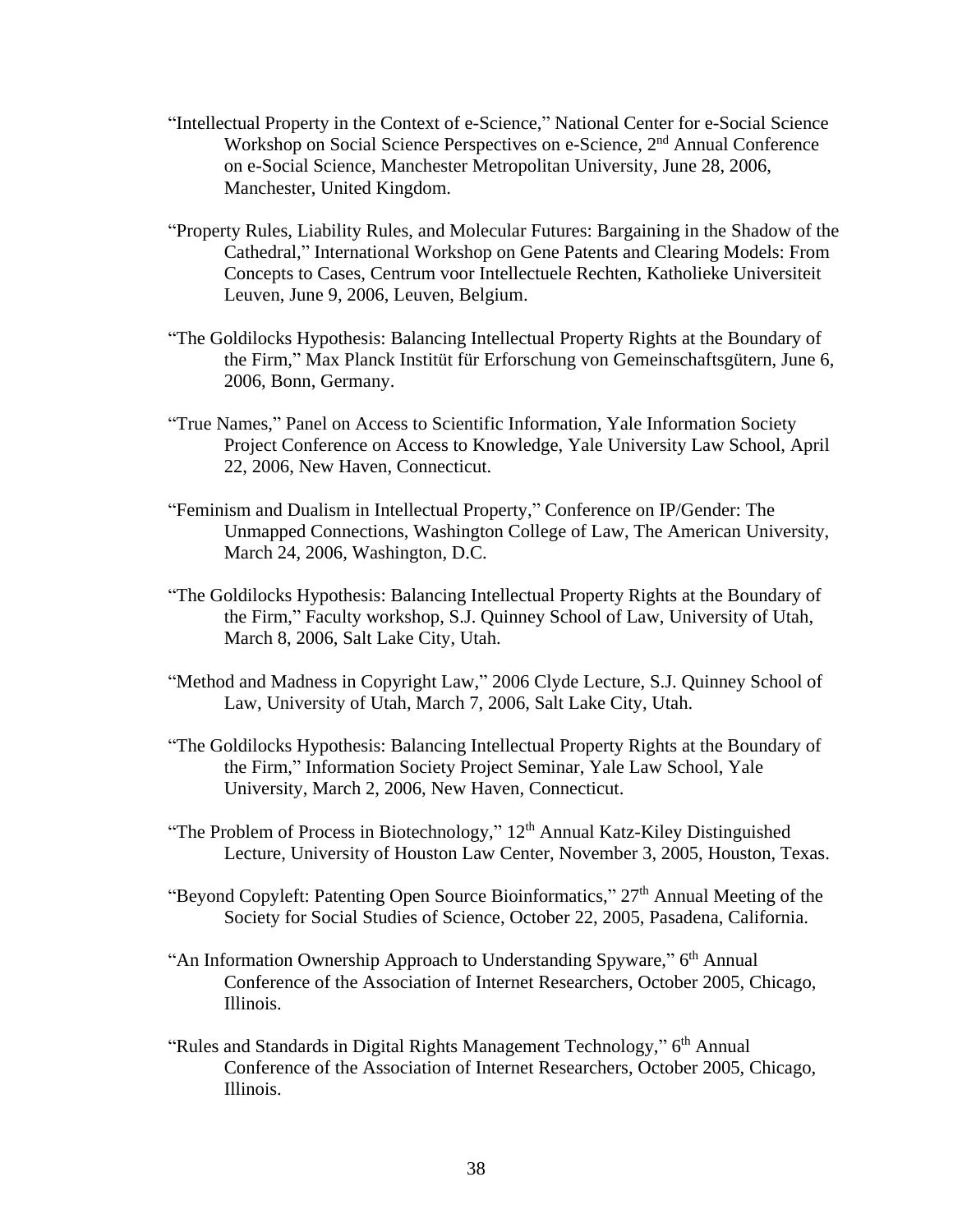"Intellectual Property in the Context of e-Science," National Center for e-Social Science Workshop on Social Science Perspectives on e-Science, 2nd Annual Conference on e-Social Science, Manchester Metropolitan University, June 28, 2006, Manchester, United Kingdom.

"Property Rules, Liability Rules, and Molecular Futures: Bargaining in the Shadow of the Cathedral," International Workshop on Gene Patents and Clearing Models: From Concepts to Cases, Centrum voor Intellectuele Rechten, Katholieke Universiteit Leuven, June 9, 2006, Leuven, Belgium.

"The Goldilocks Hypothesis: Balancing Intellectual Property Rights at the Boundary of the Firm," Max Planck Institüt für Erforschung von Gemeinschaftsgütern, June 6, 2006, Bonn, Germany.

"True Names," Panel on Access to Scientific Information, Yale Information Society Project Conference on Access to Knowledge, Yale University Law School, April 22, 2006, New Haven, Connecticut.

"Feminism and Dualism in Intellectual Property," Conference on IP/Gender: The Unmapped Connections, Washington College of Law, The American University, March 24, 2006, Washington, D.C.

"The Goldilocks Hypothesis: Balancing Intellectual Property Rights at the Boundary of the Firm," Faculty workshop, S.J. Quinney School of Law, University of Utah, March 8, 2006, Salt Lake City, Utah.

"Method and Madness in Copyright Law," 2006 Clyde Lecture, S.J. Quinney School of Law, University of Utah, March 7, 2006, Salt Lake City, Utah.

"The Goldilocks Hypothesis: Balancing Intellectual Property Rights at the Boundary of the Firm," Information Society Project Seminar, Yale Law School, Yale University, March 2, 2006, New Haven, Connecticut.

"The Problem of Process in Biotechnology," 12th Annual Katz-Kiley Distinguished Lecture, University of Houston Law Center, November 3, 2005, Houston, Texas.

"Beyond Copyleft: Patenting Open Source Bioinformatics," 27th Annual Meeting of the Society for Social Studies of Science, October 22, 2005, Pasadena, California.

"An Information Ownership Approach to Understanding Spyware," 6th Annual Conference of the Association of Internet Researchers, October 2005, Chicago, Illinois.

"Rules and Standards in Digital Rights Management Technology," 6th Annual Conference of the Association of Internet Researchers, October 2005, Chicago, Illinois.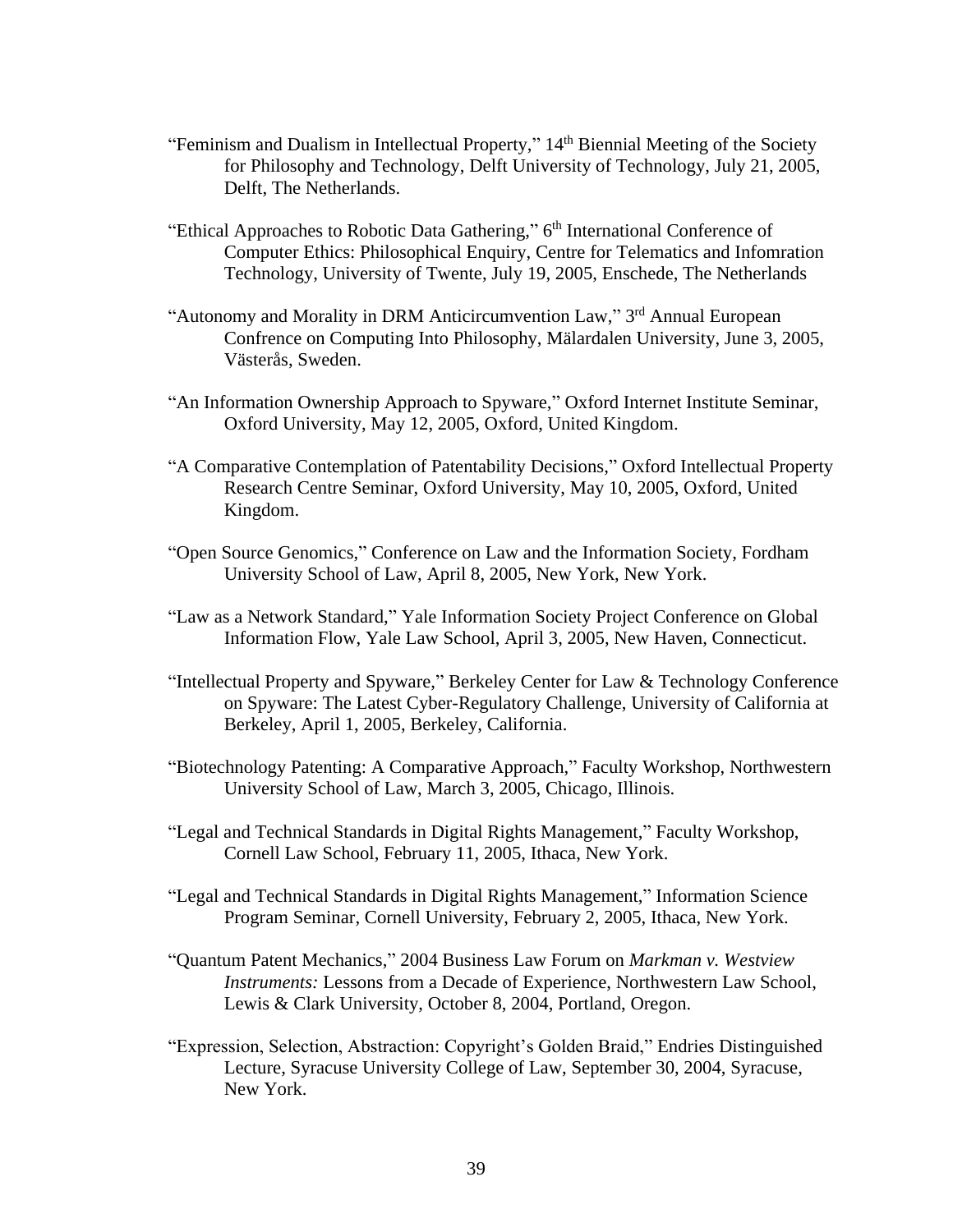"Feminism and Dualism in Intellectual Property," 14th Biennial Meeting of the Society for Philosophy and Technology, Delft University of Technology, July 21, 2005, Delft, The Netherlands.

"Ethical Approaches to Robotic Data Gathering," 6th International Conference of Computer Ethics: Philosophical Enquiry, Centre for Telematics and Infomration Technology, University of Twente, July 19, 2005, Enschede, The Netherlands

"Autonomy and Morality in DRM Anticircumvention Law," 3rd Annual European Confrence on Computing Into Philosophy, Mälardalen University, June 3, 2005, Västerås, Sweden.

"An Information Ownership Approach to Spyware," Oxford Internet Institute Seminar, Oxford University, May 12, 2005, Oxford, United Kingdom.

"A Comparative Contemplation of Patentability Decisions," Oxford Intellectual Property Research Centre Seminar, Oxford University, May 10, 2005, Oxford, United Kingdom.

"Open Source Genomics," Conference on Law and the Information Society, Fordham University School of Law, April 8, 2005, New York, New York.

"Law as a Network Standard," Yale Information Society Project Conference on Global Information Flow, Yale Law School, April 3, 2005, New Haven, Connecticut.

"Intellectual Property and Spyware," Berkeley Center for Law & Technology Conference on Spyware: The Latest Cyber-Regulatory Challenge, University of California at Berkeley, April 1, 2005, Berkeley, California.

"Biotechnology Patenting: A Comparative Approach," Faculty Workshop, Northwestern University School of Law, March 3, 2005, Chicago, Illinois.

"Legal and Technical Standards in Digital Rights Management," Faculty Workshop, Cornell Law School, February 11, 2005, Ithaca, New York.

"Legal and Technical Standards in Digital Rights Management," Information Science Program Seminar, Cornell University, February 2, 2005, Ithaca, New York.

"Quantum Patent Mechanics," 2004 Business Law Forum on *Markman v. Westview Instruments:* Lessons from a Decade of Experience, Northwestern Law School, Lewis & Clark University, October 8, 2004, Portland, Oregon.

"Expression, Selection, Abstraction: Copyright's Golden Braid," Endries Distinguished Lecture, Syracuse University College of Law, September 30, 2004, Syracuse, New York.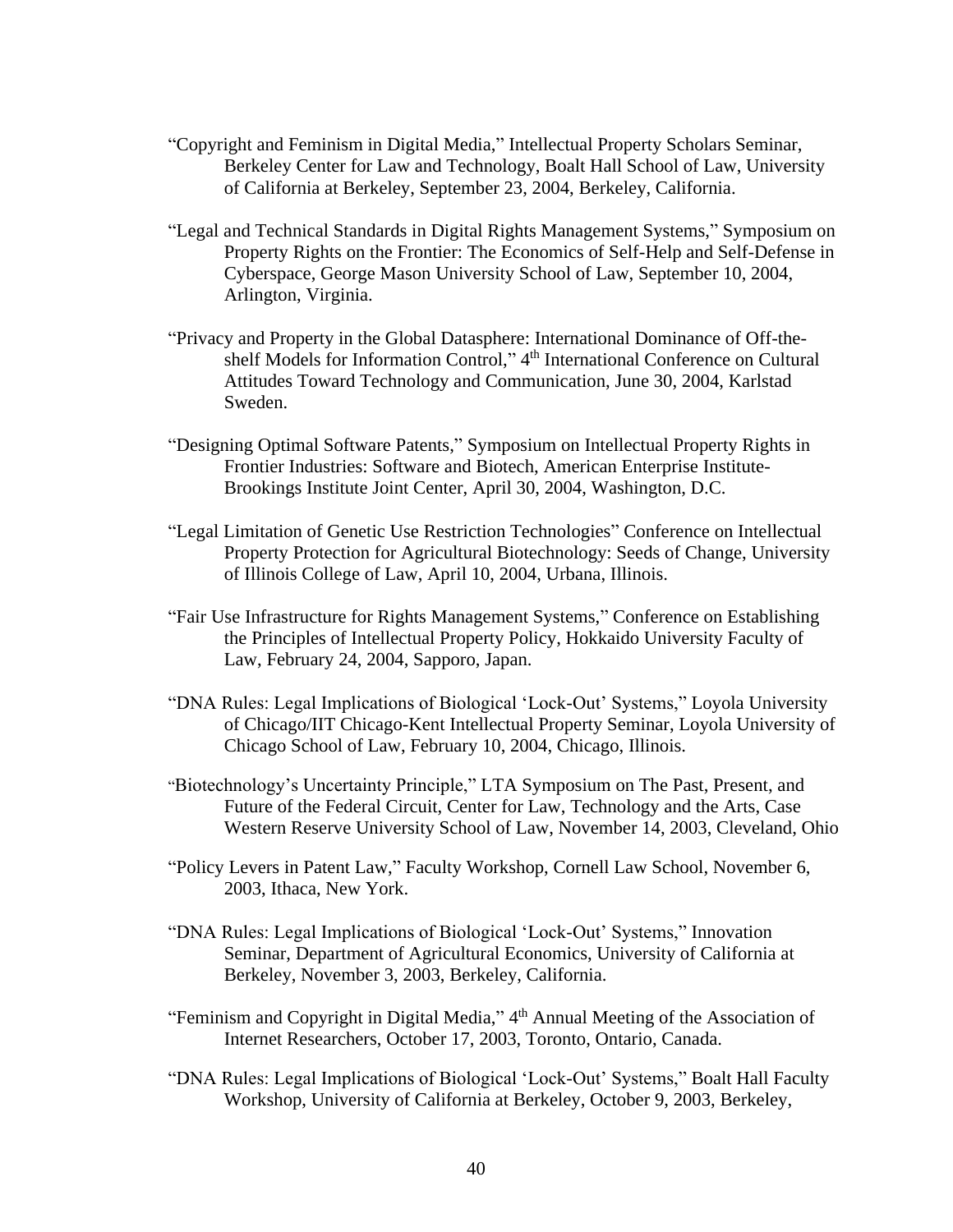"Copyright and Feminism in Digital Media," Intellectual Property Scholars Seminar, Berkeley Center for Law and Technology, Boalt Hall School of Law, University of California at Berkeley, September 23, 2004, Berkeley, California.

"Legal and Technical Standards in Digital Rights Management Systems," Symposium on Property Rights on the Frontier: The Economics of Self-Help and Self-Defense in Cyberspace, George Mason University School of Law, September 10, 2004, Arlington, Virginia.

"Privacy and Property in the Global Datasphere: International Dominance of Off-the-shelf Models for Information Control," 4th International Conference on Cultural Attitudes Toward Technology and Communication, June 30, 2004, Karlstad Sweden.

"Designing Optimal Software Patents," Symposium on Intellectual Property Rights in Frontier Industries: Software and Biotech, American Enterprise Institute-Brookings Institute Joint Center, April 30, 2004, Washington, D.C.

"Legal Limitation of Genetic Use Restriction Technologies" Conference on Intellectual Property Protection for Agricultural Biotechnology: Seeds of Change, University of Illinois College of Law, April 10, 2004, Urbana, Illinois.

"Fair Use Infrastructure for Rights Management Systems," Conference on Establishing the Principles of Intellectual Property Policy, Hokkaido University Faculty of Law, February 24, 2004, Sapporo, Japan.

"DNA Rules: Legal Implications of Biological 'Lock-Out' Systems," Loyola University of Chicago/IIT Chicago-Kent Intellectual Property Seminar, Loyola University of Chicago School of Law, February 10, 2004, Chicago, Illinois.

"Biotechnology's Uncertainty Principle," LTA Symposium on The Past, Present, and Future of the Federal Circuit, Center for Law, Technology and the Arts, Case Western Reserve University School of Law, November 14, 2003, Cleveland, Ohio

"Policy Levers in Patent Law," Faculty Workshop, Cornell Law School, November 6, 2003, Ithaca, New York.

"DNA Rules: Legal Implications of Biological 'Lock-Out' Systems," Innovation Seminar, Department of Agricultural Economics, University of California at Berkeley, November 3, 2003, Berkeley, California.

"Feminism and Copyright in Digital Media," 4th Annual Meeting of the Association of Internet Researchers, October 17, 2003, Toronto, Ontario, Canada.

"DNA Rules: Legal Implications of Biological 'Lock-Out' Systems," Boalt Hall Faculty Workshop, University of California at Berkeley, October 9, 2003, Berkeley,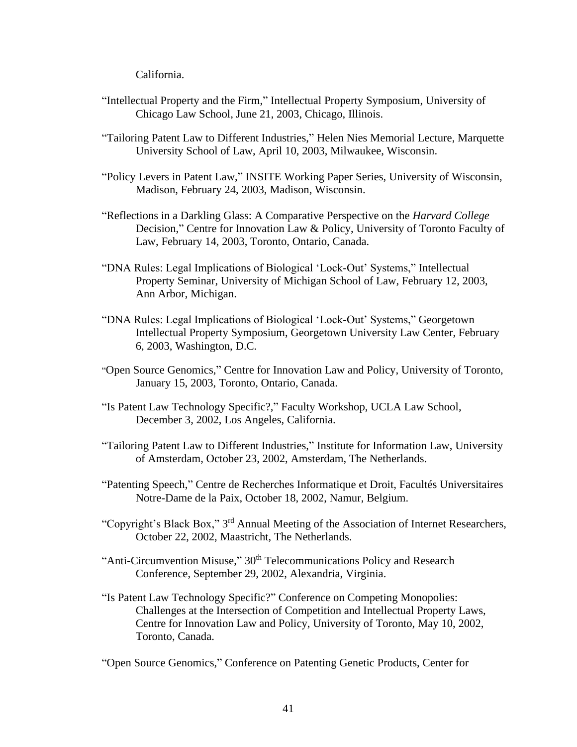California.

"Intellectual Property and the Firm," Intellectual Property Symposium, University of Chicago Law School, June 21, 2003, Chicago, Illinois.

"Tailoring Patent Law to Different Industries," Helen Nies Memorial Lecture, Marquette University School of Law, April 10, 2003, Milwaukee, Wisconsin.

"Policy Levers in Patent Law," INSITE Working Paper Series, University of Wisconsin, Madison, February 24, 2003, Madison, Wisconsin.

"Reflections in a Darkling Glass: A Comparative Perspective on the *Harvard College* Decision," Centre for Innovation Law & Policy, University of Toronto Faculty of Law, February 14, 2003, Toronto, Ontario, Canada.

"DNA Rules: Legal Implications of Biological 'Lock-Out' Systems," Intellectual Property Seminar, University of Michigan School of Law, February 12, 2003, Ann Arbor, Michigan.

"DNA Rules: Legal Implications of Biological 'Lock-Out' Systems," Georgetown Intellectual Property Symposium, Georgetown University Law Center, February 6, 2003, Washington, D.C.

"Open Source Genomics," Centre for Innovation Law and Policy, University of Toronto, January 15, 2003, Toronto, Ontario, Canada.

"Is Patent Law Technology Specific?," Faculty Workshop, UCLA Law School, December 3, 2002, Los Angeles, California.

"Tailoring Patent Law to Different Industries," Institute for Information Law, University of Amsterdam, October 23, 2002, Amsterdam, The Netherlands.

"Patenting Speech," Centre de Recherches Informatique et Droit, Facultés Universitaires Notre-Dame de la Paix, October 18, 2002, Namur, Belgium.

"Copyright's Black Box," 3rd Annual Meeting of the Association of Internet Researchers, October 22, 2002, Maastricht, The Netherlands.

"Anti-Circumvention Misuse," 30th Telecommunications Policy and Research Conference, September 29, 2002, Alexandria, Virginia.

"Is Patent Law Technology Specific?" Conference on Competing Monopolies: Challenges at the Intersection of Competition and Intellectual Property Laws, Centre for Innovation Law and Policy, University of Toronto, May 10, 2002, Toronto, Canada.

"Open Source Genomics," Conference on Patenting Genetic Products, Center for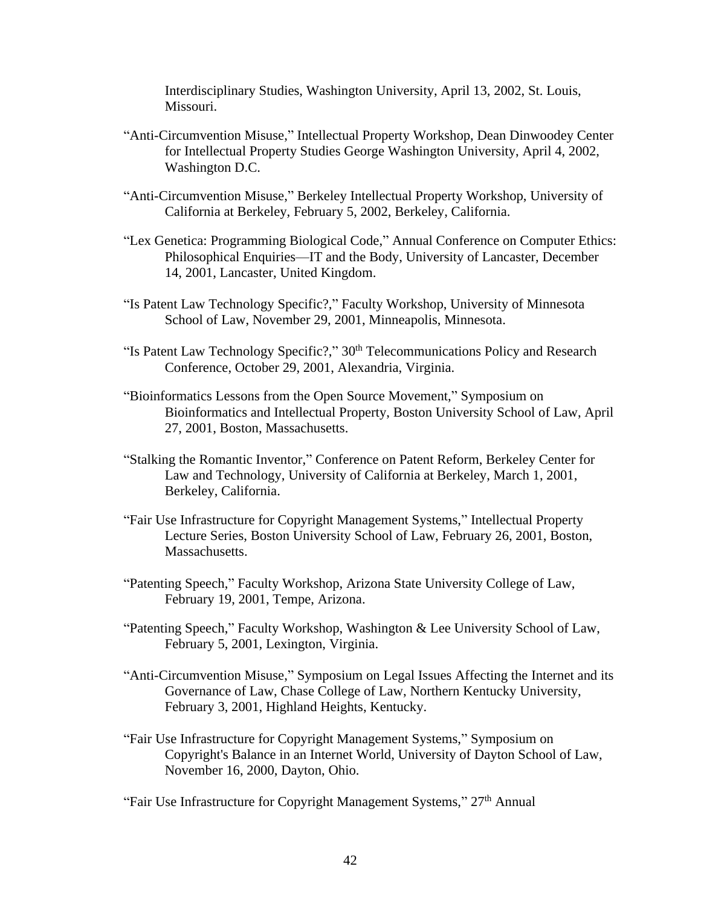Interdisciplinary Studies, Washington University, April 13, 2002, St. Louis, Missouri.

"Anti-Circumvention Misuse," Intellectual Property Workshop, Dean Dinwoodey Center for Intellectual Property Studies George Washington University, April 4, 2002, Washington D.C.

"Anti-Circumvention Misuse," Berkeley Intellectual Property Workshop, University of California at Berkeley, February 5, 2002, Berkeley, California.

"Lex Genetica: Programming Biological Code," Annual Conference on Computer Ethics: Philosophical Enquiries—IT and the Body, University of Lancaster, December 14, 2001, Lancaster, United Kingdom.

"Is Patent Law Technology Specific?," Faculty Workshop, University of Minnesota School of Law, November 29, 2001, Minneapolis, Minnesota.

"Is Patent Law Technology Specific?," 30th Telecommunications Policy and Research Conference, October 29, 2001, Alexandria, Virginia.

"Bioinformatics Lessons from the Open Source Movement," Symposium on Bioinformatics and Intellectual Property, Boston University School of Law, April 27, 2001, Boston, Massachusetts.

"Stalking the Romantic Inventor," Conference on Patent Reform, Berkeley Center for Law and Technology, University of California at Berkeley, March 1, 2001, Berkeley, California.

"Fair Use Infrastructure for Copyright Management Systems," Intellectual Property Lecture Series, Boston University School of Law, February 26, 2001, Boston, Massachusetts.

"Patenting Speech," Faculty Workshop, Arizona State University College of Law, February 19, 2001, Tempe, Arizona.

"Patenting Speech," Faculty Workshop, Washington & Lee University School of Law, February 5, 2001, Lexington, Virginia.

"Anti-Circumvention Misuse," Symposium on Legal Issues Affecting the Internet and its Governance of Law, Chase College of Law, Northern Kentucky University, February 3, 2001, Highland Heights, Kentucky.

"Fair Use Infrastructure for Copyright Management Systems," Symposium on Copyright's Balance in an Internet World, University of Dayton School of Law, November 16, 2000, Dayton, Ohio.

"Fair Use Infrastructure for Copyright Management Systems," 27th Annual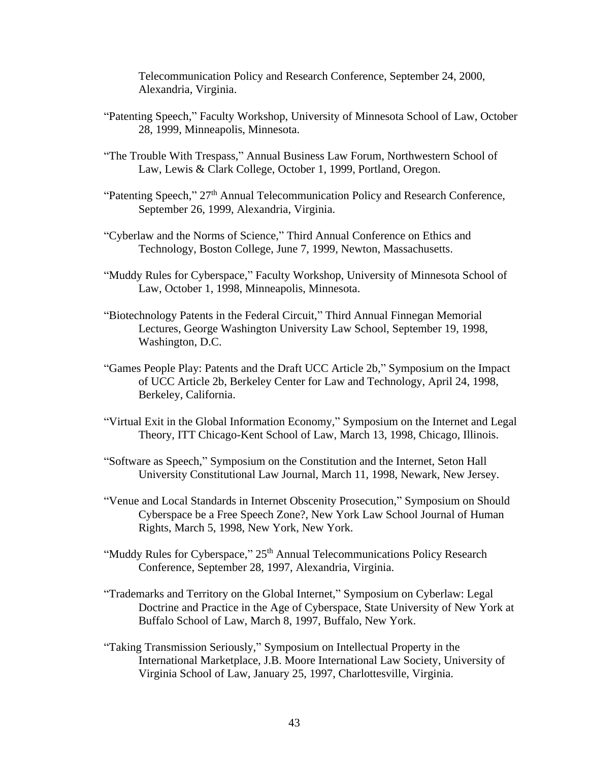Telecommunication Policy and Research Conference, September 24, 2000, Alexandria, Virginia.

"Patenting Speech," Faculty Workshop, University of Minnesota School of Law, October 28, 1999, Minneapolis, Minnesota.

"The Trouble With Trespass," Annual Business Law Forum, Northwestern School of Law, Lewis & Clark College, October 1, 1999, Portland, Oregon.

"Patenting Speech," 27th Annual Telecommunication Policy and Research Conference, September 26, 1999, Alexandria, Virginia.

"Cyberlaw and the Norms of Science," Third Annual Conference on Ethics and Technology, Boston College, June 7, 1999, Newton, Massachusetts.

"Muddy Rules for Cyberspace," Faculty Workshop, University of Minnesota School of Law, October 1, 1998, Minneapolis, Minnesota.

"Biotechnology Patents in the Federal Circuit," Third Annual Finnegan Memorial Lectures, George Washington University Law School, September 19, 1998, Washington, D.C.

"Games People Play: Patents and the Draft UCC Article 2b," Symposium on the Impact of UCC Article 2b, Berkeley Center for Law and Technology, April 24, 1998, Berkeley, California.

"Virtual Exit in the Global Information Economy," Symposium on the Internet and Legal Theory, ITT Chicago-Kent School of Law, March 13, 1998, Chicago, Illinois.

"Software as Speech," Symposium on the Constitution and the Internet, Seton Hall University Constitutional Law Journal, March 11, 1998, Newark, New Jersey.

"Venue and Local Standards in Internet Obscenity Prosecution," Symposium on Should Cyberspace be a Free Speech Zone?, New York Law School Journal of Human Rights, March 5, 1998, New York, New York.

"Muddy Rules for Cyberspace," 25th Annual Telecommunications Policy Research Conference, September 28, 1997, Alexandria, Virginia.

"Trademarks and Territory on the Global Internet," Symposium on Cyberlaw: Legal Doctrine and Practice in the Age of Cyberspace, State University of New York at Buffalo School of Law, March 8, 1997, Buffalo, New York.

"Taking Transmission Seriously," Symposium on Intellectual Property in the International Marketplace, J.B. Moore International Law Society, University of Virginia School of Law, January 25, 1997, Charlottesville, Virginia.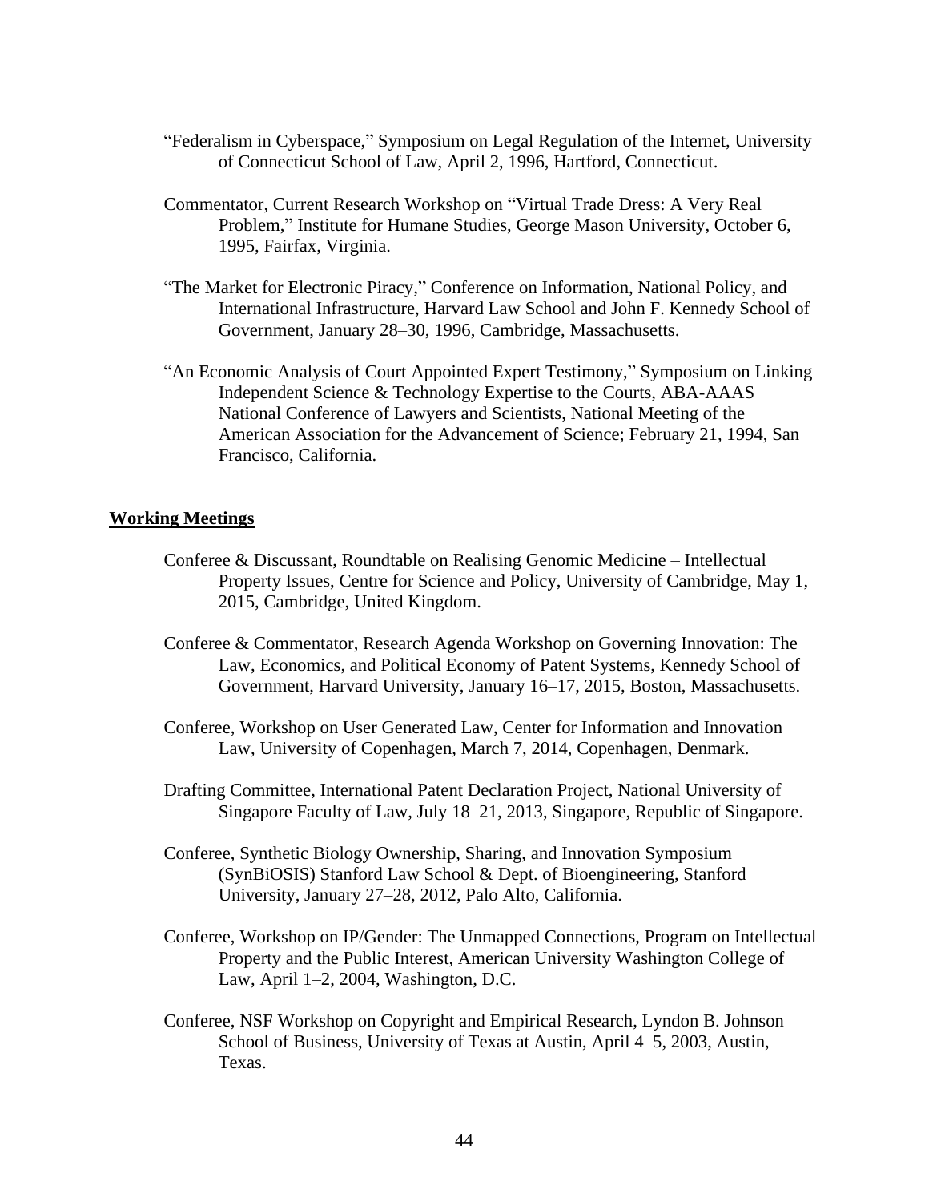"Federalism in Cyberspace," Symposium on Legal Regulation of the Internet, University of Connecticut School of Law, April 2, 1996, Hartford, Connecticut.

Commentator, Current Research Workshop on "Virtual Trade Dress: A Very Real Problem," Institute for Humane Studies, George Mason University, October 6, 1995, Fairfax, Virginia.

"The Market for Electronic Piracy," Conference on Information, National Policy, and International Infrastructure, Harvard Law School and John F. Kennedy School of Government, January 28–30, 1996, Cambridge, Massachusetts.

"An Economic Analysis of Court Appointed Expert Testimony," Symposium on Linking Independent Science & Technology Expertise to the Courts, ABA-AAAS National Conference of Lawyers and Scientists, National Meeting of the American Association for the Advancement of Science; February 21, 1994, San Francisco, California.

## Working Meetings

Conferee & Discussant, Roundtable on Realising Genomic Medicine – Intellectual Property Issues, Centre for Science and Policy, University of Cambridge, May 1, 2015, Cambridge, United Kingdom.

Conferee & Commentator, Research Agenda Workshop on Governing Innovation: The Law, Economics, and Political Economy of Patent Systems, Kennedy School of Government, Harvard University, January 16–17, 2015, Boston, Massachusetts.

Conferee, Workshop on User Generated Law, Center for Information and Innovation Law, University of Copenhagen, March 7, 2014, Copenhagen, Denmark.

Drafting Committee, International Patent Declaration Project, National University of Singapore Faculty of Law, July 18–21, 2013, Singapore, Republic of Singapore.

Conferee, Synthetic Biology Ownership, Sharing, and Innovation Symposium (SynBiOSIS) Stanford Law School & Dept. of Bioengineering, Stanford University, January 27–28, 2012, Palo Alto, California.

Conferee, Workshop on IP/Gender: The Unmapped Connections, Program on Intellectual Property and the Public Interest, American University Washington College of Law, April 1–2, 2004, Washington, D.C.

Conferee, NSF Workshop on Copyright and Empirical Research, Lyndon B. Johnson School of Business, University of Texas at Austin, April 4–5, 2003, Austin, Texas.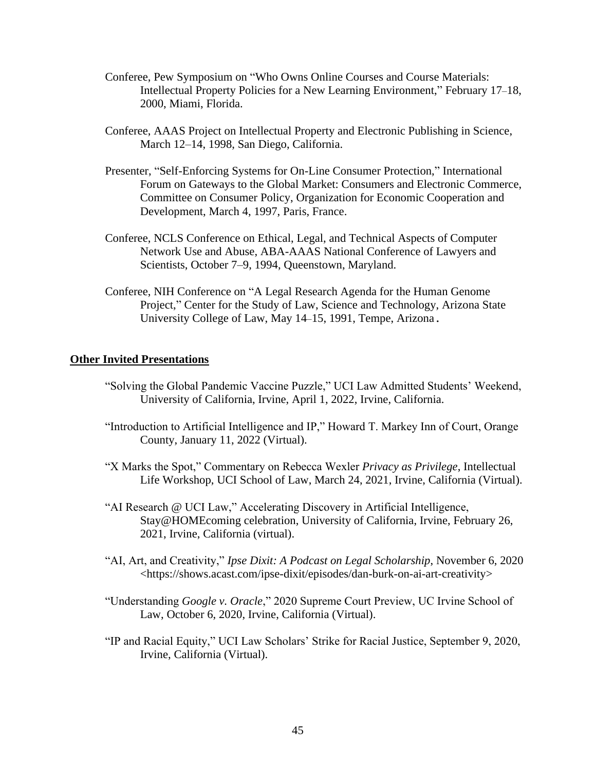Conferee, Pew Symposium on "Who Owns Online Courses and Course Materials: Intellectual Property Policies for a New Learning Environment," February 17–18, 2000, Miami, Florida.

Conferee, AAAS Project on Intellectual Property and Electronic Publishing in Science, March 12–14, 1998, San Diego, California.

Presenter, "Self-Enforcing Systems for On-Line Consumer Protection," International Forum on Gateways to the Global Market: Consumers and Electronic Commerce, Committee on Consumer Policy, Organization for Economic Cooperation and Development, March 4, 1997, Paris, France.

Conferee, NCLS Conference on Ethical, Legal, and Technical Aspects of Computer Network Use and Abuse, ABA-AAAS National Conference of Lawyers and Scientists, October 7–9, 1994, Queenstown, Maryland.

Conferee, NIH Conference on "A Legal Research Agenda for the Human Genome Project," Center for the Study of Law, Science and Technology, Arizona State University College of Law, May 14–15, 1991, Tempe, Arizona.

## Other Invited Presentations

"Solving the Global Pandemic Vaccine Puzzle," UCI Law Admitted Students' Weekend, University of California, Irvine, April 1, 2022, Irvine, California.

"Introduction to Artificial Intelligence and IP," Howard T. Markey Inn of Court, Orange County, January 11, 2022 (Virtual).

"X Marks the Spot," Commentary on Rebecca Wexler *Privacy as Privilege*, Intellectual Life Workshop, UCI School of Law, March 24, 2021, Irvine, California (Virtual).

"AI Research @ UCI Law," Accelerating Discovery in Artificial Intelligence, Stay@HOMEcoming celebration, University of California, Irvine, February 26, 2021, Irvine, California (virtual).

"AI, Art, and Creativity," *Ipse Dixit: A Podcast on Legal Scholarship*, November 6, 2020 <https://shows.acast.com/ipse-dixit/episodes/dan-burk-on-ai-art-creativity>

"Understanding *Google v. Oracle*," 2020 Supreme Court Preview, UC Irvine School of Law, October 6, 2020, Irvine, California (Virtual).

"IP and Racial Equity," UCI Law Scholars' Strike for Racial Justice, September 9, 2020, Irvine, California (Virtual).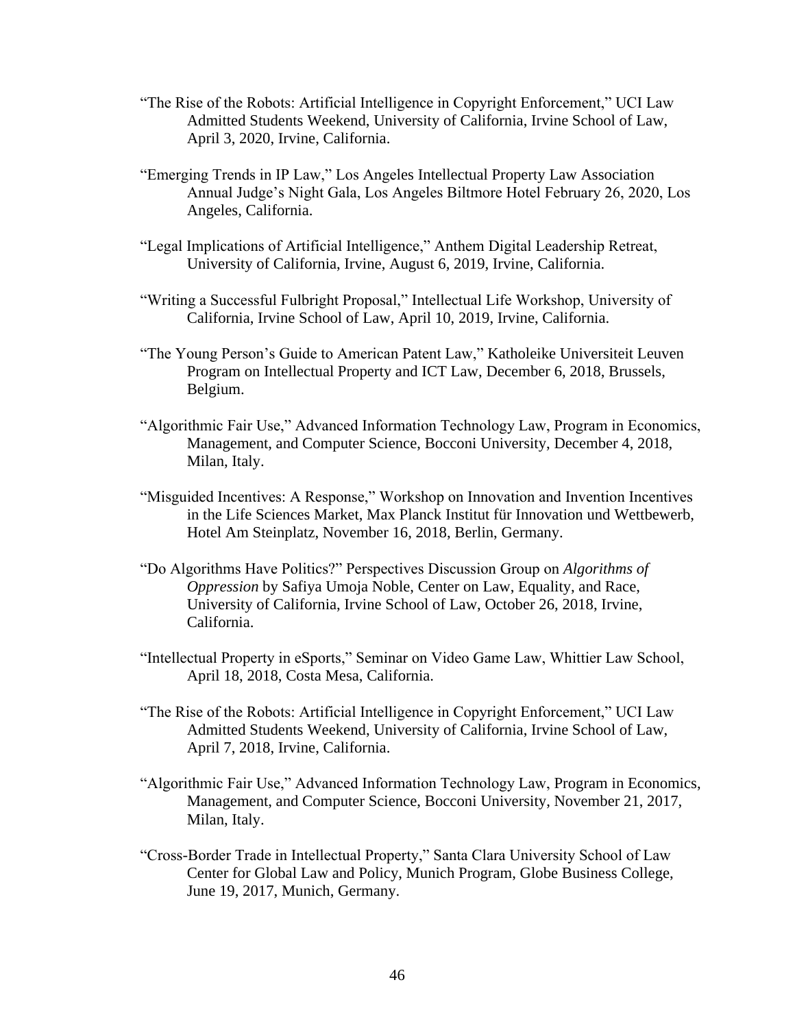"The Rise of the Robots: Artificial Intelligence in Copyright Enforcement," UCI Law Admitted Students Weekend, University of California, Irvine School of Law, April 3, 2020, Irvine, California.

"Emerging Trends in IP Law," Los Angeles Intellectual Property Law Association Annual Judge's Night Gala, Los Angeles Biltmore Hotel February 26, 2020, Los Angeles, California.

"Legal Implications of Artificial Intelligence," Anthem Digital Leadership Retreat, University of California, Irvine, August 6, 2019, Irvine, California.

"Writing a Successful Fulbright Proposal," Intellectual Life Workshop, University of California, Irvine School of Law, April 10, 2019, Irvine, California.

"The Young Person's Guide to American Patent Law," Katholeike Universiteit Leuven Program on Intellectual Property and ICT Law, December 6, 2018, Brussels, Belgium.

"Algorithmic Fair Use," Advanced Information Technology Law, Program in Economics, Management, and Computer Science, Bocconi University, December 4, 2018, Milan, Italy.

"Misguided Incentives: A Response," Workshop on Innovation and Invention Incentives in the Life Sciences Market, Max Planck Institut für Innovation und Wettbewerb, Hotel Am Steinplatz, November 16, 2018, Berlin, Germany.

"Do Algorithms Have Politics?" Perspectives Discussion Group on *Algorithms of Oppression* by Safiya Umoja Noble, Center on Law, Equality, and Race, University of California, Irvine School of Law, October 26, 2018, Irvine, California.

"Intellectual Property in eSports," Seminar on Video Game Law, Whittier Law School, April 18, 2018, Costa Mesa, California.

"The Rise of the Robots: Artificial Intelligence in Copyright Enforcement," UCI Law Admitted Students Weekend, University of California, Irvine School of Law, April 7, 2018, Irvine, California.

"Algorithmic Fair Use," Advanced Information Technology Law, Program in Economics, Management, and Computer Science, Bocconi University, November 21, 2017, Milan, Italy.

"Cross-Border Trade in Intellectual Property," Santa Clara University School of Law Center for Global Law and Policy, Munich Program, Globe Business College, June 19, 2017, Munich, Germany.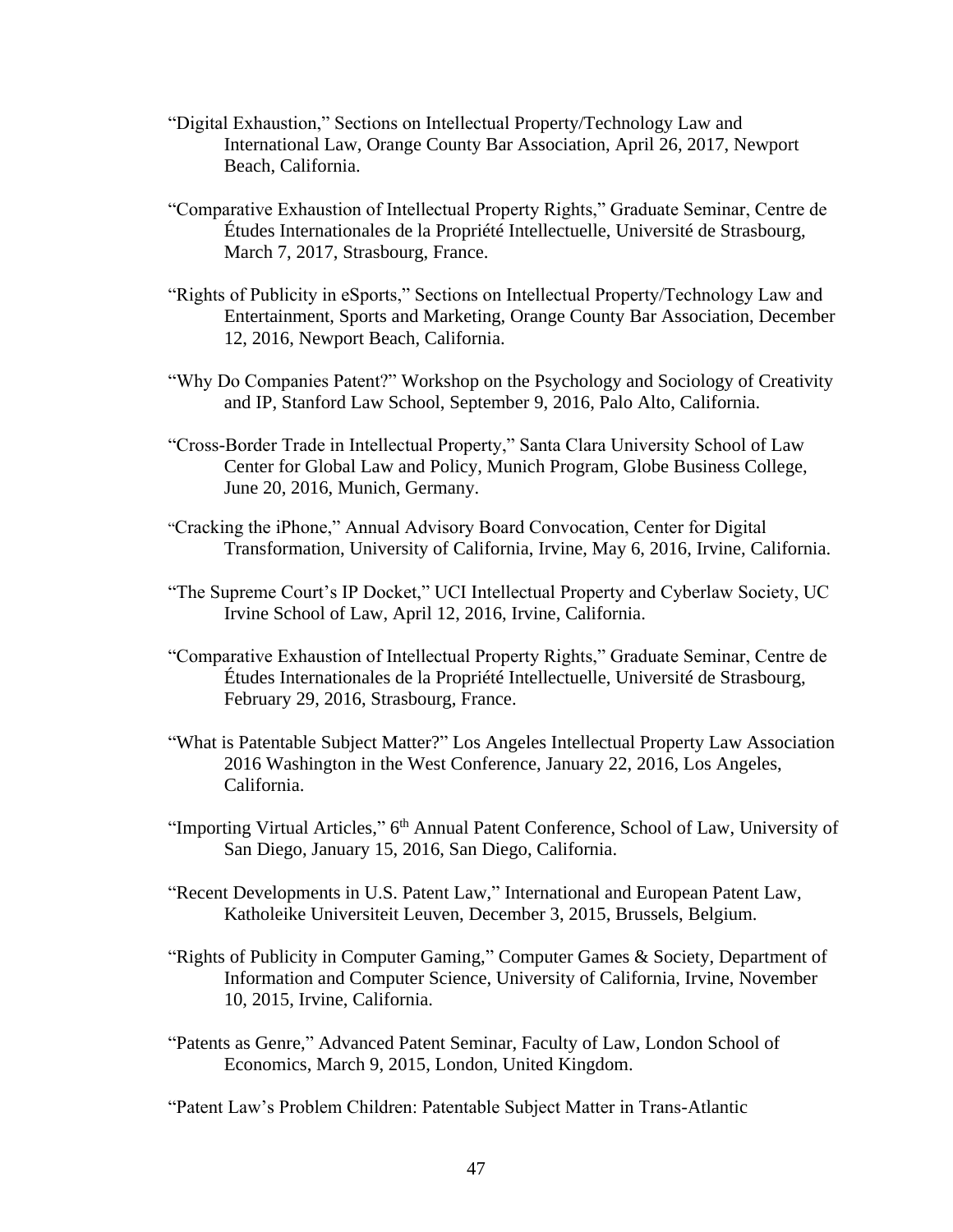"Digital Exhaustion," Sections on Intellectual Property/Technology Law and International Law, Orange County Bar Association, April 26, 2017, Newport Beach, California.

"Comparative Exhaustion of Intellectual Property Rights," Graduate Seminar, Centre de Études Internationales de la Propriété Intellectuelle, Université de Strasbourg, March 7, 2017, Strasbourg, France.

"Rights of Publicity in eSports," Sections on Intellectual Property/Technology Law and Entertainment, Sports and Marketing, Orange County Bar Association, December 12, 2016, Newport Beach, California.

"Why Do Companies Patent?" Workshop on the Psychology and Sociology of Creativity and IP, Stanford Law School, September 9, 2016, Palo Alto, California.

"Cross-Border Trade in Intellectual Property," Santa Clara University School of Law Center for Global Law and Policy, Munich Program, Globe Business College, June 20, 2016, Munich, Germany.

"Cracking the iPhone," Annual Advisory Board Convocation, Center for Digital Transformation, University of California, Irvine, May 6, 2016, Irvine, California.

"The Supreme Court's IP Docket," UCI Intellectual Property and Cyberlaw Society, UC Irvine School of Law, April 12, 2016, Irvine, California.

"Comparative Exhaustion of Intellectual Property Rights," Graduate Seminar, Centre de Études Internationales de la Propriété Intellectuelle, Université de Strasbourg, February 29, 2016, Strasbourg, France.

"What is Patentable Subject Matter?" Los Angeles Intellectual Property Law Association 2016 Washington in the West Conference, January 22, 2016, Los Angeles, California.

"Importing Virtual Articles," 6th Annual Patent Conference, School of Law, University of San Diego, January 15, 2016, San Diego, California.

"Recent Developments in U.S. Patent Law," International and European Patent Law, Katholeike Universiteit Leuven, December 3, 2015, Brussels, Belgium.

"Rights of Publicity in Computer Gaming," Computer Games & Society, Department of Information and Computer Science, University of California, Irvine, November 10, 2015, Irvine, California.

"Patents as Genre," Advanced Patent Seminar, Faculty of Law, London School of Economics, March 9, 2015, London, United Kingdom.

"Patent Law's Problem Children: Patentable Subject Matter in Trans-Atlantic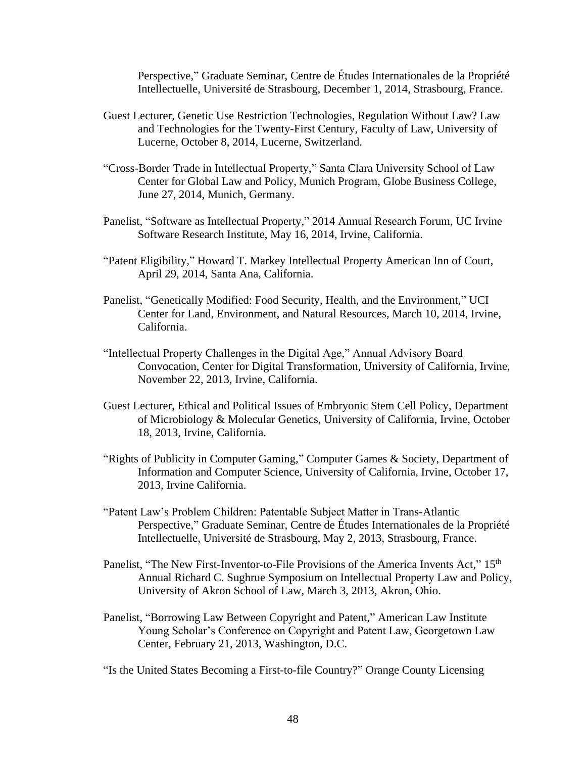Perspective," Graduate Seminar, Centre de Études Internationales de la Propriété Intellectuelle, Université de Strasbourg, December 1, 2014, Strasbourg, France.

Guest Lecturer, Genetic Use Restriction Technologies, Regulation Without Law? Law and Technologies for the Twenty-First Century, Faculty of Law, University of Lucerne, October 8, 2014, Lucerne, Switzerland.

"Cross-Border Trade in Intellectual Property," Santa Clara University School of Law Center for Global Law and Policy, Munich Program, Globe Business College, June 27, 2014, Munich, Germany.

Panelist, "Software as Intellectual Property," 2014 Annual Research Forum, UC Irvine Software Research Institute, May 16, 2014, Irvine, California.

"Patent Eligibility," Howard T. Markey Intellectual Property American Inn of Court, April 29, 2014, Santa Ana, California.

Panelist, "Genetically Modified: Food Security, Health, and the Environment," UCI Center for Land, Environment, and Natural Resources, March 10, 2014, Irvine, California.

"Intellectual Property Challenges in the Digital Age," Annual Advisory Board Convocation, Center for Digital Transformation, University of California, Irvine, November 22, 2013, Irvine, California.

Guest Lecturer, Ethical and Political Issues of Embryonic Stem Cell Policy, Department of Microbiology & Molecular Genetics, University of California, Irvine, October 18, 2013, Irvine, California.

"Rights of Publicity in Computer Gaming," Computer Games & Society, Department of Information and Computer Science, University of California, Irvine, October 17, 2013, Irvine California.

"Patent Law's Problem Children: Patentable Subject Matter in Trans-Atlantic Perspective," Graduate Seminar, Centre de Études Internationales de la Propriété Intellectuelle, Université de Strasbourg, May 2, 2013, Strasbourg, France.

Panelist, "The New First-Inventor-to-File Provisions of the America Invents Act," 15th Annual Richard C. Sughrue Symposium on Intellectual Property Law and Policy, University of Akron School of Law, March 3, 2013, Akron, Ohio.

Panelist, "Borrowing Law Between Copyright and Patent," American Law Institute Young Scholar's Conference on Copyright and Patent Law, Georgetown Law Center, February 21, 2013, Washington, D.C.

"Is the United States Becoming a First-to-file Country?" Orange County Licensing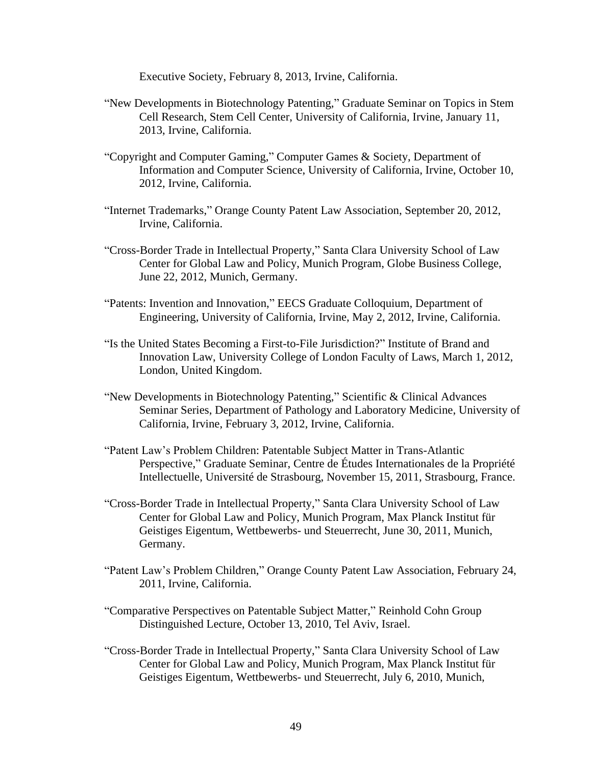Executive Society, February 8, 2013, Irvine, California.

"New Developments in Biotechnology Patenting," Graduate Seminar on Topics in Stem Cell Research, Stem Cell Center, University of California, Irvine, January 11, 2013, Irvine, California.

"Copyright and Computer Gaming," Computer Games & Society, Department of Information and Computer Science, University of California, Irvine, October 10, 2012, Irvine, California.

"Internet Trademarks," Orange County Patent Law Association, September 20, 2012, Irvine, California.

"Cross-Border Trade in Intellectual Property," Santa Clara University School of Law Center for Global Law and Policy, Munich Program, Globe Business College, June 22, 2012, Munich, Germany.

"Patents: Invention and Innovation," EECS Graduate Colloquium, Department of Engineering, University of California, Irvine, May 2, 2012, Irvine, California.

"Is the United States Becoming a First-to-File Jurisdiction?" Institute of Brand and Innovation Law, University College of London Faculty of Laws, March 1, 2012, London, United Kingdom.

"New Developments in Biotechnology Patenting," Scientific & Clinical Advances Seminar Series, Department of Pathology and Laboratory Medicine, University of California, Irvine, February 3, 2012, Irvine, California.

"Patent Law's Problem Children: Patentable Subject Matter in Trans-Atlantic Perspective," Graduate Seminar, Centre de Études Internationales de la Propriété Intellectuelle, Université de Strasbourg, November 15, 2011, Strasbourg, France.

"Cross-Border Trade in Intellectual Property," Santa Clara University School of Law Center for Global Law and Policy, Munich Program, Max Planck Institut für Geistiges Eigentum, Wettbewerbs- und Steuerrecht, June 30, 2011, Munich, Germany.

"Patent Law's Problem Children," Orange County Patent Law Association, February 24, 2011, Irvine, California.

"Comparative Perspectives on Patentable Subject Matter," Reinhold Cohn Group Distinguished Lecture, October 13, 2010, Tel Aviv, Israel.

"Cross-Border Trade in Intellectual Property," Santa Clara University School of Law Center for Global Law and Policy, Munich Program, Max Planck Institut für Geistiges Eigentum, Wettbewerbs- und Steuerrecht, July 6, 2010, Munich,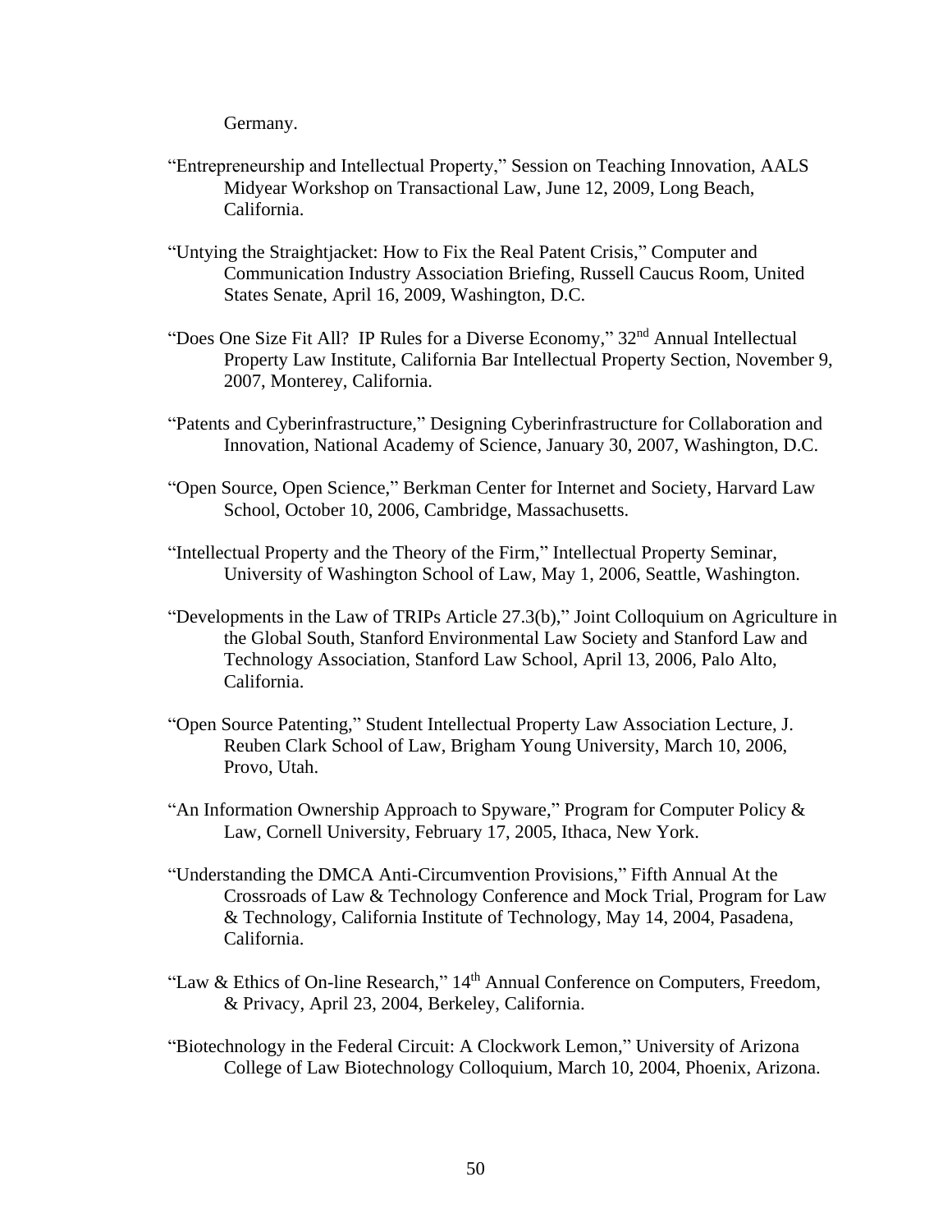Germany.

"Entrepreneurship and Intellectual Property," Session on Teaching Innovation, AALS Midyear Workshop on Transactional Law, June 12, 2009, Long Beach, California.

"Untying the Straightjacket: How to Fix the Real Patent Crisis," Computer and Communication Industry Association Briefing, Russell Caucus Room, United States Senate, April 16, 2009, Washington, D.C.

"Does One Size Fit All? IP Rules for a Diverse Economy," 32nd Annual Intellectual Property Law Institute, California Bar Intellectual Property Section, November 9, 2007, Monterey, California.

"Patents and Cyberinfrastructure," Designing Cyberinfrastructure for Collaboration and Innovation, National Academy of Science, January 30, 2007, Washington, D.C.

"Open Source, Open Science," Berkman Center for Internet and Society, Harvard Law School, October 10, 2006, Cambridge, Massachusetts.

"Intellectual Property and the Theory of the Firm," Intellectual Property Seminar, University of Washington School of Law, May 1, 2006, Seattle, Washington.

"Developments in the Law of TRIPs Article 27.3(b)," Joint Colloquium on Agriculture in the Global South, Stanford Environmental Law Society and Stanford Law and Technology Association, Stanford Law School, April 13, 2006, Palo Alto, California.

"Open Source Patenting," Student Intellectual Property Law Association Lecture, J. Reuben Clark School of Law, Brigham Young University, March 10, 2006, Provo, Utah.

"An Information Ownership Approach to Spyware," Program for Computer Policy & Law, Cornell University, February 17, 2005, Ithaca, New York.

"Understanding the DMCA Anti-Circumvention Provisions," Fifth Annual At the Crossroads of Law & Technology Conference and Mock Trial, Program for Law & Technology, California Institute of Technology, May 14, 2004, Pasadena, California.

"Law & Ethics of On-line Research," 14th Annual Conference on Computers, Freedom, & Privacy, April 23, 2004, Berkeley, California.

"Biotechnology in the Federal Circuit: A Clockwork Lemon," University of Arizona College of Law Biotechnology Colloquium, March 10, 2004, Phoenix, Arizona.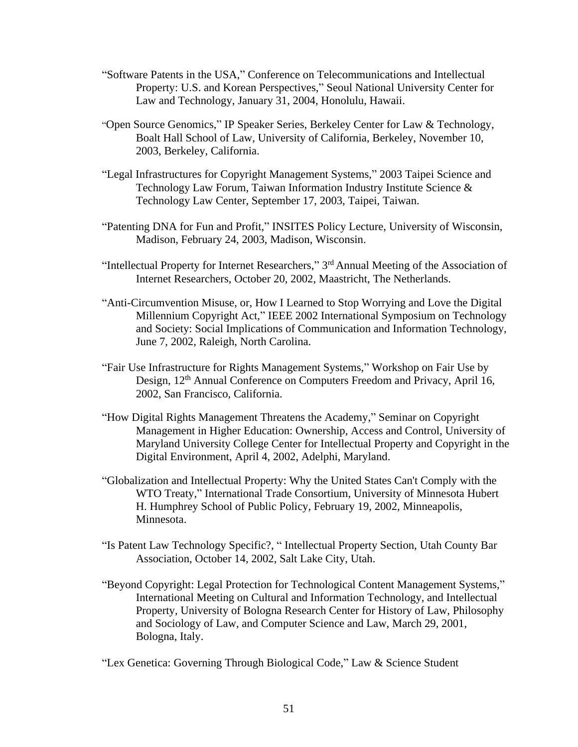"Software Patents in the USA," Conference on Telecommunications and Intellectual Property: U.S. and Korean Perspectives," Seoul National University Center for Law and Technology, January 31, 2004, Honolulu, Hawaii.

"Open Source Genomics," IP Speaker Series, Berkeley Center for Law & Technology, Boalt Hall School of Law, University of California, Berkeley, November 10, 2003, Berkeley, California.

"Legal Infrastructures for Copyright Management Systems," 2003 Taipei Science and Technology Law Forum, Taiwan Information Industry Institute Science & Technology Law Center, September 17, 2003, Taipei, Taiwan.

"Patenting DNA for Fun and Profit," INSITES Policy Lecture, University of Wisconsin, Madison, February 24, 2003, Madison, Wisconsin.

"Intellectual Property for Internet Researchers," 3rd Annual Meeting of the Association of Internet Researchers, October 20, 2002, Maastricht, The Netherlands.

"Anti-Circumvention Misuse, or, How I Learned to Stop Worrying and Love the Digital Millennium Copyright Act," IEEE 2002 International Symposium on Technology and Society: Social Implications of Communication and Information Technology, June 7, 2002, Raleigh, North Carolina.

"Fair Use Infrastructure for Rights Management Systems," Workshop on Fair Use by Design, 12th Annual Conference on Computers Freedom and Privacy, April 16, 2002, San Francisco, California.

"How Digital Rights Management Threatens the Academy," Seminar on Copyright Management in Higher Education: Ownership, Access and Control, University of Maryland University College Center for Intellectual Property and Copyright in the Digital Environment, April 4, 2002, Adelphi, Maryland.

"Globalization and Intellectual Property: Why the United States Can't Comply with the WTO Treaty," International Trade Consortium, University of Minnesota Hubert H. Humphrey School of Public Policy, February 19, 2002, Minneapolis, Minnesota.

"Is Patent Law Technology Specific?, " Intellectual Property Section, Utah County Bar Association, October 14, 2002, Salt Lake City, Utah.

"Beyond Copyright: Legal Protection for Technological Content Management Systems," International Meeting on Cultural and Information Technology, and Intellectual Property, University of Bologna Research Center for History of Law, Philosophy and Sociology of Law, and Computer Science and Law, March 29, 2001, Bologna, Italy.

"Lex Genetica: Governing Through Biological Code," Law & Science Student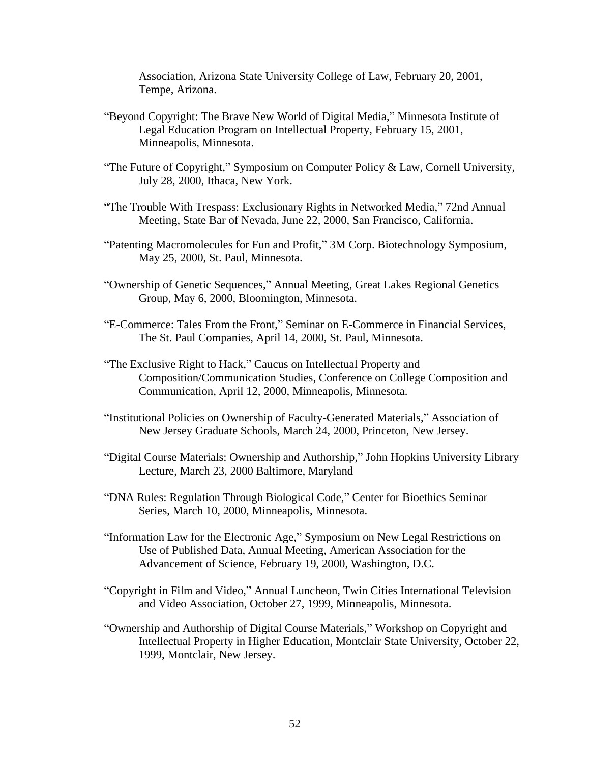Association, Arizona State University College of Law, February 20, 2001, Tempe, Arizona.

"Beyond Copyright: The Brave New World of Digital Media," Minnesota Institute of Legal Education Program on Intellectual Property, February 15, 2001, Minneapolis, Minnesota.

"The Future of Copyright," Symposium on Computer Policy & Law, Cornell University, July 28, 2000, Ithaca, New York.

"The Trouble With Trespass: Exclusionary Rights in Networked Media," 72nd Annual Meeting, State Bar of Nevada, June 22, 2000, San Francisco, California.

"Patenting Macromolecules for Fun and Profit," 3M Corp. Biotechnology Symposium, May 25, 2000, St. Paul, Minnesota.

"Ownership of Genetic Sequences," Annual Meeting, Great Lakes Regional Genetics Group, May 6, 2000, Bloomington, Minnesota.

"E-Commerce: Tales From the Front," Seminar on E-Commerce in Financial Services, The St. Paul Companies, April 14, 2000, St. Paul, Minnesota.

"The Exclusive Right to Hack," Caucus on Intellectual Property and Composition/Communication Studies, Conference on College Composition and Communication, April 12, 2000, Minneapolis, Minnesota.

"Institutional Policies on Ownership of Faculty-Generated Materials," Association of New Jersey Graduate Schools, March 24, 2000, Princeton, New Jersey.

"Digital Course Materials: Ownership and Authorship," John Hopkins University Library Lecture, March 23, 2000 Baltimore, Maryland

"DNA Rules: Regulation Through Biological Code," Center for Bioethics Seminar Series, March 10, 2000, Minneapolis, Minnesota.

"Information Law for the Electronic Age," Symposium on New Legal Restrictions on Use of Published Data, Annual Meeting, American Association for the Advancement of Science, February 19, 2000, Washington, D.C.

"Copyright in Film and Video," Annual Luncheon, Twin Cities International Television and Video Association, October 27, 1999, Minneapolis, Minnesota.

"Ownership and Authorship of Digital Course Materials," Workshop on Copyright and Intellectual Property in Higher Education, Montclair State University, October 22, 1999, Montclair, New Jersey.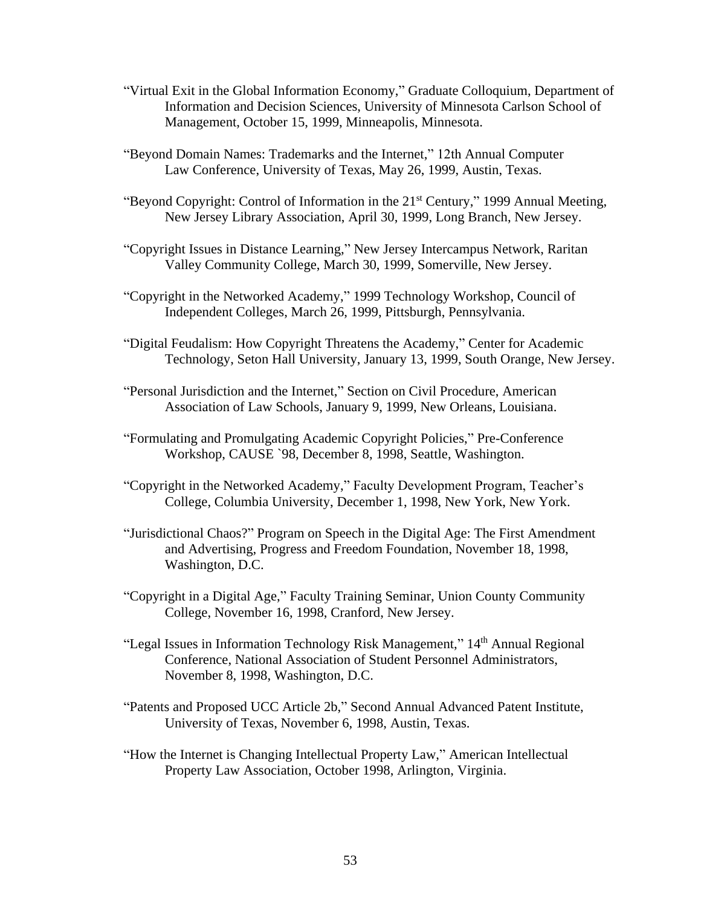"Virtual Exit in the Global Information Economy," Graduate Colloquium, Department of Information and Decision Sciences, University of Minnesota Carlson School of Management, October 15, 1999, Minneapolis, Minnesota.

"Beyond Domain Names: Trademarks and the Internet," 12th Annual Computer Law Conference, University of Texas, May 26, 1999, Austin, Texas.

"Beyond Copyright: Control of Information in the 21st Century," 1999 Annual Meeting, New Jersey Library Association, April 30, 1999, Long Branch, New Jersey.

"Copyright Issues in Distance Learning," New Jersey Intercampus Network, Raritan Valley Community College, March 30, 1999, Somerville, New Jersey.

"Copyright in the Networked Academy," 1999 Technology Workshop, Council of Independent Colleges, March 26, 1999, Pittsburgh, Pennsylvania.

"Digital Feudalism: How Copyright Threatens the Academy," Center for Academic Technology, Seton Hall University, January 13, 1999, South Orange, New Jersey.

"Personal Jurisdiction and the Internet," Section on Civil Procedure, American Association of Law Schools, January 9, 1999, New Orleans, Louisiana.

"Formulating and Promulgating Academic Copyright Policies," Pre-Conference Workshop, CAUSE `98, December 8, 1998, Seattle, Washington.

"Copyright in the Networked Academy," Faculty Development Program, Teacher's College, Columbia University, December 1, 1998, New York, New York.

"Jurisdictional Chaos?" Program on Speech in the Digital Age: The First Amendment and Advertising, Progress and Freedom Foundation, November 18, 1998, Washington, D.C.

"Copyright in a Digital Age," Faculty Training Seminar, Union County Community College, November 16, 1998, Cranford, New Jersey.

"Legal Issues in Information Technology Risk Management," 14th Annual Regional Conference, National Association of Student Personnel Administrators, November 8, 1998, Washington, D.C.

"Patents and Proposed UCC Article 2b," Second Annual Advanced Patent Institute, University of Texas, November 6, 1998, Austin, Texas.

"How the Internet is Changing Intellectual Property Law," American Intellectual Property Law Association, October 1998, Arlington, Virginia.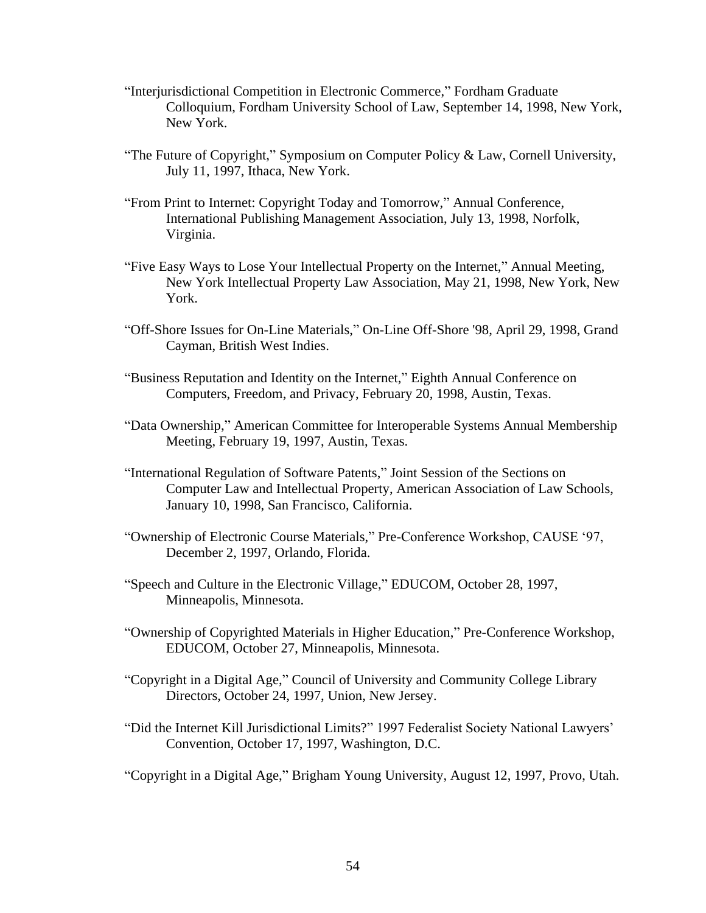"Interjurisdictional Competition in Electronic Commerce," Fordham Graduate Colloquium, Fordham University School of Law, September 14, 1998, New York, New York.

"The Future of Copyright," Symposium on Computer Policy & Law, Cornell University, July 11, 1997, Ithaca, New York.

"From Print to Internet: Copyright Today and Tomorrow," Annual Conference, International Publishing Management Association, July 13, 1998, Norfolk, Virginia.

"Five Easy Ways to Lose Your Intellectual Property on the Internet," Annual Meeting, New York Intellectual Property Law Association, May 21, 1998, New York, New York.

"Off-Shore Issues for On-Line Materials," On-Line Off-Shore '98, April 29, 1998, Grand Cayman, British West Indies.

"Business Reputation and Identity on the Internet," Eighth Annual Conference on Computers, Freedom, and Privacy, February 20, 1998, Austin, Texas.

"Data Ownership," American Committee for Interoperable Systems Annual Membership Meeting, February 19, 1997, Austin, Texas.

"International Regulation of Software Patents," Joint Session of the Sections on Computer Law and Intellectual Property, American Association of Law Schools, January 10, 1998, San Francisco, California.

"Ownership of Electronic Course Materials," Pre-Conference Workshop, CAUSE '97, December 2, 1997, Orlando, Florida.

"Speech and Culture in the Electronic Village," EDUCOM, October 28, 1997, Minneapolis, Minnesota.

"Ownership of Copyrighted Materials in Higher Education," Pre-Conference Workshop, EDUCOM, October 27, Minneapolis, Minnesota.

"Copyright in a Digital Age," Council of University and Community College Library Directors, October 24, 1997, Union, New Jersey.

"Did the Internet Kill Jurisdictional Limits?" 1997 Federalist Society National Lawyers' Convention, October 17, 1997, Washington, D.C.

"Copyright in a Digital Age," Brigham Young University, August 12, 1997, Provo, Utah.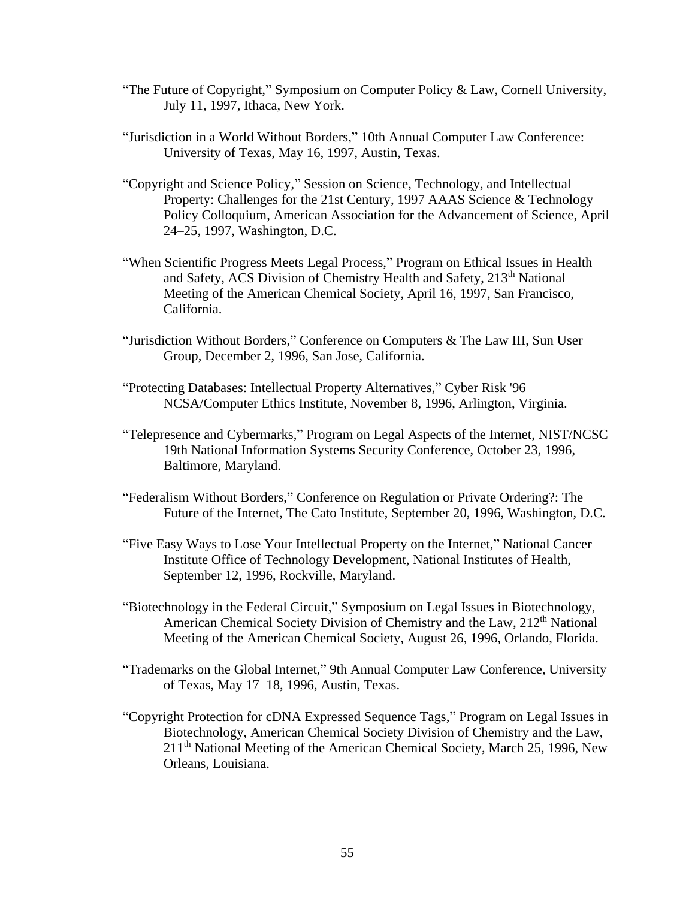"The Future of Copyright," Symposium on Computer Policy & Law, Cornell University, July 11, 1997, Ithaca, New York.

"Jurisdiction in a World Without Borders," 10th Annual Computer Law Conference: University of Texas, May 16, 1997, Austin, Texas.

"Copyright and Science Policy," Session on Science, Technology, and Intellectual Property: Challenges for the 21st Century, 1997 AAAS Science & Technology Policy Colloquium, American Association for the Advancement of Science, April 24–25, 1997, Washington, D.C.

"When Scientific Progress Meets Legal Process," Program on Ethical Issues in Health and Safety, ACS Division of Chemistry Health and Safety, 213th National Meeting of the American Chemical Society, April 16, 1997, San Francisco, California.

"Jurisdiction Without Borders," Conference on Computers & The Law III, Sun User Group, December 2, 1996, San Jose, California.

"Protecting Databases: Intellectual Property Alternatives," Cyber Risk '96 NCSA/Computer Ethics Institute, November 8, 1996, Arlington, Virginia.

"Telepresence and Cybermarks," Program on Legal Aspects of the Internet, NIST/NCSC 19th National Information Systems Security Conference, October 23, 1996, Baltimore, Maryland.

"Federalism Without Borders," Conference on Regulation or Private Ordering?: The Future of the Internet, The Cato Institute, September 20, 1996, Washington, D.C.

"Five Easy Ways to Lose Your Intellectual Property on the Internet," National Cancer Institute Office of Technology Development, National Institutes of Health, September 12, 1996, Rockville, Maryland.

"Biotechnology in the Federal Circuit," Symposium on Legal Issues in Biotechnology, American Chemical Society Division of Chemistry and the Law, 212th National Meeting of the American Chemical Society, August 26, 1996, Orlando, Florida.

"Trademarks on the Global Internet," 9th Annual Computer Law Conference, University of Texas, May 17–18, 1996, Austin, Texas.

"Copyright Protection for cDNA Expressed Sequence Tags," Program on Legal Issues in Biotechnology, American Chemical Society Division of Chemistry and the Law, 211th National Meeting of the American Chemical Society, March 25, 1996, New Orleans, Louisiana.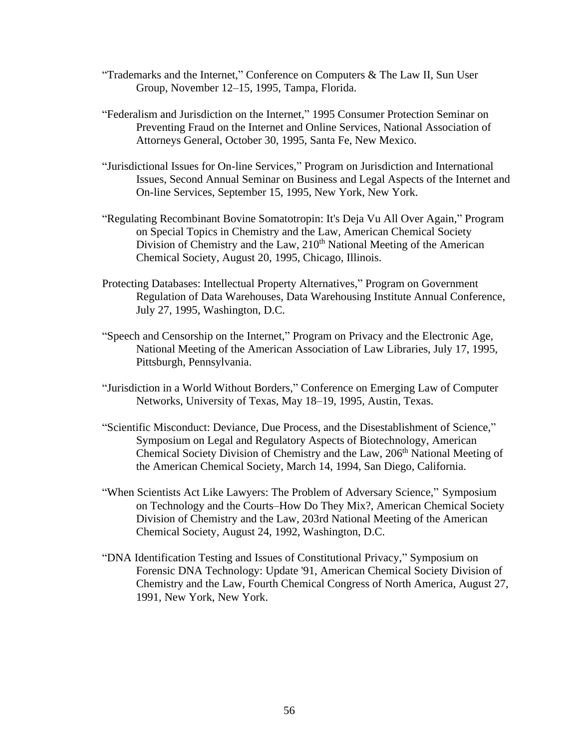"Trademarks and the Internet," Conference on Computers & The Law II, Sun User Group, November 12–15, 1995, Tampa, Florida.

"Federalism and Jurisdiction on the Internet," 1995 Consumer Protection Seminar on Preventing Fraud on the Internet and Online Services, National Association of Attorneys General, October 30, 1995, Santa Fe, New Mexico.

"Jurisdictional Issues for On-line Services," Program on Jurisdiction and International Issues, Second Annual Seminar on Business and Legal Aspects of the Internet and On-line Services, September 15, 1995, New York, New York.

"Regulating Recombinant Bovine Somatotropin: It's Deja Vu All Over Again," Program on Special Topics in Chemistry and the Law, American Chemical Society Division of Chemistry and the Law, 210th National Meeting of the American Chemical Society, August 20, 1995, Chicago, Illinois.

Protecting Databases: Intellectual Property Alternatives," Program on Government Regulation of Data Warehouses, Data Warehousing Institute Annual Conference, July 27, 1995, Washington, D.C.

"Speech and Censorship on the Internet," Program on Privacy and the Electronic Age, National Meeting of the American Association of Law Libraries, July 17, 1995, Pittsburgh, Pennsylvania.

"Jurisdiction in a World Without Borders," Conference on Emerging Law of Computer Networks, University of Texas, May 18–19, 1995, Austin, Texas.

"Scientific Misconduct: Deviance, Due Process, and the Disestablishment of Science," Symposium on Legal and Regulatory Aspects of Biotechnology, American Chemical Society Division of Chemistry and the Law, 206th National Meeting of the American Chemical Society, March 14, 1994, San Diego, California.

"When Scientists Act Like Lawyers: The Problem of Adversary Science," Symposium on Technology and the Courts–How Do They Mix?, American Chemical Society Division of Chemistry and the Law, 203rd National Meeting of the American Chemical Society, August 24, 1992, Washington, D.C.

"DNA Identification Testing and Issues of Constitutional Privacy," Symposium on Forensic DNA Technology: Update '91, American Chemical Society Division of Chemistry and the Law, Fourth Chemical Congress of North America, August 27, 1991, New York, New York.